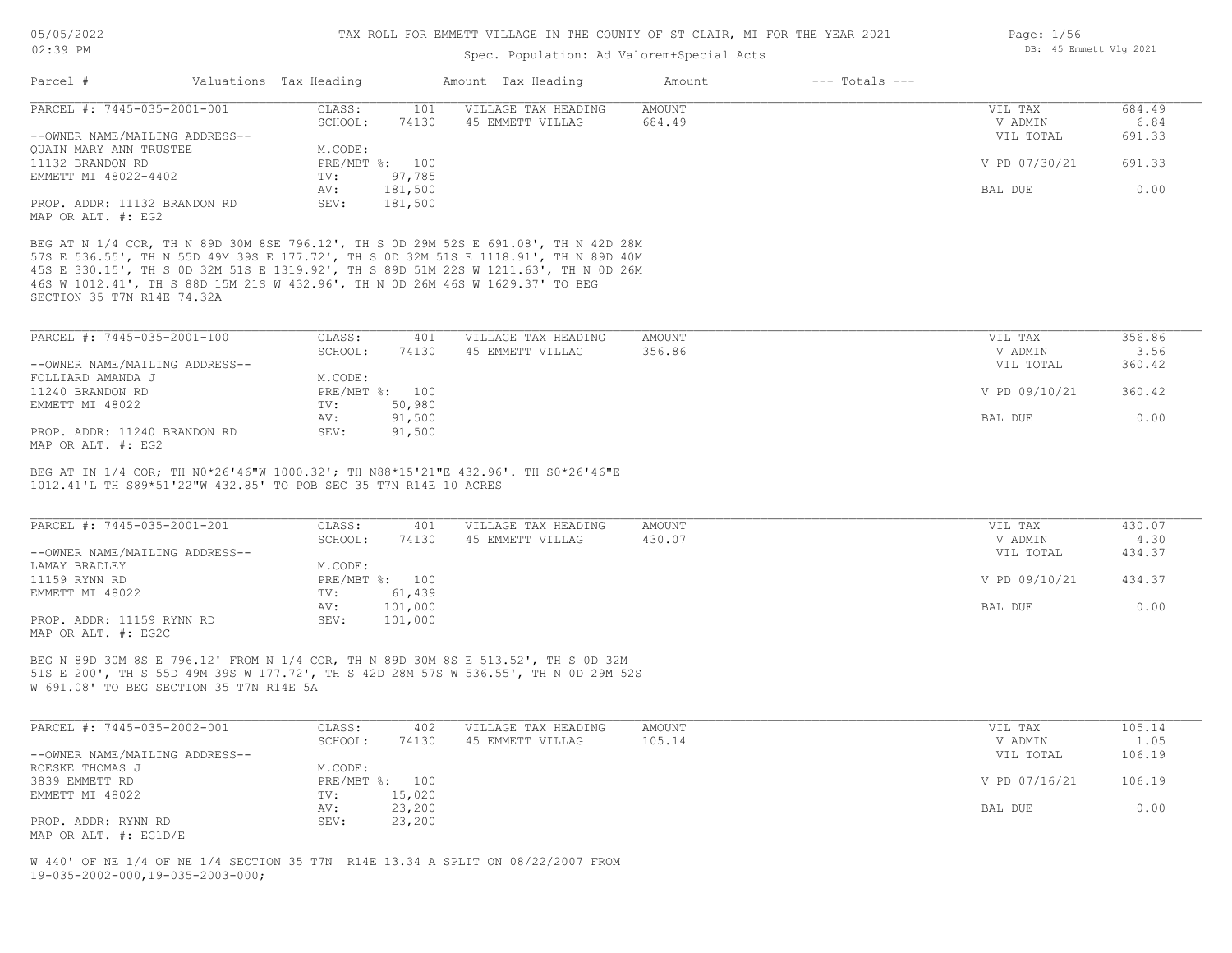# TAX ROLL FOR EMMETT VILLAGE IN THE COUNTY OF ST CLAIR, MI FOR THE YEAR 2021

Spec. Population: Ad Valorem+Special Acts

DB: 45 Emmett Vlg 2021

| Parcel # | Valuations | Tax Heading | Amount | Tax Heading | Amount | --- Totals --- | |
|---|---|---|---|---|---|---|---|
| PARCEL #: 7445-035-2001-001 | CLASS: | 101 | VILLAGE TAX HEADING | AMOUNT | | VIL TAX | 684.49 |
| | SCHOOL: | 74130 | 45 EMMETT VILLAG | 684.49 | | V ADMIN | 6.84 |
| --OWNER NAME/MAILING ADDRESS-- | | | | | | VIL TOTAL | 691.33 |
| QUAIN MARY ANN TRUSTEE | M.CODE: | | | | | | |
| 11132 BRANDON RD | PRE/MBT %: | 100 | | | | V PD 07/30/21 | 691.33 |
| EMMETT MI 48022-4402 | TV: | 97,785 | | | | | |
| | AV: | 181,500 | | | | BAL DUE | 0.00 |
| PROP. ADDR: 11132 BRANDON RD | SEV: | 181,500 | | | | | |
| MAP OR ALT. #: EG2 | | | | | | | |

BEG AT N 1/4 COR, TH N 89D 30M 8SE 796.12', TH S 0D 29M 52S E 691.08', TH N 42D 28M 57S E 536.55', TH N 55D 49M 39S E 177.72', TH S 0D 32M 51S E 1118.91', TH N 89D 40M 45S E 330.15', TH S 0D 32M 51S E 1319.92', TH S 89D 51M 22S W 1211.63', TH N 0D 26M 46S W 1012.41', TH S 88D 15M 21S W 432.96', TH N 0D 26M 46S W 1629.37' TO BEG SECTION 35 T7N R14E 74.32A

| Parcel # | Valuations | Tax Heading | Amount | Tax Heading | Amount | --- Totals --- | |
|---|---|---|---|---|---|---|---|
| PARCEL #: 7445-035-2001-100 | CLASS: | 401 | VILLAGE TAX HEADING | AMOUNT | | VIL TAX | 356.86 |
| | SCHOOL: | 74130 | 45 EMMETT VILLAG | 356.86 | | V ADMIN | 3.56 |
| --OWNER NAME/MAILING ADDRESS-- | | | | | | VIL TOTAL | 360.42 |
| FOLLIARD AMANDA J | M.CODE: | | | | | | |
| 11240 BRANDON RD | PRE/MBT %: | 100 | | | | V PD 09/10/21 | 360.42 |
| EMMETT MI 48022 | TV: | 50,980 | | | | | |
| | AV: | 91,500 | | | | BAL DUE | 0.00 |
| PROP. ADDR: 11240 BRANDON RD | SEV: | 91,500 | | | | | |
| MAP OR ALT. #: EG2 | | | | | | | |

BEG AT IN 1/4 COR; TH N0*26'46"W 1000.32'; TH N88*15'21"E 432.96'. TH S0*26'46"E 1012.41'L TH S89*51'22"W 432.85' TO POB SEC 35 T7N R14E 10 ACRES

| Parcel # | Valuations | Tax Heading | Amount | Tax Heading | Amount | --- Totals --- | |
|---|---|---|---|---|---|---|---|
| PARCEL #: 7445-035-2001-201 | CLASS: | 401 | VILLAGE TAX HEADING | AMOUNT | | VIL TAX | 430.07 |
| | SCHOOL: | 74130 | 45 EMMETT VILLAG | 430.07 | | V ADMIN | 4.30 |
| --OWNER NAME/MAILING ADDRESS-- | | | | | | VIL TOTAL | 434.37 |
| LAMAY BRADLEY | M.CODE: | | | | | | |
| 11159 RYNN RD | PRE/MBT %: | 100 | | | | V PD 09/10/21 | 434.37 |
| EMMETT MI 48022 | TV: | 61,439 | | | | | |
| | AV: | 101,000 | | | | BAL DUE | 0.00 |
| PROP. ADDR: 11159 RYNN RD | SEV: | 101,000 | | | | | |
| MAP OR ALT. #: EG2C | | | | | | | |

BEG N 89D 30M 8S E 796.12' FROM N 1/4 COR, TH N 89D 30M 8S E 513.52', TH S 0D 32M 51S E 200', TH S 55D 49M 39S W 177.72', TH S 42D 28M 57S W 536.55', TH N 0D 29M 52S W 691.08' TO BEG SECTION 35 T7N R14E 5A

| Parcel # | Valuations | Tax Heading | Amount | Tax Heading | Amount | --- Totals --- | |
|---|---|---|---|---|---|---|---|
| PARCEL #: 7445-035-2002-001 | CLASS: | 402 | VILLAGE TAX HEADING | AMOUNT | | VIL TAX | 105.14 |
| | SCHOOL: | 74130 | 45 EMMETT VILLAG | 105.14 | | V ADMIN | 1.05 |
| --OWNER NAME/MAILING ADDRESS-- | | | | | | VIL TOTAL | 106.19 |
| ROESKE THOMAS J | M.CODE: | | | | | | |
| 3839 EMMETT RD | PRE/MBT %: | 100 | | | | V PD 07/16/21 | 106.19 |
| EMMETT MI 48022 | TV: | 15,020 | | | | | |
| | AV: | 23,200 | | | | BAL DUE | 0.00 |
| PROP. ADDR: RYNN RD | SEV: | 23,200 | | | | | |
| MAP OR ALT. #: EG1D/E | | | | | | | |

W 440' OF NE 1/4 OF NE 1/4 SECTION 35 T7N R14E 13.34 A SPLIT ON 08/22/2007 FROM 19-035-2002-000,19-035-2003-000;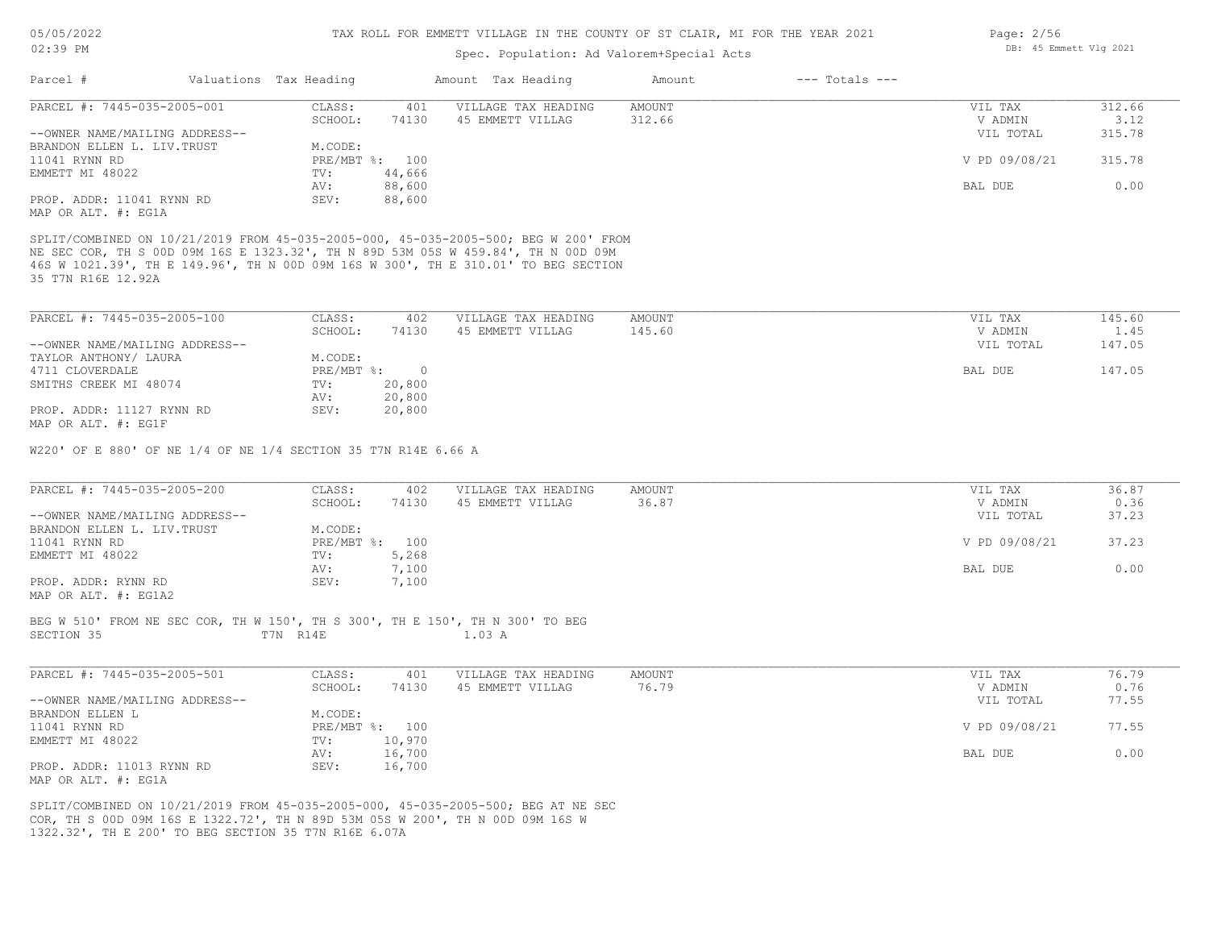# TAX ROLL FOR EMMETT VILLAGE IN THE COUNTY OF ST CLAIR, MI FOR THE YEAR 2021

Spec. Population: Ad Valorem+Special Acts

| Parcel # | Valuations | Tax Heading | Amount | Tax Heading | Amount | --- Totals --- |
|---|---|---|---|---|---|---|

---

**PARCEL #: 7445-035-2005-001**

| | | | | | | |
|---|---|---|---|---|---|---|
| PARCEL #: 7445-035-2005-001 | CLASS: | 401 | VILLAGE TAX HEADING | AMOUNT | VIL TAX | 312.66 |
| | SCHOOL: | 74130 | 45 EMMETT VILLAG | 312.66 | V ADMIN | 3.12 |
| --OWNER NAME/MAILING ADDRESS-- | | | | | VIL TOTAL | 315.78 |
| BRANDON ELLEN L. LIV.TRUST | M.CODE: | | | | | |
| 11041 RYNN RD | PRE/MBT %: | 100 | | | V PD 09/08/21 | 315.78 |
| EMMETT MI 48022 | TV: | 44,666 | | | | |
| | AV: | 88,600 | | | BAL DUE | 0.00 |
| PROP. ADDR: 11041 RYNN RD | SEV: | 88,600 | | | | |
| MAP OR ALT. #: EG1A | | | | | | |

SPLIT/COMBINED ON 10/21/2019 FROM 45-035-2005-000, 45-035-2005-500; BEG W 200' FROM NE SEC COR, TH S 00D 09M 16S E 1323.32', TH N 89D 53M 05S W 459.84', TH N 00D 09M 46S W 1021.39', TH E 149.96', TH N 00D 09M 16S W 300', TH E 310.01' TO BEG SECTION 35 T7N R16E 12.92A

---

**PARCEL #: 7445-035-2005-100**

| | | | | | | |
|---|---|---|---|---|---|---|
| PARCEL #: 7445-035-2005-100 | CLASS: | 402 | VILLAGE TAX HEADING | AMOUNT | VIL TAX | 145.60 |
| | SCHOOL: | 74130 | 45 EMMETT VILLAG | 145.60 | V ADMIN | 1.45 |
| --OWNER NAME/MAILING ADDRESS-- | | | | | VIL TOTAL | 147.05 |
| TAYLOR ANTHONY/ LAURA | M.CODE: | | | | | |
| 4711 CLOVERDALE | PRE/MBT %: | 0 | | | BAL DUE | 147.05 |
| SMITHS CREEK MI 48074 | TV: | 20,800 | | | | |
| | AV: | 20,800 | | | | |
| PROP. ADDR: 11127 RYNN RD | SEV: | 20,800 | | | | |
| MAP OR ALT. #: EG1F | | | | | | |

W220' OF E 880' OF NE 1/4 OF NE 1/4 SECTION 35 T7N R14E 6.66 A

---

**PARCEL #: 7445-035-2005-200**

| | | | | | | |
|---|---|---|---|---|---|---|
| PARCEL #: 7445-035-2005-200 | CLASS: | 402 | VILLAGE TAX HEADING | AMOUNT | VIL TAX | 36.87 |
| | SCHOOL: | 74130 | 45 EMMETT VILLAG | 36.87 | V ADMIN | 0.36 |
| --OWNER NAME/MAILING ADDRESS-- | | | | | VIL TOTAL | 37.23 |
| BRANDON ELLEN L. LIV.TRUST | M.CODE: | | | | | |
| 11041 RYNN RD | PRE/MBT %: | 100 | | | V PD 09/08/21 | 37.23 |
| EMMETT MI 48022 | TV: | 5,268 | | | | |
| | AV: | 7,100 | | | BAL DUE | 0.00 |
| PROP. ADDR: RYNN RD | SEV: | 7,100 | | | | |
| MAP OR ALT. #: EG1A2 | | | | | | |

BEG W 510' FROM NE SEC COR, TH W 150', TH S 300', TH E 150', TH N 300' TO BEG SECTION 35 T7N R14E 1.03 A

---

**PARCEL #: 7445-035-2005-501**

| | | | | | | |
|---|---|---|---|---|---|---|
| PARCEL #: 7445-035-2005-501 | CLASS: | 401 | VILLAGE TAX HEADING | AMOUNT | VIL TAX | 76.79 |
| | SCHOOL: | 74130 | 45 EMMETT VILLAG | 76.79 | V ADMIN | 0.76 |
| --OWNER NAME/MAILING ADDRESS-- | | | | | VIL TOTAL | 77.55 |
| BRANDON ELLEN L | M.CODE: | | | | | |
| 11041 RYNN RD | PRE/MBT %: | 100 | | | V PD 09/08/21 | 77.55 |
| EMMETT MI 48022 | TV: | 10,970 | | | | |
| | AV: | 16,700 | | | BAL DUE | 0.00 |
| PROP. ADDR: 11013 RYNN RD | SEV: | 16,700 | | | | |
| MAP OR ALT. #: EG1A | | | | | | |

SPLIT/COMBINED ON 10/21/2019 FROM 45-035-2005-000, 45-035-2005-500; BEG AT NE SEC COR, TH S 00D 09M 16S E 1322.72', TH N 89D 53M 05S W 200', TH N 00D 09M 16S W 1322.32', TH E 200' TO BEG SECTION 35 T7N R16E 6.07A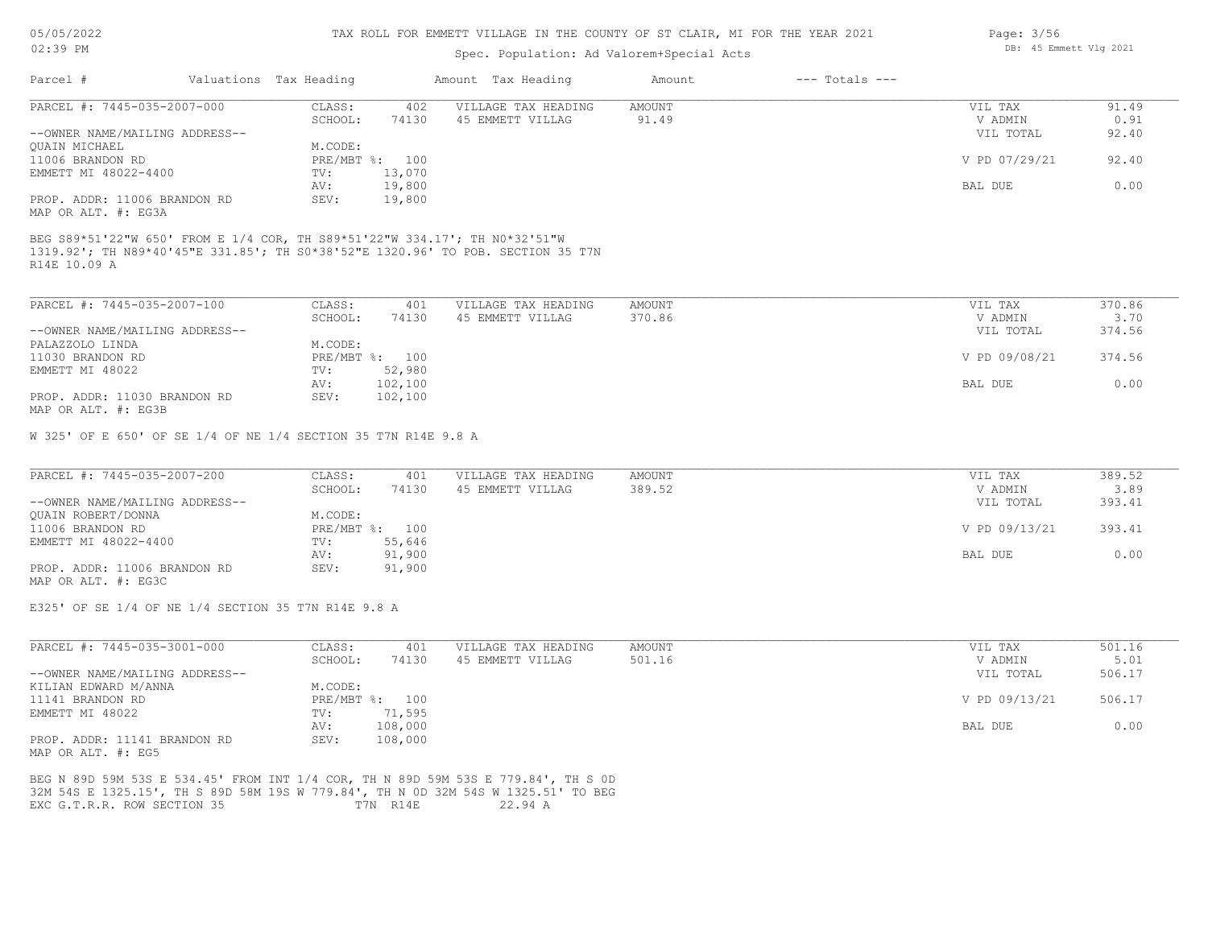# TAX ROLL FOR EMMETT VILLAGE IN THE COUNTY OF ST CLAIR, MI FOR THE YEAR 2021

Spec. Population: Ad Valorem+Special Acts

| Parcel # | Valuations | Tax Heading | Amount | Tax Heading | Amount | --- Totals --- | |
|---|---|---|---|---|---|---|---|

---

**PARCEL #: 7445-035-2007-000**

| | | | | | |
|---|---|---|---|---|---|
| CLASS: | 402 | VILLAGE TAX HEADING | AMOUNT | VIL TAX | 91.49 |
| SCHOOL: | 74130 | 45 EMMETT VILLAG | 91.49 | V ADMIN | 0.91 |
| | | | | VIL TOTAL | 92.40 |
| M.CODE: | | | | | |
| PRE/MBT %: | 100 | | | V PD 07/29/21 | 92.40 |
| TV: | 13,070 | | | | |
| AV: | 19,800 | | | BAL DUE | 0.00 |
| SEV: | 19,800 | | | | |

--OWNER NAME/MAILING ADDRESS--
QUAIN MICHAEL
11006 BRANDON RD
EMMETT MI 48022-4400

PROP. ADDR: 11006 BRANDON RD
MAP OR ALT. #: EG3A

BEG S89*51'22"W 650' FROM E 1/4 COR, TH S89*51'22"W 334.17'; TH N0*32'51"W 1319.92'; TH N89*40'45"E 331.85'; TH S0*38'52"E 1320.96' TO POB. SECTION 35 T7N R14E 10.09 A

---

**PARCEL #: 7445-035-2007-100**

| | | | | | |
|---|---|---|---|---|---|
| CLASS: | 401 | VILLAGE TAX HEADING | AMOUNT | VIL TAX | 370.86 |
| SCHOOL: | 74130 | 45 EMMETT VILLAG | 370.86 | V ADMIN | 3.70 |
| | | | | VIL TOTAL | 374.56 |
| M.CODE: | | | | | |
| PRE/MBT %: | 100 | | | V PD 09/08/21 | 374.56 |
| TV: | 52,980 | | | | |
| AV: | 102,100 | | | BAL DUE | 0.00 |
| SEV: | 102,100 | | | | |

--OWNER NAME/MAILING ADDRESS--
PALAZZOLO LINDA
11030 BRANDON RD
EMMETT MI 48022

PROP. ADDR: 11030 BRANDON RD
MAP OR ALT. #: EG3B

W 325' OF E 650' OF SE 1/4 OF NE 1/4 SECTION 35 T7N R14E 9.8 A

---

**PARCEL #: 7445-035-2007-200**

| | | | | | |
|---|---|---|---|---|---|
| CLASS: | 401 | VILLAGE TAX HEADING | AMOUNT | VIL TAX | 389.52 |
| SCHOOL: | 74130 | 45 EMMETT VILLAG | 389.52 | V ADMIN | 3.89 |
| | | | | VIL TOTAL | 393.41 |
| M.CODE: | | | | | |
| PRE/MBT %: | 100 | | | V PD 09/13/21 | 393.41 |
| TV: | 55,646 | | | | |
| AV: | 91,900 | | | BAL DUE | 0.00 |
| SEV: | 91,900 | | | | |

--OWNER NAME/MAILING ADDRESS--
QUAIN ROBERT/DONNA
11006 BRANDON RD
EMMETT MI 48022-4400

PROP. ADDR: 11006 BRANDON RD
MAP OR ALT. #: EG3C

E325' OF SE 1/4 OF NE 1/4 SECTION 35 T7N R14E 9.8 A

---

**PARCEL #: 7445-035-3001-000**

| | | | | | |
|---|---|---|---|---|---|
| CLASS: | 401 | VILLAGE TAX HEADING | AMOUNT | VIL TAX | 501.16 |
| SCHOOL: | 74130 | 45 EMMETT VILLAG | 501.16 | V ADMIN | 5.01 |
| | | | | VIL TOTAL | 506.17 |
| M.CODE: | | | | | |
| PRE/MBT %: | 100 | | | V PD 09/13/21 | 506.17 |
| TV: | 71,595 | | | | |
| AV: | 108,000 | | | BAL DUE | 0.00 |
| SEV: | 108,000 | | | | |

--OWNER NAME/MAILING ADDRESS--
KILIAN EDWARD M/ANNA
11141 BRANDON RD
EMMETT MI 48022

PROP. ADDR: 11141 BRANDON RD
MAP OR ALT. #: EG5

BEG N 89D 59M 53S E 534.45' FROM INT 1/4 COR, TH N 89D 59M 53S E 779.84', TH S 0D 32M 54S E 1325.15', TH S 89D 58M 19S W 779.84', TH N 0D 32M 54S W 1325.51' TO BEG EXC G.T.R.R. ROW SECTION 35 T7N R14E 22.94 A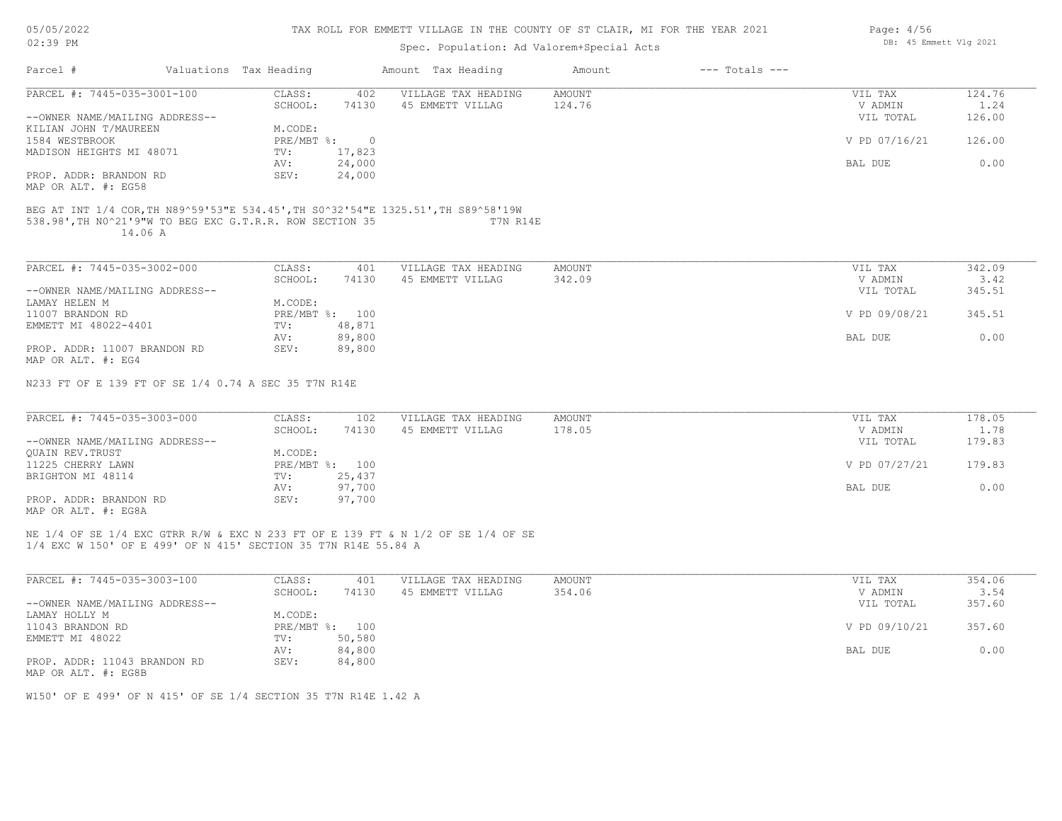| Parcel # | Valuations | Tax Heading | Amount | Tax Heading | Amount | --- Totals --- | |
|---|---|---|---|---|---|---|---|

**PARCEL #: 7445-035-3001-100**

| | | | | | |
|---|---|---|---|---|---|
| CLASS: | 402 | VILLAGE TAX HEADING | AMOUNT | VIL TAX | 124.76 |
| SCHOOL: | 74130 | 45 EMMETT VILLAG | 124.76 | V ADMIN | 1.24 |
| | | | | VIL TOTAL | 126.00 |
| M.CODE: | | | | | |
| PRE/MBT %: | 0 | | | V PD 07/16/21 | 126.00 |
| TV: | 17,823 | | | | |
| AV: | 24,000 | | | BAL DUE | 0.00 |
| SEV: | 24,000 | | | | |

--OWNER NAME/MAILING ADDRESS--
KILIAN JOHN T/MAUREEN
1584 WESTBROOK
MADISON HEIGHTS MI 48071

PROP. ADDR: BRANDON RD
MAP OR ALT. #: EG58

BEG AT INT 1/4 COR,TH N89^59'53"E 534.45',TH S0^32'54"E 1325.51',TH S89^58'19W 538.98',TH N0^21'9"W TO BEG EXC G.T.R.R. ROW SECTION 35 T7N R14E 14.06 A

**PARCEL #: 7445-035-3002-000**

| | | | | | |
|---|---|---|---|---|---|
| CLASS: | 401 | VILLAGE TAX HEADING | AMOUNT | VIL TAX | 342.09 |
| SCHOOL: | 74130 | 45 EMMETT VILLAG | 342.09 | V ADMIN | 3.42 |
| | | | | VIL TOTAL | 345.51 |
| M.CODE: | | | | | |
| PRE/MBT %: | 100 | | | V PD 09/08/21 | 345.51 |
| TV: | 48,871 | | | | |
| AV: | 89,800 | | | BAL DUE | 0.00 |
| SEV: | 89,800 | | | | |

--OWNER NAME/MAILING ADDRESS--
LAMAY HELEN M
11007 BRANDON RD
EMMETT MI 48022-4401

PROP. ADDR: 11007 BRANDON RD
MAP OR ALT. #: EG4

N233 FT OF E 139 FT OF SE 1/4 0.74 A SEC 35 T7N R14E

**PARCEL #: 7445-035-3003-000**

| | | | | | |
|---|---|---|---|---|---|
| CLASS: | 102 | VILLAGE TAX HEADING | AMOUNT | VIL TAX | 178.05 |
| SCHOOL: | 74130 | 45 EMMETT VILLAG | 178.05 | V ADMIN | 1.78 |
| | | | | VIL TOTAL | 179.83 |
| M.CODE: | | | | | |
| PRE/MBT %: | 100 | | | V PD 07/27/21 | 179.83 |
| TV: | 25,437 | | | | |
| AV: | 97,700 | | | BAL DUE | 0.00 |
| SEV: | 97,700 | | | | |

--OWNER NAME/MAILING ADDRESS--
QUAIN REV.TRUST
11225 CHERRY LAWN
BRIGHTON MI 48114

PROP. ADDR: BRANDON RD
MAP OR ALT. #: EG8A

NE 1/4 OF SE 1/4 EXC GTRR R/W & EXC N 233 FT OF E 139 FT & N 1/2 OF SE 1/4 OF SE 1/4 EXC W 150' OF E 499' OF N 415' SECTION 35 T7N R14E 55.84 A

**PARCEL #: 7445-035-3003-100**

| | | | | | |
|---|---|---|---|---|---|
| CLASS: | 401 | VILLAGE TAX HEADING | AMOUNT | VIL TAX | 354.06 |
| SCHOOL: | 74130 | 45 EMMETT VILLAG | 354.06 | V ADMIN | 3.54 |
| | | | | VIL TOTAL | 357.60 |
| M.CODE: | | | | | |
| PRE/MBT %: | 100 | | | V PD 09/10/21 | 357.60 |
| TV: | 50,580 | | | | |
| AV: | 84,800 | | | BAL DUE | 0.00 |
| SEV: | 84,800 | | | | |

--OWNER NAME/MAILING ADDRESS--
LAMAY HOLLY M
11043 BRANDON RD
EMMETT MI 48022

PROP. ADDR: 11043 BRANDON RD
MAP OR ALT. #: EG8B

W150' OF E 499' OF N 415' OF SE 1/4 SECTION 35 T7N R14E 1.42 A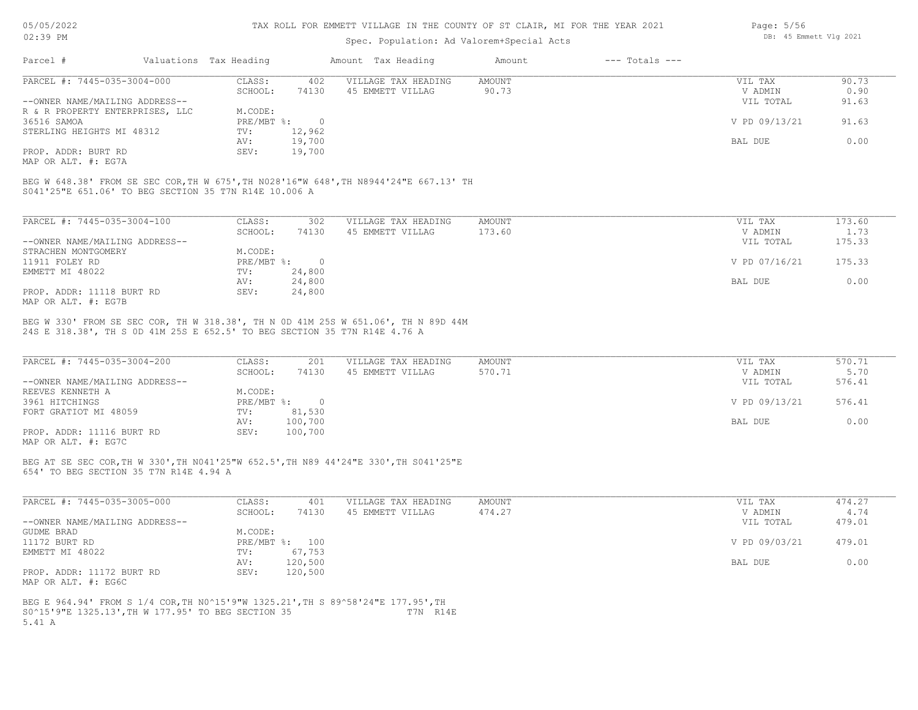# TAX ROLL FOR EMMETT VILLAGE IN THE COUNTY OF ST CLAIR, MI FOR THE YEAR 2021

Spec. Population: Ad Valorem+Special Acts

| Parcel # | Valuations | Tax Heading | Amount | Tax Heading | Amount | --- Totals --- | |
|---|---|---|---|---|---|---|---|
| PARCEL #: 7445-035-3004-000 | CLASS: | 402 | VILLAGE TAX HEADING | AMOUNT | | VIL TAX | 90.73 |
| | SCHOOL: | 74130 | 45 EMMETT VILLAG | 90.73 | | V ADMIN | 0.90 |
| --OWNER NAME/MAILING ADDRESS-- | | | | | | VIL TOTAL | 91.63 |
| R & R PROPERTY ENTERPRISES, LLC | M.CODE: | | | | | | |
| 36516 SAMOA | PRE/MBT %: | 0 | | | | V PD 09/13/21 | 91.63 |
| STERLING HEIGHTS MI 48312 | TV: | 12,962 | | | | | |
| | AV: | 19,700 | | | | BAL DUE | 0.00 |
| PROP. ADDR: BURT RD | SEV: | 19,700 | | | | | |
| MAP OR ALT. #: EG7A | | | | | | | |

BEG W 648.38' FROM SE SEC COR,TH W 675',TH N028'16"W 648',TH N8944'24"E 667.13' TH S041'25"E 651.06' TO BEG SECTION 35 T7N R14E 10.006 A

| Parcel # | Valuations | Tax Heading | Amount | Tax Heading | Amount | --- Totals --- | |
|---|---|---|---|---|---|---|---|
| PARCEL #: 7445-035-3004-100 | CLASS: | 302 | VILLAGE TAX HEADING | AMOUNT | | VIL TAX | 173.60 |
| | SCHOOL: | 74130 | 45 EMMETT VILLAG | 173.60 | | V ADMIN | 1.73 |
| --OWNER NAME/MAILING ADDRESS-- | | | | | | VIL TOTAL | 175.33 |
| STRACHEN MONTGOMERY | M.CODE: | | | | | | |
| 11911 FOLEY RD | PRE/MBT %: | 0 | | | | V PD 07/16/21 | 175.33 |
| EMMETT MI 48022 | TV: | 24,800 | | | | | |
| | AV: | 24,800 | | | | BAL DUE | 0.00 |
| PROP. ADDR: 11118 BURT RD | SEV: | 24,800 | | | | | |
| MAP OR ALT. #: EG7B | | | | | | | |

BEG W 330' FROM SE SEC COR, TH W 318.38', TH N 0D 41M 25S W 651.06', TH N 89D 44M 24S E 318.38', TH S 0D 41M 25S E 652.5' TO BEG SECTION 35 T7N R14E 4.76 A

| Parcel # | Valuations | Tax Heading | Amount | Tax Heading | Amount | --- Totals --- | |
|---|---|---|---|---|---|---|---|
| PARCEL #: 7445-035-3004-200 | CLASS: | 201 | VILLAGE TAX HEADING | AMOUNT | | VIL TAX | 570.71 |
| | SCHOOL: | 74130 | 45 EMMETT VILLAG | 570.71 | | V ADMIN | 5.70 |
| --OWNER NAME/MAILING ADDRESS-- | | | | | | VIL TOTAL | 576.41 |
| REEVES KENNETH A | M.CODE: | | | | | | |
| 3961 HITCHINGS | PRE/MBT %: | 0 | | | | V PD 09/13/21 | 576.41 |
| FORT GRATIOT MI 48059 | TV: | 81,530 | | | | | |
| | AV: | 100,700 | | | | BAL DUE | 0.00 |
| PROP. ADDR: 11116 BURT RD | SEV: | 100,700 | | | | | |
| MAP OR ALT. #: EG7C | | | | | | | |

BEG AT SE SEC COR,TH W 330',TH N041'25"W 652.5',TH N89 44'24"E 330',TH S041'25"E 654' TO BEG SECTION 35 T7N R14E 4.94 A

| Parcel # | Valuations | Tax Heading | Amount | Tax Heading | Amount | --- Totals --- | |
|---|---|---|---|---|---|---|---|
| PARCEL #: 7445-035-3005-000 | CLASS: | 401 | VILLAGE TAX HEADING | AMOUNT | | VIL TAX | 474.27 |
| | SCHOOL: | 74130 | 45 EMMETT VILLAG | 474.27 | | V ADMIN | 4.74 |
| --OWNER NAME/MAILING ADDRESS-- | | | | | | VIL TOTAL | 479.01 |
| GUDME BRAD | M.CODE: | | | | | | |
| 11172 BURT RD | PRE/MBT %: | 100 | | | | V PD 09/03/21 | 479.01 |
| EMMETT MI 48022 | TV: | 67,753 | | | | | |
| | AV: | 120,500 | | | | BAL DUE | 0.00 |
| PROP. ADDR: 11172 BURT RD | SEV: | 120,500 | | | | | |
| MAP OR ALT. #: EG6C | | | | | | | |

BEG E 964.94' FROM S 1/4 COR,TH N0^15'9"W 1325.21',TH S 89^58'24"E 177.95',TH S0^15'9"E 1325.13',TH W 177.95' TO BEG SECTION 35 T7N R14E 5.41 A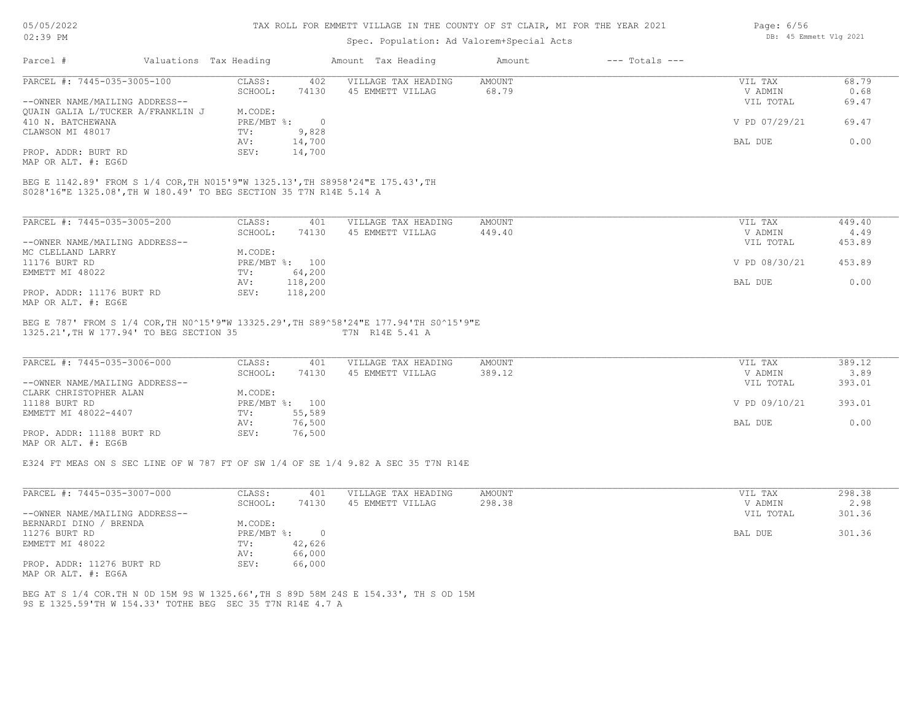# TAX ROLL FOR EMMETT VILLAGE IN THE COUNTY OF ST CLAIR, MI FOR THE YEAR 2021

Spec. Population: Ad Valorem+Special Acts

05/05/2022 02:39 PM — DB: 45 Emmett Vlg 2021

| Parcel # | Valuations | Tax Heading | Amount | Tax Heading | Amount | --- Totals --- |
|---|---|---|---|---|---|---|

---

**PARCEL #: 7445-035-3005-100**

| | | | | | |
|---|---|---|---|---|---|
| CLASS: | 402 | VILLAGE TAX HEADING | AMOUNT | VIL TAX | 68.79 |
| SCHOOL: | 74130 | 45 EMMETT VILLAG | 68.79 | V ADMIN | 0.68 |
| | | | | VIL TOTAL | 69.47 |
| M.CODE: | | | | | |
| PRE/MBT %: | 0 | | | V PD 07/29/21 | 69.47 |
| TV: | 9,828 | | | | |
| AV: | 14,700 | | | BAL DUE | 0.00 |
| SEV: | 14,700 | | | | |

--OWNER NAME/MAILING ADDRESS--
QUAIN GALIA L/TUCKER A/FRANKLIN J
410 N. BATCHEWANA
CLAWSON MI 48017

PROP. ADDR: BURT RD
MAP OR ALT. #: EG6D

BEG E 1142.89' FROM S 1/4 COR,TH N015'9"W 1325.13',TH S8958'24"E 175.43',TH S028'16"E 1325.08',TH W 180.49' TO BEG SECTION 35 T7N R14E 5.14 A

---

**PARCEL #: 7445-035-3005-200**

| | | | | | |
|---|---|---|---|---|---|
| CLASS: | 401 | VILLAGE TAX HEADING | AMOUNT | VIL TAX | 449.40 |
| SCHOOL: | 74130 | 45 EMMETT VILLAG | 449.40 | V ADMIN | 4.49 |
| | | | | VIL TOTAL | 453.89 |
| M.CODE: | | | | | |
| PRE/MBT %: | 100 | | | V PD 08/30/21 | 453.89 |
| TV: | 64,200 | | | | |
| AV: | 118,200 | | | BAL DUE | 0.00 |
| SEV: | 118,200 | | | | |

--OWNER NAME/MAILING ADDRESS--
MC CLELLAND LARRY
11176 BURT RD
EMMETT MI 48022

PROP. ADDR: 11176 BURT RD
MAP OR ALT. #: EG6E

BEG E 787' FROM S 1/4 COR,TH N0^15'9"W 13325.29',TH S89^58'24"E 177.94'TH S0^15'9"E 1325.21',TH W 177.94' TO BEG SECTION 35 T7N R14E 5.41 A

---

**PARCEL #: 7445-035-3006-000**

| | | | | | |
|---|---|---|---|---|---|
| CLASS: | 401 | VILLAGE TAX HEADING | AMOUNT | VIL TAX | 389.12 |
| SCHOOL: | 74130 | 45 EMMETT VILLAG | 389.12 | V ADMIN | 3.89 |
| | | | | VIL TOTAL | 393.01 |
| M.CODE: | | | | | |
| PRE/MBT %: | 100 | | | V PD 09/10/21 | 393.01 |
| TV: | 55,589 | | | | |
| AV: | 76,500 | | | BAL DUE | 0.00 |
| SEV: | 76,500 | | | | |

--OWNER NAME/MAILING ADDRESS--
CLARK CHRISTOPHER ALAN
11188 BURT RD
EMMETT MI 48022-4407

PROP. ADDR: 11188 BURT RD
MAP OR ALT. #: EG6B

E324 FT MEAS ON S SEC LINE OF W 787 FT OF SW 1/4 OF SE 1/4 9.82 A SEC 35 T7N R14E

---

**PARCEL #: 7445-035-3007-000**

| | | | | | |
|---|---|---|---|---|---|
| CLASS: | 401 | VILLAGE TAX HEADING | AMOUNT | VIL TAX | 298.38 |
| SCHOOL: | 74130 | 45 EMMETT VILLAG | 298.38 | V ADMIN | 2.98 |
| | | | | VIL TOTAL | 301.36 |
| M.CODE: | | | | | |
| PRE/MBT %: | 0 | | | BAL DUE | 301.36 |
| TV: | 42,626 | | | | |
| AV: | 66,000 | | | | |
| SEV: | 66,000 | | | | |

--OWNER NAME/MAILING ADDRESS--
BERNARDI DINO / BRENDA
11276 BURT RD
EMMETT MI 48022

PROP. ADDR: 11276 BURT RD
MAP OR ALT. #: EG6A

BEG AT S 1/4 COR.TH N 0D 15M 9S W 1325.66',TH S 89D 58M 24S E 154.33', TH S OD 15M 9S E 1325.59'TH W 154.33' TOTHE BEG SEC 35 T7N R14E 4.7 A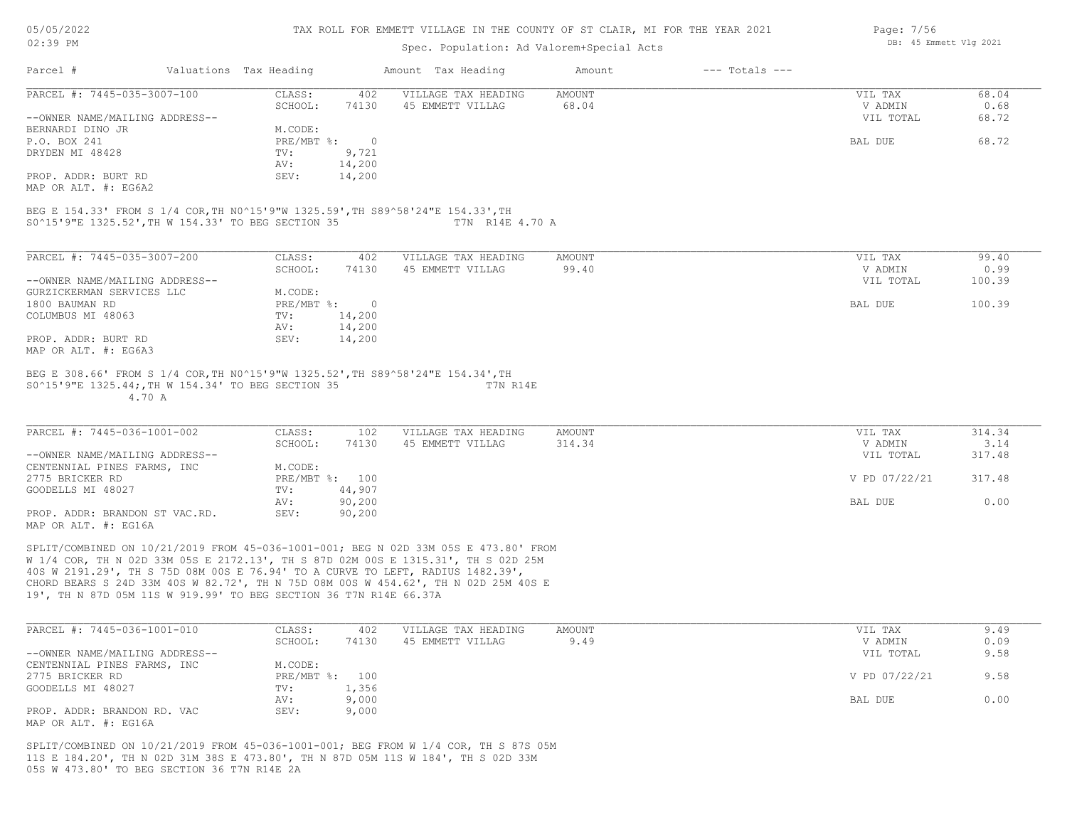# TAX ROLL FOR EMMETT VILLAGE IN THE COUNTY OF ST CLAIR, MI FOR THE YEAR 2021

Spec. Population: Ad Valorem+Special Acts

| Parcel # | Valuations | Tax Heading | Amount | Tax Heading | Amount | --- Totals --- | |
|---|---|---|---|---|---|---|---|

---

**PARCEL #: 7445-035-3007-100**

| | | | | | |
|---|---|---|---|---|---|
| CLASS: | 402 | VILLAGE TAX HEADING | AMOUNT | VIL TAX | 68.04 |
| SCHOOL: | 74130 | 45 EMMETT VILLAG | 68.04 | V ADMIN | 0.68 |
| | | | | VIL TOTAL | 68.72 |
| M.CODE: | | | | | |
| PRE/MBT %: | 0 | | | BAL DUE | 68.72 |
| TV: | 9,721 | | | | |
| AV: | 14,200 | | | | |
| SEV: | 14,200 | | | | |

--OWNER NAME/MAILING ADDRESS--
BERNARDI DINO JR
P.O. BOX 241
DRYDEN MI 48428

PROP. ADDR: BURT RD
MAP OR ALT. #: EG6A2

BEG E 154.33' FROM S 1/4 COR,TH N0^15'9"W 1325.59',TH S89^58'24"E 154.33',TH S0^15'9"E 1325.52',TH W 154.33' TO BEG SECTION 35 T7N R14E 4.70 A

---

**PARCEL #: 7445-035-3007-200**

| | | | | | |
|---|---|---|---|---|---|
| CLASS: | 402 | VILLAGE TAX HEADING | AMOUNT | VIL TAX | 99.40 |
| SCHOOL: | 74130 | 45 EMMETT VILLAG | 99.40 | V ADMIN | 0.99 |
| | | | | VIL TOTAL | 100.39 |
| M.CODE: | | | | | |
| PRE/MBT %: | 0 | | | BAL DUE | 100.39 |
| TV: | 14,200 | | | | |
| AV: | 14,200 | | | | |
| SEV: | 14,200 | | | | |

--OWNER NAME/MAILING ADDRESS--
GURZICKERMAN SERVICES LLC
1800 BAUMAN RD
COLUMBUS MI 48063

PROP. ADDR: BURT RD
MAP OR ALT. #: EG6A3

BEG E 308.66' FROM S 1/4 COR,TH N0^15'9"W 1325.52',TH S89^58'24"E 154.34',TH S0^15'9"E 1325.44;,TH W 154.34' TO BEG SECTION 35 T7N R14E 4.70 A

---

**PARCEL #: 7445-036-1001-002**

| | | | | | |
|---|---|---|---|---|---|
| CLASS: | 102 | VILLAGE TAX HEADING | AMOUNT | VIL TAX | 314.34 |
| SCHOOL: | 74130 | 45 EMMETT VILLAG | 314.34 | V ADMIN | 3.14 |
| | | | | VIL TOTAL | 317.48 |
| M.CODE: | | | | | |
| PRE/MBT %: | 100 | | | V PD 07/22/21 | 317.48 |
| TV: | 44,907 | | | | |
| AV: | 90,200 | | | BAL DUE | 0.00 |
| SEV: | 90,200 | | | | |

--OWNER NAME/MAILING ADDRESS--
CENTENNIAL PINES FARMS, INC
2775 BRICKER RD
GOODELLS MI 48027

PROP. ADDR: BRANDON ST VAC.RD.
MAP OR ALT. #: EG16A

SPLIT/COMBINED ON 10/21/2019 FROM 45-036-1001-001; BEG N 02D 33M 05S E 473.80' FROM W 1/4 COR, TH N 02D 33M 05S E 2172.13', TH S 87D 02M 00S E 1315.31', TH S 02D 25M 40S W 2191.29', TH S 75D 08M 00S E 76.94' TO A CURVE TO LEFT, RADIUS 1482.39', CHORD BEARS S 24D 33M 40S W 82.72', TH N 75D 08M 00S W 454.62', TH N 02D 25M 40S E 19', TH N 87D 05M 11S W 919.99' TO BEG SECTION 36 T7N R14E 66.37A

---

**PARCEL #: 7445-036-1001-010**

| | | | | | |
|---|---|---|---|---|---|
| CLASS: | 402 | VILLAGE TAX HEADING | AMOUNT | VIL TAX | 9.49 |
| SCHOOL: | 74130 | 45 EMMETT VILLAG | 9.49 | V ADMIN | 0.09 |
| | | | | VIL TOTAL | 9.58 |
| M.CODE: | | | | | |
| PRE/MBT %: | 100 | | | V PD 07/22/21 | 9.58 |
| TV: | 1,356 | | | | |
| AV: | 9,000 | | | BAL DUE | 0.00 |
| SEV: | 9,000 | | | | |

--OWNER NAME/MAILING ADDRESS--
CENTENNIAL PINES FARMS, INC
2775 BRICKER RD
GOODELLS MI 48027

PROP. ADDR: BRANDON RD. VAC
MAP OR ALT. #: EG16A

SPLIT/COMBINED ON 10/21/2019 FROM 45-036-1001-001; BEG FROM W 1/4 COR, TH S 87S 05M 11S E 184.20', TH N 02D 31M 38S E 473.80', TH N 87D 05M 11S W 184', TH S 02D 33M 05S W 473.80' TO BEG SECTION 36 T7N R14E 2A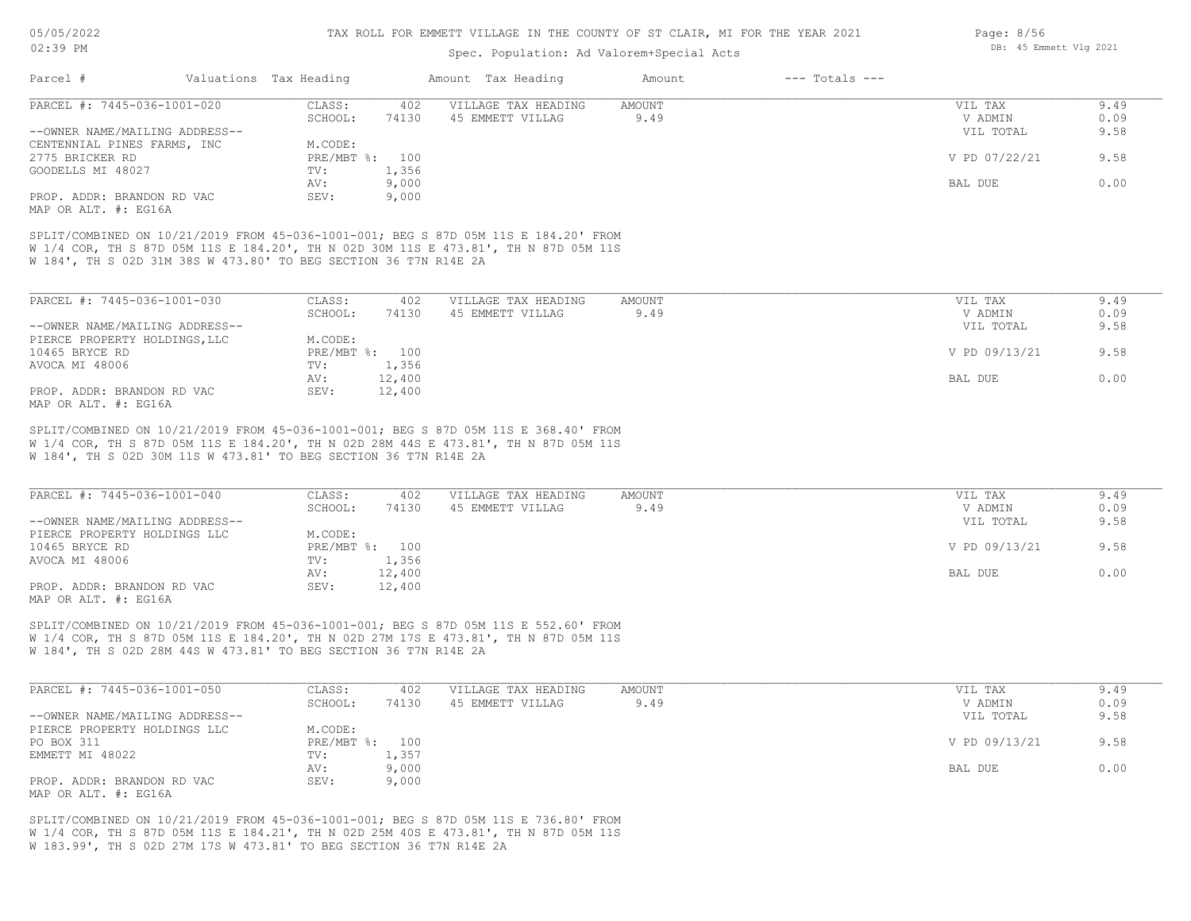# TAX ROLL FOR EMMETT VILLAGE IN THE COUNTY OF ST CLAIR, MI FOR THE YEAR 2021

Spec. Population: Ad Valorem+Special Acts

| Parcel # | Valuations Tax Heading | | Amount Tax Heading | Amount | --- Totals --- | |
|---|---|---|---|---|---|---|

---

**PARCEL #: 7445-036-1001-020**

| | | | | | |
|---|---|---|---|---|---|
| CLASS: | 402 | VILLAGE TAX HEADING | AMOUNT | VIL TAX | 9.49 |
| SCHOOL: | 74130 | 45 EMMETT VILLAG | 9.49 | V ADMIN | 0.09 |
| | | | | VIL TOTAL | 9.58 |
| M.CODE: | | | | | |
| PRE/MBT %: | 100 | | | V PD 07/22/21 | 9.58 |
| TV: | 1,356 | | | | |
| AV: | 9,000 | | | BAL DUE | 0.00 |
| SEV: | 9,000 | | | | |

--OWNER NAME/MAILING ADDRESS--
CENTENNIAL PINES FARMS, INC
2775 BRICKER RD
GOODELLS MI 48027

PROP. ADDR: BRANDON RD VAC
MAP OR ALT. #: EG16A

SPLIT/COMBINED ON 10/21/2019 FROM 45-036-1001-001; BEG S 87D 05M 11S E 184.20' FROM W 1/4 COR, TH S 87D 05M 11S E 184.20', TH N 02D 30M 11S E 473.81', TH N 87D 05M 11S W 184', TH S 02D 31M 38S W 473.80' TO BEG SECTION 36 T7N R14E 2A

---

**PARCEL #: 7445-036-1001-030**

| | | | | | |
|---|---|---|---|---|---|
| CLASS: | 402 | VILLAGE TAX HEADING | AMOUNT | VIL TAX | 9.49 |
| SCHOOL: | 74130 | 45 EMMETT VILLAG | 9.49 | V ADMIN | 0.09 |
| | | | | VIL TOTAL | 9.58 |
| M.CODE: | | | | | |
| PRE/MBT %: | 100 | | | V PD 09/13/21 | 9.58 |
| TV: | 1,356 | | | | |
| AV: | 12,400 | | | BAL DUE | 0.00 |
| SEV: | 12,400 | | | | |

--OWNER NAME/MAILING ADDRESS--
PIERCE PROPERTY HOLDINGS,LLC
10465 BRYCE RD
AVOCA MI 48006

PROP. ADDR: BRANDON RD VAC
MAP OR ALT. #: EG16A

SPLIT/COMBINED ON 10/21/2019 FROM 45-036-1001-001; BEG S 87D 05M 11S E 368.40' FROM W 1/4 COR, TH S 87D 05M 11S E 184.20', TH N 02D 28M 44S E 473.81', TH N 87D 05M 11S W 184', TH S 02D 30M 11S W 473.81' TO BEG SECTION 36 T7N R14E 2A

---

**PARCEL #: 7445-036-1001-040**

| | | | | | |
|---|---|---|---|---|---|
| CLASS: | 402 | VILLAGE TAX HEADING | AMOUNT | VIL TAX | 9.49 |
| SCHOOL: | 74130 | 45 EMMETT VILLAG | 9.49 | V ADMIN | 0.09 |
| | | | | VIL TOTAL | 9.58 |
| M.CODE: | | | | | |
| PRE/MBT %: | 100 | | | V PD 09/13/21 | 9.58 |
| TV: | 1,356 | | | | |
| AV: | 12,400 | | | BAL DUE | 0.00 |
| SEV: | 12,400 | | | | |

--OWNER NAME/MAILING ADDRESS--
PIERCE PROPERTY HOLDINGS LLC
10465 BRYCE RD
AVOCA MI 48006

PROP. ADDR: BRANDON RD VAC
MAP OR ALT. #: EG16A

SPLIT/COMBINED ON 10/21/2019 FROM 45-036-1001-001; BEG S 87D 05M 11S E 552.60' FROM W 1/4 COR, TH S 87D 05M 11S E 184.20', TH N 02D 27M 17S E 473.81', TH N 87D 05M 11S W 184', TH S 02D 28M 44S W 473.81' TO BEG SECTION 36 T7N R14E 2A

---

**PARCEL #: 7445-036-1001-050**

| | | | | | |
|---|---|---|---|---|---|
| CLASS: | 402 | VILLAGE TAX HEADING | AMOUNT | VIL TAX | 9.49 |
| SCHOOL: | 74130 | 45 EMMETT VILLAG | 9.49 | V ADMIN | 0.09 |
| | | | | VIL TOTAL | 9.58 |
| M.CODE: | | | | | |
| PRE/MBT %: | 100 | | | V PD 09/13/21 | 9.58 |
| TV: | 1,357 | | | | |
| AV: | 9,000 | | | BAL DUE | 0.00 |
| SEV: | 9,000 | | | | |

--OWNER NAME/MAILING ADDRESS--
PIERCE PROPERTY HOLDINGS LLC
PO BOX 311
EMMETT MI 48022

PROP. ADDR: BRANDON RD VAC
MAP OR ALT. #: EG16A

SPLIT/COMBINED ON 10/21/2019 FROM 45-036-1001-001; BEG S 87D 05M 11S E 736.80' FROM W 1/4 COR, TH S 87D 05M 11S E 184.21', TH N 02D 25M 40S E 473.81', TH N 87D 05M 11S W 183.99', TH S 02D 27M 17S W 473.81' TO BEG SECTION 36 T7N R14E 2A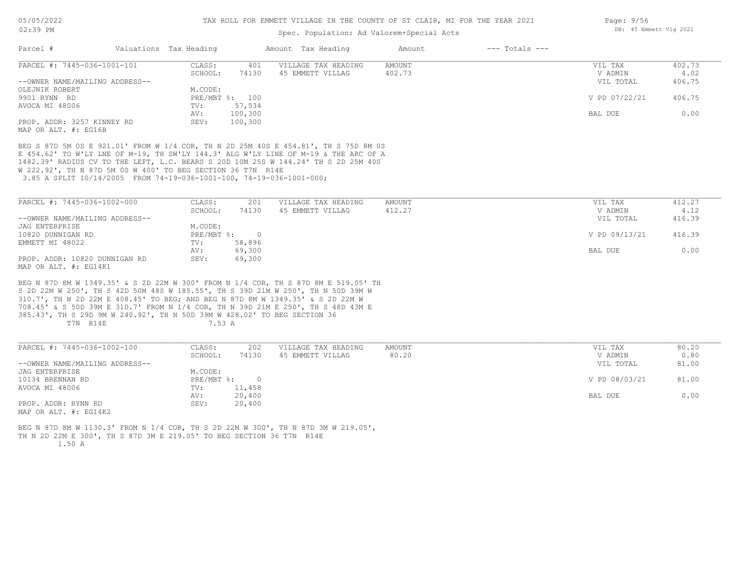TAX ROLL FOR EMMETT VILLAGE IN THE COUNTY OF ST CLAIR, MI FOR THE YEAR 2021

Spec. Population: Ad Valorem+Special Acts

| Parcel # | Valuations | Tax Heading | Amount | Tax Heading | Amount | --- Totals --- | |
|---|---|---|---|---|---|---|---|
| PARCEL #: 7445-036-1001-101 | CLASS: | 401 | VILLAGE TAX HEADING | AMOUNT | | VIL TAX | 402.73 |
| | SCHOOL: | 74130 | 45 EMMETT VILLAG | 402.73 | | V ADMIN | 4.02 |
| --OWNER NAME/MAILING ADDRESS-- | | | | | | VIL TOTAL | 406.75 |
| OLEJNIK ROBERT | M.CODE: | | | | | | |
| 9901 RYNN RD | PRE/MBT %: | 100 | | | | V PD 07/22/21 | 406.75 |
| AVOCA MI 48006 | TV: | 57,534 | | | | | |
| | AV: | 100,300 | | | | BAL DUE | 0.00 |
| PROP. ADDR: 3257 KINNEY RD | SEV: | 100,300 | | | | | |
| MAP OR ALT. #: EG16B | | | | | | | |

BEG S 87D 5M 0S E 921.01' FROM W 1/4 COR, TH N 2D 25M 40S E 454.81', TH S 75D 8M 0S E 454.62' TO W'LY LNE OF M-19, TH SW'LY 144.3' ALG W'LY LINE OF M-19 & THE ARC OF A 1482.39' RADIUS CV TO THE LEFT, L.C. BEARS S 20D 10M 25S W 144.24' TH S 2D 25M 40S W 222.92', TH N 87D 5M 0S W 400' TO BEG SECTION 36 T7N R14E
3.85 A SPLIT 10/14/2005 FROM 74-19-036-1001-100, 74-19-036-1001-000;

| Parcel # | Valuations | Tax Heading | Amount | Tax Heading | Amount | --- Totals --- | |
|---|---|---|---|---|---|---|---|
| PARCEL #: 7445-036-1002-000 | CLASS: | 201 | VILLAGE TAX HEADING | AMOUNT | | VIL TAX | 412.27 |
| | SCHOOL: | 74130 | 45 EMMETT VILLAG | 412.27 | | V ADMIN | 4.12 |
| --OWNER NAME/MAILING ADDRESS-- | | | | | | VIL TOTAL | 416.39 |
| JAG ENTERPRISE | M.CODE: | | | | | | |
| 10820 DUNNIGAN RD | PRE/MBT %: | 0 | | | | V PD 09/13/21 | 416.39 |
| EMMETT MI 48022 | TV: | 58,896 | | | | | |
| | AV: | 69,300 | | | | BAL DUE | 0.00 |
| PROP. ADDR: 10820 DUNNIGAN RD | SEV: | 69,300 | | | | | |
| MAP OR ALT. #: EG14K1 | | | | | | | |

BEG N 87D 8M W 1349.35' & S 2D 22M W 300' FROM N 1/4 COR, TH S 87D 8M E 519.05' TH S 2D 22M W 250', TH S 42D 50M 48S W 185.55', TH S 39D 21M W 250', TH N 50D 39M W 310.7', TH N 2D 22M E 408.45' TO BEG; AND BEG N 87D 8M W 1349.35' & S 2D 22M W 708.45' & S 50D 39M E 310.7' FROM N 1/4 COR, TH N 39D 21M E 250', TH S 48D 43M E 385.43', TH S 29D 9M W 240.92', TH N 50D 39M W 428.02' TO BEG SECTION 36
T7N R14E 7.53 A

| Parcel # | Valuations | Tax Heading | Amount | Tax Heading | Amount | --- Totals --- | |
|---|---|---|---|---|---|---|---|
| PARCEL #: 7445-036-1002-100 | CLASS: | 202 | VILLAGE TAX HEADING | AMOUNT | | VIL TAX | 80.20 |
| | SCHOOL: | 74130 | 45 EMMETT VILLAG | 80.20 | | V ADMIN | 0.80 |
| --OWNER NAME/MAILING ADDRESS-- | | | | | | VIL TOTAL | 81.00 |
| JAG ENTERPRISE | M.CODE: | | | | | | |
| 10134 BRENNAN RD | PRE/MBT %: | 0 | | | | V PD 08/03/21 | 81.00 |
| AVOCA MI 48006 | TV: | 11,458 | | | | | |
| | AV: | 20,400 | | | | BAL DUE | 0.00 |
| PROP. ADDR: RYNN RD | SEV: | 20,400 | | | | | |
| MAP OR ALT. #: EG14K2 | | | | | | | |

BEG N 87D 8M W 1130.3' FROM N 1/4 COR, TH S 2D 22M W 300', TH N 87D 3M W 219.05', TH N 2D 22M E 300', TH S 87D 3M E 219.05' TO BEG SECTION 36 T7N R14E
1.50 A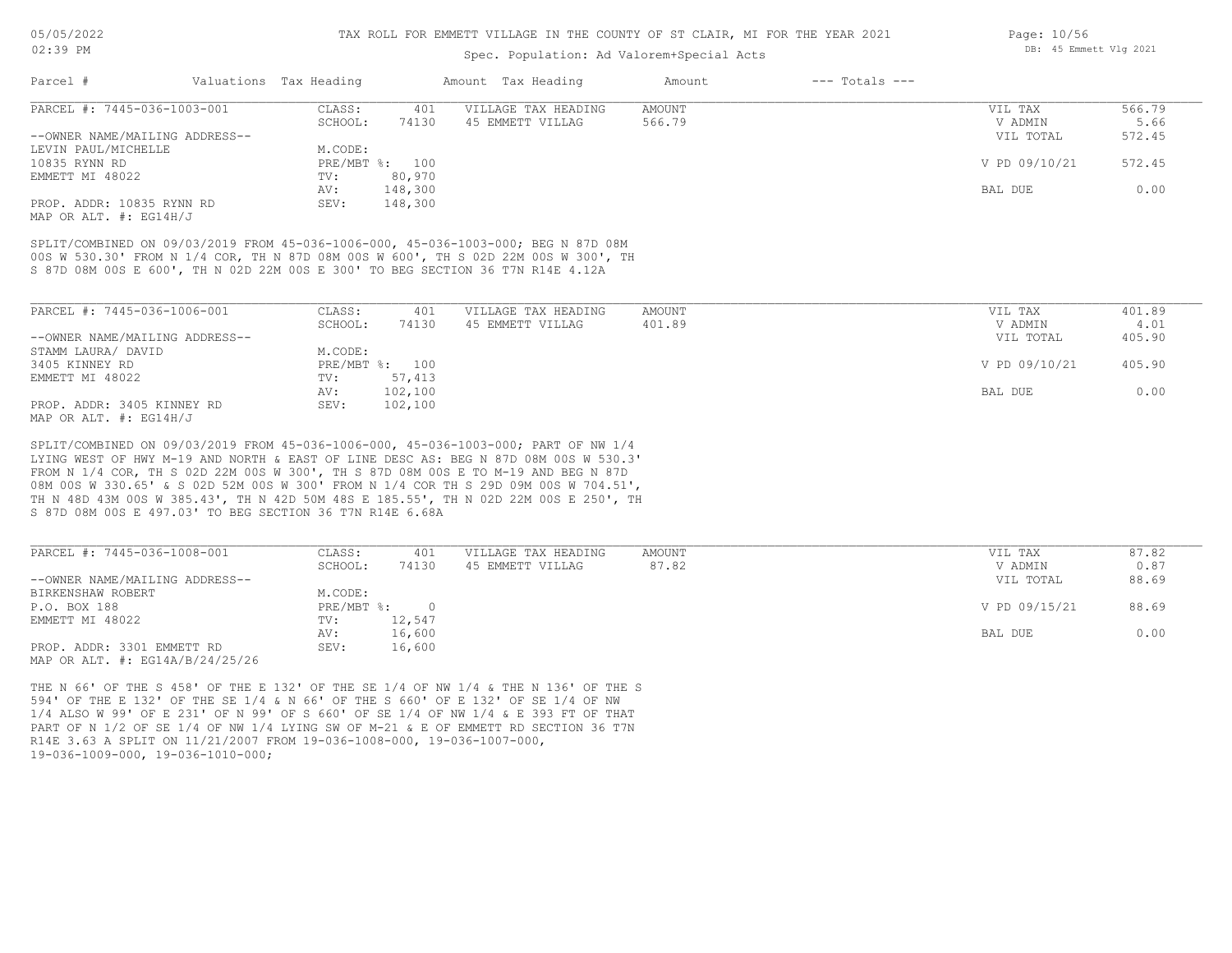# TAX ROLL FOR EMMETT VILLAGE IN THE COUNTY OF ST CLAIR, MI FOR THE YEAR 2021

Spec. Population: Ad Valorem+Special Acts

| Parcel # | Valuations | Tax Heading | Amount | Tax Heading | Amount | --- Totals --- | |
|---|---|---|---|---|---|---|---|
| PARCEL #: 7445-036-1003-001 | CLASS: | 401 | VILLAGE TAX HEADING | AMOUNT | | VIL TAX | 566.79 |
| | SCHOOL: | 74130 | 45 EMMETT VILLAG | 566.79 | | V ADMIN | 5.66 |
| --OWNER NAME/MAILING ADDRESS-- | | | | | | VIL TOTAL | 572.45 |
| LEVIN PAUL/MICHELLE | M.CODE: | | | | | | |
| 10835 RYNN RD | PRE/MBT %: | 100 | | | | V PD 09/10/21 | 572.45 |
| EMMETT MI 48022 | TV: | 80,970 | | | | | |
| | AV: | 148,300 | | | | BAL DUE | 0.00 |
| PROP. ADDR: 10835 RYNN RD | SEV: | 148,300 | | | | | |
| MAP OR ALT. #: EG14H/J | | | | | | | |

SPLIT/COMBINED ON 09/03/2019 FROM 45-036-1006-000, 45-036-1003-000; BEG N 87D 08M 00S W 530.30' FROM N 1/4 COR, TH N 87D 08M 00S W 600', TH S 02D 22M 00S W 300', TH S 87D 08M 00S E 600', TH N 02D 22M 00S E 300' TO BEG SECTION 36 T7N R14E 4.12A

| Parcel # | Valuations | Tax Heading | Amount | Tax Heading | Amount | --- Totals --- | |
|---|---|---|---|---|---|---|---|
| PARCEL #: 7445-036-1006-001 | CLASS: | 401 | VILLAGE TAX HEADING | AMOUNT | | VIL TAX | 401.89 |
| | SCHOOL: | 74130 | 45 EMMETT VILLAG | 401.89 | | V ADMIN | 4.01 |
| --OWNER NAME/MAILING ADDRESS-- | | | | | | VIL TOTAL | 405.90 |
| STAMM LAURA/ DAVID | M.CODE: | | | | | | |
| 3405 KINNEY RD | PRE/MBT %: | 100 | | | | V PD 09/10/21 | 405.90 |
| EMMETT MI 48022 | TV: | 57,413 | | | | | |
| | AV: | 102,100 | | | | BAL DUE | 0.00 |
| PROP. ADDR: 3405 KINNEY RD | SEV: | 102,100 | | | | | |
| MAP OR ALT. #: EG14H/J | | | | | | | |

SPLIT/COMBINED ON 09/03/2019 FROM 45-036-1006-000, 45-036-1003-000; PART OF NW 1/4 LYING WEST OF HWY M-19 AND NORTH & EAST OF LINE DESC AS: BEG N 87D 08M 00S W 530.3' FROM N 1/4 COR, TH S 02D 22M 00S W 300', TH S 87D 08M 00S E TO M-19 AND BEG N 87D 08M 00S W 330.65' & S 02D 52M 00S W 300' FROM N 1/4 COR TH S 29D 09M 00S W 704.51', TH N 48D 43M 00S W 385.43', TH N 42D 50M 48S E 185.55', TH N 02D 22M 00S E 250', TH S 87D 08M 00S E 497.03' TO BEG SECTION 36 T7N R14E 6.68A

| Parcel # | Valuations | Tax Heading | Amount | Tax Heading | Amount | --- Totals --- | |
|---|---|---|---|---|---|---|---|
| PARCEL #: 7445-036-1008-001 | CLASS: | 401 | VILLAGE TAX HEADING | AMOUNT | | VIL TAX | 87.82 |
| | SCHOOL: | 74130 | 45 EMMETT VILLAG | 87.82 | | V ADMIN | 0.87 |
| --OWNER NAME/MAILING ADDRESS-- | | | | | | VIL TOTAL | 88.69 |
| BIRKENSHAW ROBERT | M.CODE: | | | | | | |
| P.O. BOX 188 | PRE/MBT %: | 0 | | | | V PD 09/15/21 | 88.69 |
| EMMETT MI 48022 | TV: | 12,547 | | | | | |
| | AV: | 16,600 | | | | BAL DUE | 0.00 |
| PROP. ADDR: 3301 EMMETT RD | SEV: | 16,600 | | | | | |
| MAP OR ALT. #: EG14A/B/24/25/26 | | | | | | | |

THE N 66' OF THE S 458' OF THE E 132' OF THE SE 1/4 OF NW 1/4 & THE N 136' OF THE S 594' OF THE E 132' OF THE SE 1/4 & N 66' OF THE S 660' OF E 132' OF SE 1/4 OF NW 1/4 ALSO W 99' OF E 231' OF N 99' OF S 660' OF SE 1/4 OF NW 1/4 & E 393 FT OF THAT PART OF N 1/2 OF SE 1/4 OF NW 1/4 LYING SW OF M-21 & E OF EMMETT RD SECTION 36 T7N R14E 3.63 A SPLIT ON 11/21/2007 FROM 19-036-1008-000, 19-036-1007-000, 19-036-1009-000, 19-036-1010-000;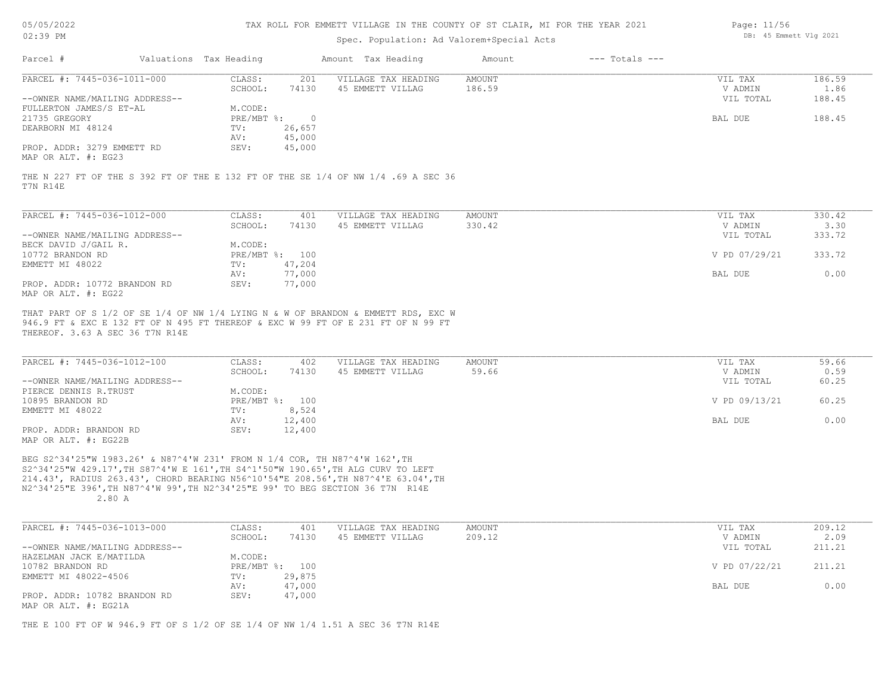TAX ROLL FOR EMMETT VILLAGE IN THE COUNTY OF ST CLAIR, MI FOR THE YEAR 2021

Spec. Population: Ad Valorem+Special Acts

| Parcel # | Valuations Tax Heading | | Amount Tax Heading | Amount | --- Totals --- | |
|---|---|---|---|---|---|---|

**PARCEL #: 7445-036-1011-000**

| | | | | | | |
|---|---|---|---|---|---|---|
| | CLASS: | 201 | VILLAGE TAX HEADING | AMOUNT | VIL TAX | 186.59 |
| | SCHOOL: | 74130 | 45 EMMETT VILLAG | 186.59 | V ADMIN | 1.86 |
| --OWNER NAME/MAILING ADDRESS-- | | | | | VIL TOTAL | 188.45 |
| FULLERTON JAMES/S ET-AL | M.CODE: | | | | | |
| 21735 GREGORY | PRE/MBT %: | 0 | | | BAL DUE | 188.45 |
| DEARBORN MI 48124 | TV: | 26,657 | | | | |
| | AV: | 45,000 | | | | |
| PROP. ADDR: 3279 EMMETT RD | SEV: | 45,000 | | | | |
| MAP OR ALT. #: EG23 | | | | | | |

THE N 227 FT OF THE S 392 FT OF THE E 132 FT OF THE SE 1/4 OF NW 1/4 .69 A SEC 36 T7N R14E

**PARCEL #: 7445-036-1012-000**

| | | | | | | |
|---|---|---|---|---|---|---|
| | CLASS: | 401 | VILLAGE TAX HEADING | AMOUNT | VIL TAX | 330.42 |
| | SCHOOL: | 74130 | 45 EMMETT VILLAG | 330.42 | V ADMIN | 3.30 |
| --OWNER NAME/MAILING ADDRESS-- | | | | | VIL TOTAL | 333.72 |
| BECK DAVID J/GAIL R. | M.CODE: | | | | | |
| 10772 BRANDON RD | PRE/MBT %: | 100 | | | V PD 07/29/21 | 333.72 |
| EMMETT MI 48022 | TV: | 47,204 | | | | |
| | AV: | 77,000 | | | BAL DUE | 0.00 |
| PROP. ADDR: 10772 BRANDON RD | SEV: | 77,000 | | | | |
| MAP OR ALT. #: EG22 | | | | | | |

THAT PART OF S 1/2 OF SE 1/4 OF NW 1/4 LYING N & W OF BRANDON & EMMETT RDS, EXC W 946.9 FT & EXC E 132 FT OF N 495 FT THEREOF & EXC W 99 FT OF E 231 FT OF N 99 FT THEREOF. 3.63 A SEC 36 T7N R14E

**PARCEL #: 7445-036-1012-100**

| | | | | | | |
|---|---|---|---|---|---|---|
| | CLASS: | 402 | VILLAGE TAX HEADING | AMOUNT | VIL TAX | 59.66 |
| | SCHOOL: | 74130 | 45 EMMETT VILLAG | 59.66 | V ADMIN | 0.59 |
| --OWNER NAME/MAILING ADDRESS-- | | | | | VIL TOTAL | 60.25 |
| PIERCE DENNIS R.TRUST | M.CODE: | | | | | |
| 10895 BRANDON RD | PRE/MBT %: | 100 | | | V PD 09/13/21 | 60.25 |
| EMMETT MI 48022 | TV: | 8,524 | | | | |
| | AV: | 12,400 | | | BAL DUE | 0.00 |
| PROP. ADDR: BRANDON RD | SEV: | 12,400 | | | | |
| MAP OR ALT. #: EG22B | | | | | | |

BEG S2^34'25"W 1983.26' & N87^4'W 231' FROM N 1/4 COR, TH N87^4'W 162',TH S2^34'25"W 429.17',TH S87^4'W E 161',TH S4^1'50"W 190.65',TH ALG CURV TO LEFT 214.43', RADIUS 263.43', CHORD BEARING N56^10'54"E 208.56',TH N87^4'E 63.04',TH N2^34'25"E 396',TH N87^4'W 99',TH N2^34'25"E 99' TO BEG SECTION 36 T7N R14E 2.80 A

**PARCEL #: 7445-036-1013-000**

| | | | | | | |
|---|---|---|---|---|---|---|
| | CLASS: | 401 | VILLAGE TAX HEADING | AMOUNT | VIL TAX | 209.12 |
| | SCHOOL: | 74130 | 45 EMMETT VILLAG | 209.12 | V ADMIN | 2.09 |
| --OWNER NAME/MAILING ADDRESS-- | | | | | VIL TOTAL | 211.21 |
| HAZELMAN JACK E/MATILDA | M.CODE: | | | | | |
| 10782 BRANDON RD | PRE/MBT %: | 100 | | | V PD 07/22/21 | 211.21 |
| EMMETT MI 48022-4506 | TV: | 29,875 | | | | |
| | AV: | 47,000 | | | BAL DUE | 0.00 |
| PROP. ADDR: 10782 BRANDON RD | SEV: | 47,000 | | | | |
| MAP OR ALT. #: EG21A | | | | | | |

THE E 100 FT OF W 946.9 FT OF S 1/2 OF SE 1/4 OF NW 1/4 1.51 A SEC 36 T7N R14E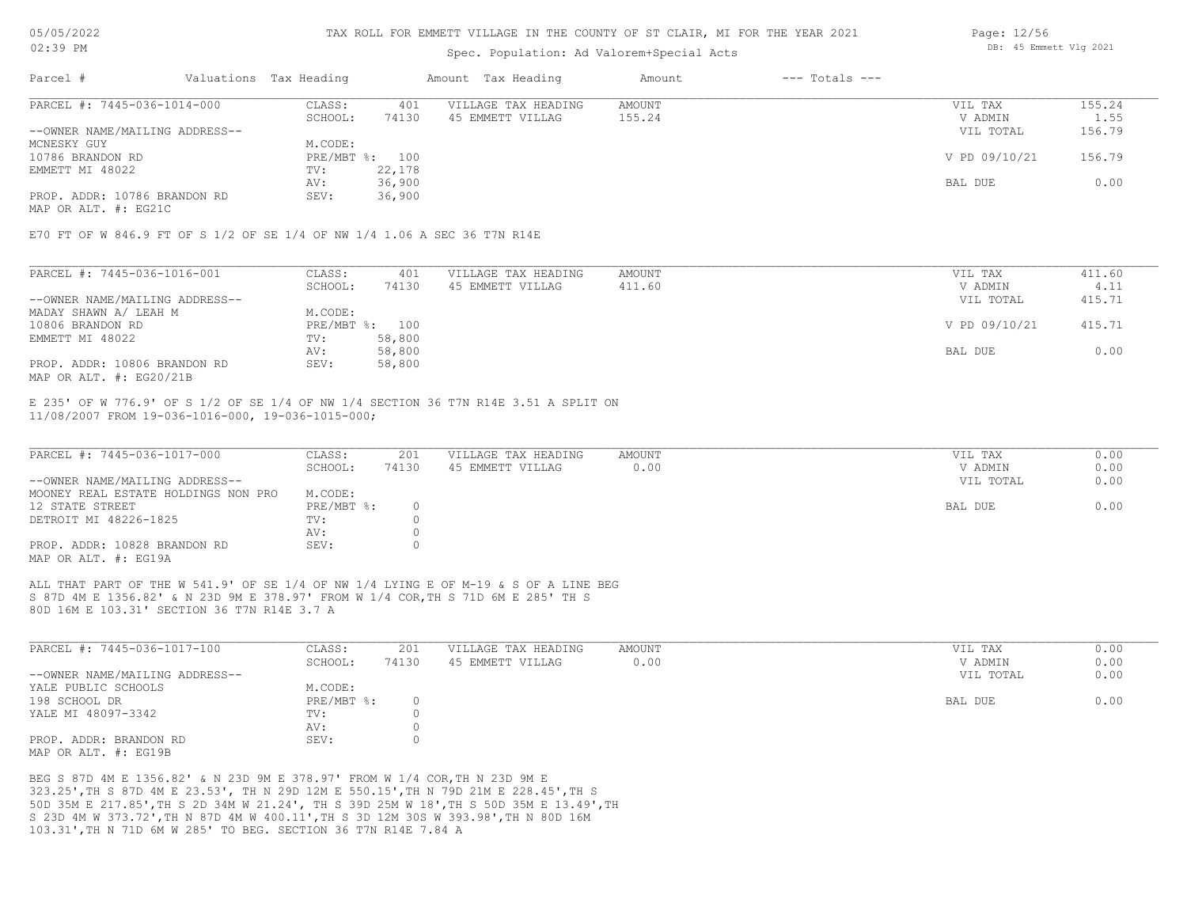# TAX ROLL FOR EMMETT VILLAGE IN THE COUNTY OF ST CLAIR, MI FOR THE YEAR 2021

Spec. Population: Ad Valorem+Special Acts

| Parcel # | Valuations | Tax Heading | Amount | Tax Heading | Amount | --- Totals --- | |
|---|---|---|---|---|---|---|---|

---

**PARCEL #: 7445-036-1014-000**

| | | | | | |
|---|---|---|---|---|---|
| CLASS: | 401 | VILLAGE TAX HEADING | AMOUNT | VIL TAX | 155.24 |
| SCHOOL: | 74130 | 45 EMMETT VILLAG | 155.24 | V ADMIN | 1.55 |
| | | | | VIL TOTAL | 156.79 |
| M.CODE: | | | | | |
| PRE/MBT %: | 100 | | | V PD 09/10/21 | 156.79 |
| TV: | 22,178 | | | | |
| AV: | 36,900 | | | BAL DUE | 0.00 |
| SEV: | 36,900 | | | | |

--OWNER NAME/MAILING ADDRESS--
MCNESKY GUY
10786 BRANDON RD
EMMETT MI 48022

PROP. ADDR: 10786 BRANDON RD
MAP OR ALT. #: EG21C

E70 FT OF W 846.9 FT OF S 1/2 OF SE 1/4 OF NW 1/4 1.06 A SEC 36 T7N R14E

---

**PARCEL #: 7445-036-1016-001**

| | | | | | |
|---|---|---|---|---|---|
| CLASS: | 401 | VILLAGE TAX HEADING | AMOUNT | VIL TAX | 411.60 |
| SCHOOL: | 74130 | 45 EMMETT VILLAG | 411.60 | V ADMIN | 4.11 |
| | | | | VIL TOTAL | 415.71 |
| M.CODE: | | | | | |
| PRE/MBT %: | 100 | | | V PD 09/10/21 | 415.71 |
| TV: | 58,800 | | | | |
| AV: | 58,800 | | | BAL DUE | 0.00 |
| SEV: | 58,800 | | | | |

--OWNER NAME/MAILING ADDRESS--
MADAY SHAWN A/ LEAH M
10806 BRANDON RD
EMMETT MI 48022

PROP. ADDR: 10806 BRANDON RD
MAP OR ALT. #: EG20/21B

E 235' OF W 776.9' OF S 1/2 OF SE 1/4 OF NW 1/4 SECTION 36 T7N R14E 3.51 A SPLIT ON 11/08/2007 FROM 19-036-1016-000, 19-036-1015-000;

---

**PARCEL #: 7445-036-1017-000**

| | | | | | |
|---|---|---|---|---|---|
| CLASS: | 201 | VILLAGE TAX HEADING | AMOUNT | VIL TAX | 0.00 |
| SCHOOL: | 74130 | 45 EMMETT VILLAG | 0.00 | V ADMIN | 0.00 |
| | | | | VIL TOTAL | 0.00 |
| M.CODE: | | | | | |
| PRE/MBT %: | 0 | | | BAL DUE | 0.00 |
| TV: | 0 | | | | |
| AV: | 0 | | | | |
| SEV: | 0 | | | | |

--OWNER NAME/MAILING ADDRESS--
MOONEY REAL ESTATE HOLDINGS NON PRO
12 STATE STREET
DETROIT MI 48226-1825

PROP. ADDR: 10828 BRANDON RD
MAP OR ALT. #: EG19A

ALL THAT PART OF THE W 541.9' OF SE 1/4 OF NW 1/4 LYING E OF M-19 & S OF A LINE BEG S 87D 4M E 1356.82' & N 23D 9M E 378.97' FROM W 1/4 COR,TH S 71D 6M E 285' TH S 80D 16M E 103.31' SECTION 36 T7N R14E 3.7 A

---

**PARCEL #: 7445-036-1017-100**

| | | | | | |
|---|---|---|---|---|---|
| CLASS: | 201 | VILLAGE TAX HEADING | AMOUNT | VIL TAX | 0.00 |
| SCHOOL: | 74130 | 45 EMMETT VILLAG | 0.00 | V ADMIN | 0.00 |
| | | | | VIL TOTAL | 0.00 |
| M.CODE: | | | | | |
| PRE/MBT %: | 0 | | | BAL DUE | 0.00 |
| TV: | 0 | | | | |
| AV: | 0 | | | | |
| SEV: | 0 | | | | |

--OWNER NAME/MAILING ADDRESS--
YALE PUBLIC SCHOOLS
198 SCHOOL DR
YALE MI 48097-3342

PROP. ADDR: BRANDON RD
MAP OR ALT. #: EG19B

BEG S 87D 4M E 1356.82' & N 23D 9M E 378.97' FROM W 1/4 COR,TH N 23D 9M E 323.25',TH S 87D 4M E 23.53', TH N 29D 12M E 550.15',TH N 79D 21M E 228.45',TH S 50D 35M E 217.85',TH S 2D 34M W 21.24', TH S 39D 25M W 18',TH S 50D 35M E 13.49',TH S 23D 4M W 373.72',TH N 87D 4M W 400.11',TH S 3D 12M 30S W 393.98',TH N 80D 16M 103.31',TH N 71D 6M W 285' TO BEG. SECTION 36 T7N R14E 7.84 A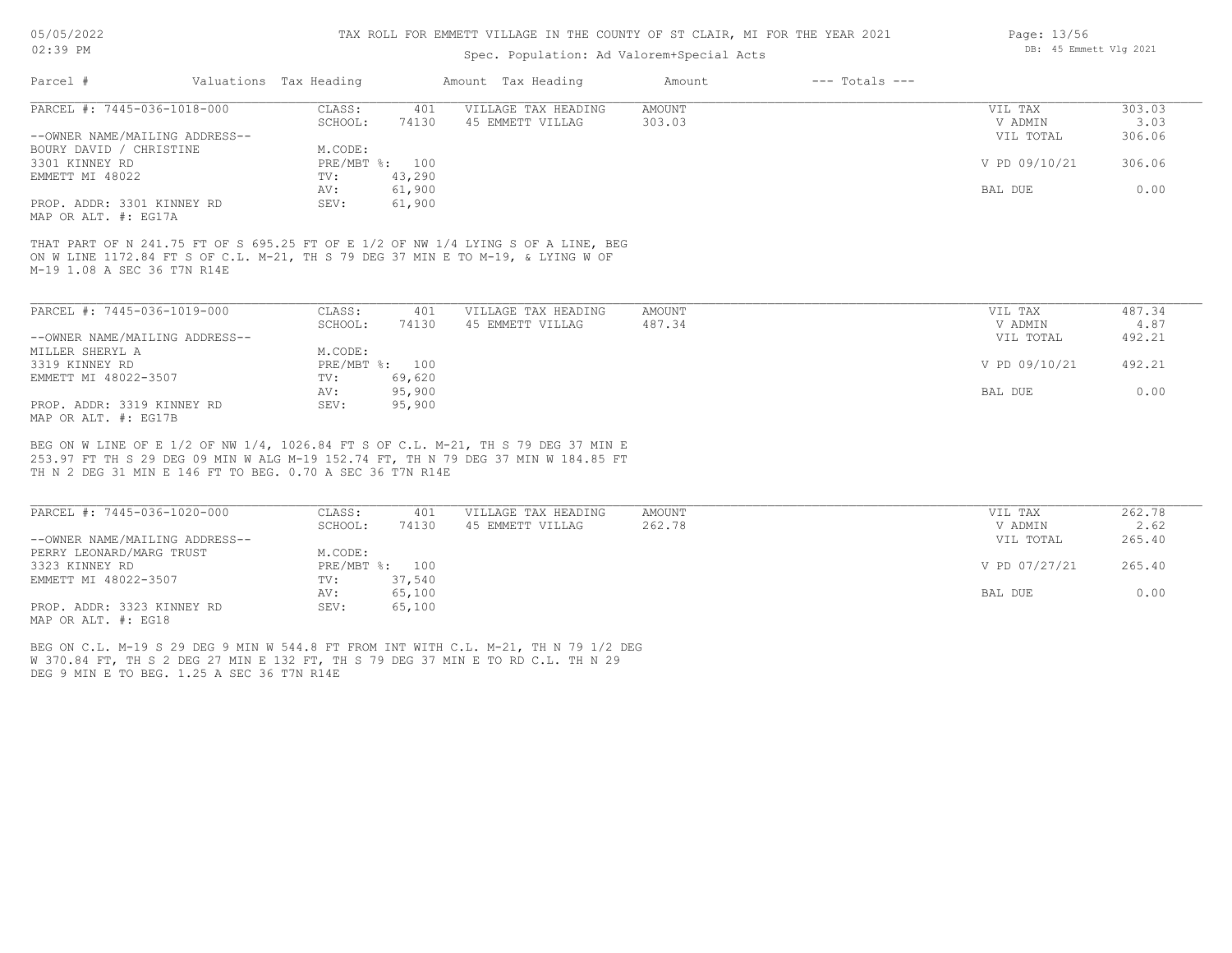TAX ROLL FOR EMMETT VILLAGE IN THE COUNTY OF ST CLAIR, MI FOR THE YEAR 2021

Spec. Population: Ad Valorem+Special Acts

| Parcel # | Valuations | Tax Heading | Amount | Tax Heading | Amount | --- Totals --- | |
|---|---|---|---|---|---|---|---|
| PARCEL #: 7445-036-1018-000 | CLASS: | 401 | VILLAGE TAX HEADING | AMOUNT | | VIL TAX | 303.03 |
| | SCHOOL: | 74130 | 45 EMMETT VILLAG | 303.03 | | V ADMIN | 3.03 |
| --OWNER NAME/MAILING ADDRESS-- | | | | | | VIL TOTAL | 306.06 |
| BOURY DAVID / CHRISTINE | M.CODE: | | | | | | |
| 3301 KINNEY RD | PRE/MBT %: | 100 | | | | V PD 09/10/21 | 306.06 |
| EMMETT MI 48022 | TV: | 43,290 | | | | | |
| | AV: | 61,900 | | | | BAL DUE | 0.00 |
| PROP. ADDR: 3301 KINNEY RD | SEV: | 61,900 | | | | | |
| MAP OR ALT. #: EG17A | | | | | | | |

THAT PART OF N 241.75 FT OF S 695.25 FT OF E 1/2 OF NW 1/4 LYING S OF A LINE, BEG ON W LINE 1172.84 FT S OF C.L. M-21, TH S 79 DEG 37 MIN E TO M-19, & LYING W OF M-19 1.08 A SEC 36 T7N R14E

| Parcel # | Valuations | Tax Heading | Amount | Tax Heading | Amount | --- Totals --- | |
|---|---|---|---|---|---|---|---|
| PARCEL #: 7445-036-1019-000 | CLASS: | 401 | VILLAGE TAX HEADING | AMOUNT | | VIL TAX | 487.34 |
| | SCHOOL: | 74130 | 45 EMMETT VILLAG | 487.34 | | V ADMIN | 4.87 |
| --OWNER NAME/MAILING ADDRESS-- | | | | | | VIL TOTAL | 492.21 |
| MILLER SHERYL A | M.CODE: | | | | | | |
| 3319 KINNEY RD | PRE/MBT %: | 100 | | | | V PD 09/10/21 | 492.21 |
| EMMETT MI 48022-3507 | TV: | 69,620 | | | | | |
| | AV: | 95,900 | | | | BAL DUE | 0.00 |
| PROP. ADDR: 3319 KINNEY RD | SEV: | 95,900 | | | | | |
| MAP OR ALT. #: EG17B | | | | | | | |

BEG ON W LINE OF E 1/2 OF NW 1/4, 1026.84 FT S OF C.L. M-21, TH S 79 DEG 37 MIN E 253.97 FT TH S 29 DEG 09 MIN W ALG M-19 152.74 FT, TH N 79 DEG 37 MIN W 184.85 FT TH N 2 DEG 31 MIN E 146 FT TO BEG. 0.70 A SEC 36 T7N R14E

| Parcel # | Valuations | Tax Heading | Amount | Tax Heading | Amount | --- Totals --- | |
|---|---|---|---|---|---|---|---|
| PARCEL #: 7445-036-1020-000 | CLASS: | 401 | VILLAGE TAX HEADING | AMOUNT | | VIL TAX | 262.78 |
| | SCHOOL: | 74130 | 45 EMMETT VILLAG | 262.78 | | V ADMIN | 2.62 |
| --OWNER NAME/MAILING ADDRESS-- | | | | | | VIL TOTAL | 265.40 |
| PERRY LEONARD/MARG TRUST | M.CODE: | | | | | | |
| 3323 KINNEY RD | PRE/MBT %: | 100 | | | | V PD 07/27/21 | 265.40 |
| EMMETT MI 48022-3507 | TV: | 37,540 | | | | | |
| | AV: | 65,100 | | | | BAL DUE | 0.00 |
| PROP. ADDR: 3323 KINNEY RD | SEV: | 65,100 | | | | | |
| MAP OR ALT. #: EG18 | | | | | | | |

BEG ON C.L. M-19 S 29 DEG 9 MIN W 544.8 FT FROM INT WITH C.L. M-21, TH N 79 1/2 DEG W 370.84 FT, TH S 2 DEG 27 MIN E 132 FT, TH S 79 DEG 37 MIN E TO RD C.L. TH N 29 DEG 9 MIN E TO BEG. 1.25 A SEC 36 T7N R14E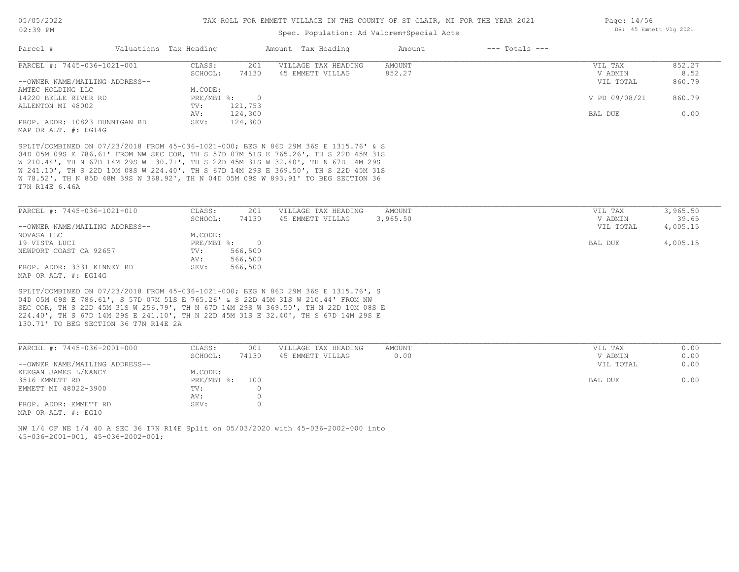TAX ROLL FOR EMMETT VILLAGE IN THE COUNTY OF ST CLAIR, MI FOR THE YEAR 2021

Spec. Population: Ad Valorem+Special Acts

| Parcel # | Valuations | Tax Heading | Amount | Tax Heading | Amount | --- Totals --- | |
|---|---|---|---|---|---|---|---|
| PARCEL #: 7445-036-1021-001 | CLASS: | 201 | VILLAGE TAX HEADING | AMOUNT | | VIL TAX | 852.27 |
| | SCHOOL: | 74130 | 45 EMMETT VILLAG | 852.27 | | V ADMIN | 8.52 |
| --OWNER NAME/MAILING ADDRESS-- | | | | | | VIL TOTAL | 860.79 |
| AMTEC HOLDING LLC | M.CODE: | | | | | | |
| 14220 BELLE RIVER RD | PRE/MBT %: | 0 | | | | V PD 09/08/21 | 860.79 |
| ALLENTON MI 48002 | TV: | 121,753 | | | | | |
| | AV: | 124,300 | | | | BAL DUE | 0.00 |
| PROP. ADDR: 10823 DUNNIGAN RD | SEV: | 124,300 | | | | | |
| MAP OR ALT. #: EG14G | | | | | | | |

SPLIT/COMBINED ON 07/23/2018 FROM 45-036-1021-000; BEG N 86D 29M 36S E 1315.76' & S 04D 05M 09S E 786.61' FROM NW SEC COR, TH S 57D 07M 51S E 765.26', TH S 22D 45M 31S W 210.44', TH N 67D 14M 29S W 130.71', TH S 22D 45M 31S W 32.40', TH N 67D 14M 29S W 241.10', TH S 22D 10M 08S W 224.40', TH S 67D 14M 29S E 369.50', TH S 22D 45M 31S W 78.52', TH N 85D 48M 39S W 368.92', TH N 04D 05M 09S W 893.91' TO BEG SECTION 36 T7N R14E 6.46A

| Parcel # | Valuations | Tax Heading | Amount | Tax Heading | Amount | --- Totals --- | |
|---|---|---|---|---|---|---|---|
| PARCEL #: 7445-036-1021-010 | CLASS: | 201 | VILLAGE TAX HEADING | AMOUNT | | VIL TAX | 3,965.50 |
| | SCHOOL: | 74130 | 45 EMMETT VILLAG | 3,965.50 | | V ADMIN | 39.65 |
| --OWNER NAME/MAILING ADDRESS-- | | | | | | VIL TOTAL | 4,005.15 |
| NOVASA LLC | M.CODE: | | | | | | |
| 19 VISTA LUCI | PRE/MBT %: | 0 | | | | BAL DUE | 4,005.15 |
| NEWPORT COAST CA 92657 | TV: | 566,500 | | | | | |
| | AV: | 566,500 | | | | | |
| PROP. ADDR: 3331 KINNEY RD | SEV: | 566,500 | | | | | |
| MAP OR ALT. #: EG14G | | | | | | | |

SPLIT/COMBINED ON 07/23/2018 FROM 45-036-1021-000; BEG N 86D 29M 36S E 1315.76', S 04D 05M 09S E 786.61', S 57D 07M 51S E 765.26' & S 22D 45M 31S W 210.44' FROM NW SEC COR, TH S 22D 45M 31S W 256.79', TH N 67D 14M 29S W 369.50', TH N 22D 10M 08S E 224.40', TH S 67D 14M 29S E 241.10', TH N 22D 45M 31S E 32.40', TH S 67D 14M 29S E 130.71' TO BEG SECTION 36 T7N R14E 2A

| Parcel # | Valuations | Tax Heading | Amount | Tax Heading | Amount | --- Totals --- | |
|---|---|---|---|---|---|---|---|
| PARCEL #: 7445-036-2001-000 | CLASS: | 001 | VILLAGE TAX HEADING | AMOUNT | | VIL TAX | 0.00 |
| | SCHOOL: | 74130 | 45 EMMETT VILLAG | 0.00 | | V ADMIN | 0.00 |
| --OWNER NAME/MAILING ADDRESS-- | | | | | | VIL TOTAL | 0.00 |
| KEEGAN JAMES L/NANCY | M.CODE: | | | | | | |
| 3516 EMMETT RD | PRE/MBT %: | 100 | | | | BAL DUE | 0.00 |
| EMMETT MI 48022-3900 | TV: | 0 | | | | | |
| | AV: | 0 | | | | | |
| PROP. ADDR: EMMETT RD | SEV: | 0 | | | | | |
| MAP OR ALT. #: EG10 | | | | | | | |

NW 1/4 OF NE 1/4 40 A SEC 36 T7N R14E Split on 05/03/2020 with 45-036-2002-000 into 45-036-2001-001, 45-036-2002-001;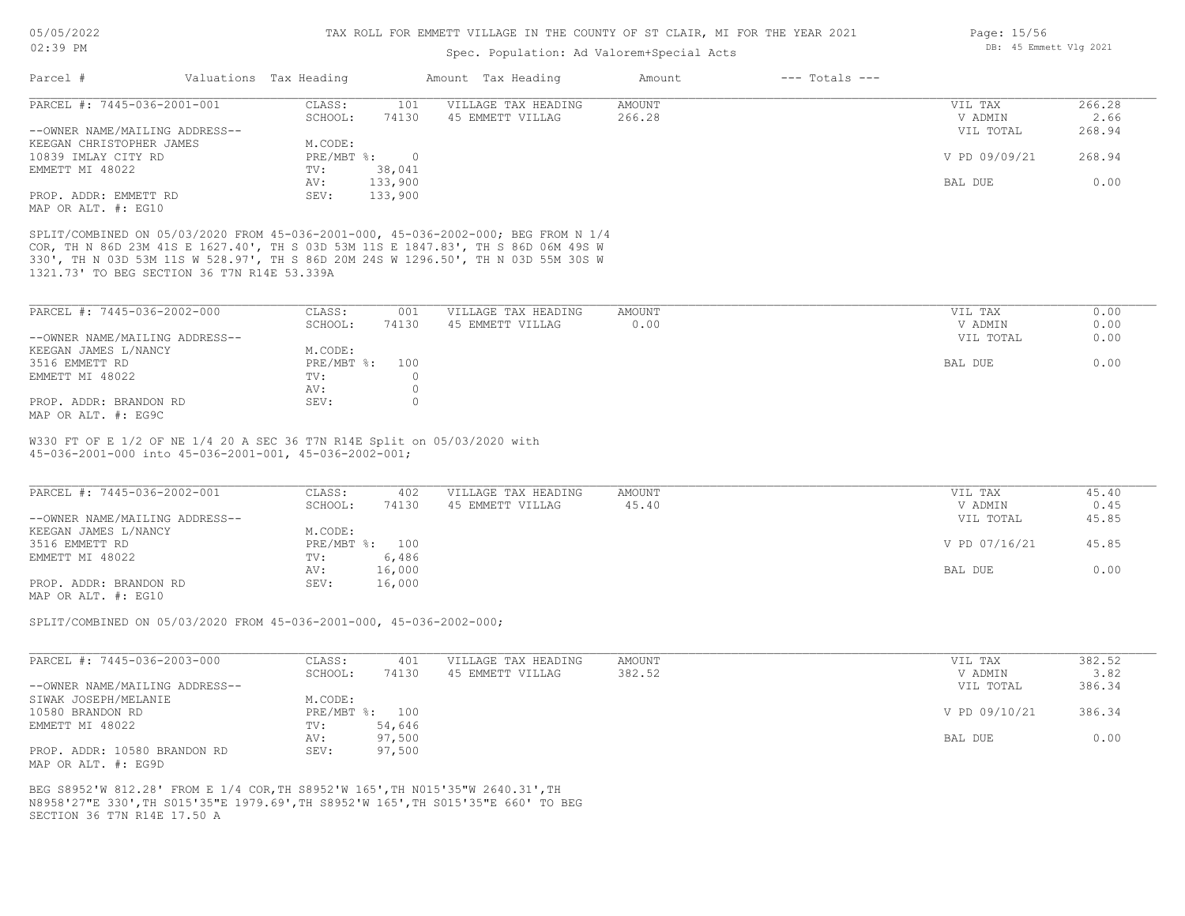# TAX ROLL FOR EMMETT VILLAGE IN THE COUNTY OF ST CLAIR, MI FOR THE YEAR 2021

Spec. Population: Ad Valorem+Special Acts

| Parcel # | Valuations | Tax Heading | Amount | Tax Heading | Amount | --- Totals --- |
|---|---|---|---|---|---|---|

---

**PARCEL #: 7445-036-2001-001**

| | | | | | |
|---|---|---|---|---|---|
| CLASS: | 101 | VILLAGE TAX HEADING | AMOUNT | VIL TAX | 266.28 |
| SCHOOL: | 74130 | 45 EMMETT VILLAG | 266.28 | V ADMIN | 2.66 |
| | | | | VIL TOTAL | 268.94 |
| M.CODE: | | | | | |
| PRE/MBT %: | 0 | | | V PD 09/09/21 | 268.94 |
| TV: | 38,041 | | | | |
| AV: | 133,900 | | | BAL DUE | 0.00 |
| SEV: | 133,900 | | | | |

--OWNER NAME/MAILING ADDRESS--
KEEGAN CHRISTOPHER JAMES
10839 IMLAY CITY RD
EMMETT MI 48022

PROP. ADDR: EMMETT RD
MAP OR ALT. #: EG10

SPLIT/COMBINED ON 05/03/2020 FROM 45-036-2001-000, 45-036-2002-000; BEG FROM N 1/4 COR, TH N 86D 23M 41S E 1627.40', TH S 03D 53M 11S E 1847.83', TH S 86D 06M 49S W 330', TH N 03D 53M 11S W 528.97', TH S 86D 20M 24S W 1296.50', TH N 03D 55M 30S W 1321.73' TO BEG SECTION 36 T7N R14E 53.339A

---

**PARCEL #: 7445-036-2002-000**

| | | | | | |
|---|---|---|---|---|---|
| CLASS: | 001 | VILLAGE TAX HEADING | AMOUNT | VIL TAX | 0.00 |
| SCHOOL: | 74130 | 45 EMMETT VILLAG | 0.00 | V ADMIN | 0.00 |
| | | | | VIL TOTAL | 0.00 |
| M.CODE: | | | | | |
| PRE/MBT %: | 100 | | | BAL DUE | 0.00 |
| TV: | 0 | | | | |
| AV: | 0 | | | | |
| SEV: | 0 | | | | |

--OWNER NAME/MAILING ADDRESS--
KEEGAN JAMES L/NANCY
3516 EMMETT RD
EMMETT MI 48022

PROP. ADDR: BRANDON RD
MAP OR ALT. #: EG9C

W330 FT OF E 1/2 OF NE 1/4 20 A SEC 36 T7N R14E Split on 05/03/2020 with 45-036-2001-000 into 45-036-2001-001, 45-036-2002-001;

---

**PARCEL #: 7445-036-2002-001**

| | | | | | |
|---|---|---|---|---|---|
| CLASS: | 402 | VILLAGE TAX HEADING | AMOUNT | VIL TAX | 45.40 |
| SCHOOL: | 74130 | 45 EMMETT VILLAG | 45.40 | V ADMIN | 0.45 |
| | | | | VIL TOTAL | 45.85 |
| M.CODE: | | | | | |
| PRE/MBT %: | 100 | | | V PD 07/16/21 | 45.85 |
| TV: | 6,486 | | | | |
| AV: | 16,000 | | | BAL DUE | 0.00 |
| SEV: | 16,000 | | | | |

--OWNER NAME/MAILING ADDRESS--
KEEGAN JAMES L/NANCY
3516 EMMETT RD
EMMETT MI 48022

PROP. ADDR: BRANDON RD
MAP OR ALT. #: EG10

SPLIT/COMBINED ON 05/03/2020 FROM 45-036-2001-000, 45-036-2002-000;

---

**PARCEL #: 7445-036-2003-000**

| | | | | | |
|---|---|---|---|---|---|
| CLASS: | 401 | VILLAGE TAX HEADING | AMOUNT | VIL TAX | 382.52 |
| SCHOOL: | 74130 | 45 EMMETT VILLAG | 382.52 | V ADMIN | 3.82 |
| | | | | VIL TOTAL | 386.34 |
| M.CODE: | | | | | |
| PRE/MBT %: | 100 | | | V PD 09/10/21 | 386.34 |
| TV: | 54,646 | | | | |
| AV: | 97,500 | | | BAL DUE | 0.00 |
| SEV: | 97,500 | | | | |

--OWNER NAME/MAILING ADDRESS--
SIWAK JOSEPH/MELANIE
10580 BRANDON RD
EMMETT MI 48022

PROP. ADDR: 10580 BRANDON RD
MAP OR ALT. #: EG9D

BEG S8952'W 812.28' FROM E 1/4 COR,TH S8952'W 165',TH N015'35"W 2640.31',TH N8958'27"E 330',TH S015'35"E 1979.69',TH S8952'W 165',TH S015'35"E 660' TO BEG SECTION 36 T7N R14E 17.50 A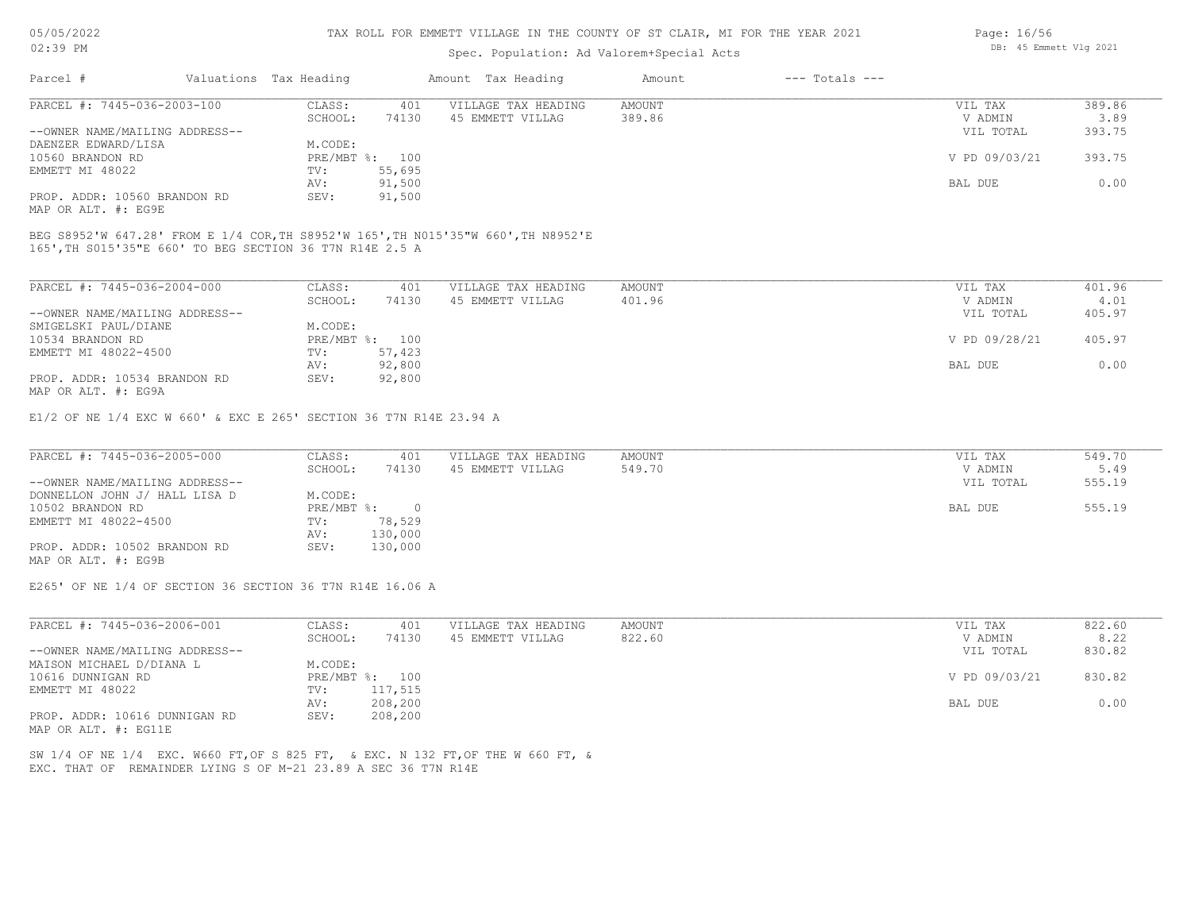# TAX ROLL FOR EMMETT VILLAGE IN THE COUNTY OF ST CLAIR, MI FOR THE YEAR 2021

Spec. Population: Ad Valorem+Special Acts

05/05/2022
02:39 PM

DB: 45 Emmett Vlg 2021

| Parcel # | Valuations Tax Heading | | Amount Tax Heading | Amount | --- Totals --- | |
|---|---|---|---|---|---|---|

---

**PARCEL #: 7445-036-2003-100**

| | | | | | |
|---|---|---|---|---|---|
| CLASS: | 401 | VILLAGE TAX HEADING | AMOUNT | VIL TAX | 389.86 |
| SCHOOL: | 74130 | 45 EMMETT VILLAG | 389.86 | V ADMIN | 3.89 |
| | | | | VIL TOTAL | 393.75 |
| M.CODE: | | | | | |
| PRE/MBT %: | 100 | | | V PD 09/03/21 | 393.75 |
| TV: | 55,695 | | | | |
| AV: | 91,500 | | | BAL DUE | 0.00 |
| SEV: | 91,500 | | | | |

--OWNER NAME/MAILING ADDRESS--
DAENZER EDWARD/LISA
10560 BRANDON RD
EMMETT MI 48022

PROP. ADDR: 10560 BRANDON RD
MAP OR ALT. #: EG9E

BEG S8952'W 647.28' FROM E 1/4 COR,TH S8952'W 165',TH N015'35"W 660',TH N8952'E 165',TH S015'35"E 660' TO BEG SECTION 36 T7N R14E 2.5 A

---

**PARCEL #: 7445-036-2004-000**

| | | | | | |
|---|---|---|---|---|---|
| CLASS: | 401 | VILLAGE TAX HEADING | AMOUNT | VIL TAX | 401.96 |
| SCHOOL: | 74130 | 45 EMMETT VILLAG | 401.96 | V ADMIN | 4.01 |
| | | | | VIL TOTAL | 405.97 |
| M.CODE: | | | | | |
| PRE/MBT %: | 100 | | | V PD 09/28/21 | 405.97 |
| TV: | 57,423 | | | | |
| AV: | 92,800 | | | BAL DUE | 0.00 |
| SEV: | 92,800 | | | | |

--OWNER NAME/MAILING ADDRESS--
SMIGELSKI PAUL/DIANE
10534 BRANDON RD
EMMETT MI 48022-4500

PROP. ADDR: 10534 BRANDON RD
MAP OR ALT. #: EG9A

E1/2 OF NE 1/4 EXC W 660' & EXC E 265' SECTION 36 T7N R14E 23.94 A

---

**PARCEL #: 7445-036-2005-000**

| | | | | | |
|---|---|---|---|---|---|
| CLASS: | 401 | VILLAGE TAX HEADING | AMOUNT | VIL TAX | 549.70 |
| SCHOOL: | 74130 | 45 EMMETT VILLAG | 549.70 | V ADMIN | 5.49 |
| | | | | VIL TOTAL | 555.19 |
| M.CODE: | | | | | |
| PRE/MBT %: | 0 | | | BAL DUE | 555.19 |
| TV: | 78,529 | | | | |
| AV: | 130,000 | | | | |
| SEV: | 130,000 | | | | |

--OWNER NAME/MAILING ADDRESS--
DONNELLON JOHN J/ HALL LISA D
10502 BRANDON RD
EMMETT MI 48022-4500

PROP. ADDR: 10502 BRANDON RD
MAP OR ALT. #: EG9B

E265' OF NE 1/4 OF SECTION 36 SECTION 36 T7N R14E 16.06 A

---

**PARCEL #: 7445-036-2006-001**

| | | | | | |
|---|---|---|---|---|---|
| CLASS: | 401 | VILLAGE TAX HEADING | AMOUNT | VIL TAX | 822.60 |
| SCHOOL: | 74130 | 45 EMMETT VILLAG | 822.60 | V ADMIN | 8.22 |
| | | | | VIL TOTAL | 830.82 |
| M.CODE: | | | | | |
| PRE/MBT %: | 100 | | | V PD 09/03/21 | 830.82 |
| TV: | 117,515 | | | | |
| AV: | 208,200 | | | BAL DUE | 0.00 |
| SEV: | 208,200 | | | | |

--OWNER NAME/MAILING ADDRESS--
MAISON MICHAEL D/DIANA L
10616 DUNNIGAN RD
EMMETT MI 48022

PROP. ADDR: 10616 DUNNIGAN RD
MAP OR ALT. #: EG11E

SW 1/4 OF NE 1/4 EXC. W660 FT,OF S 825 FT, & EXC. N 132 FT,OF THE W 660 FT, & EXC. THAT OF REMAINDER LYING S OF M-21 23.89 A SEC 36 T7N R14E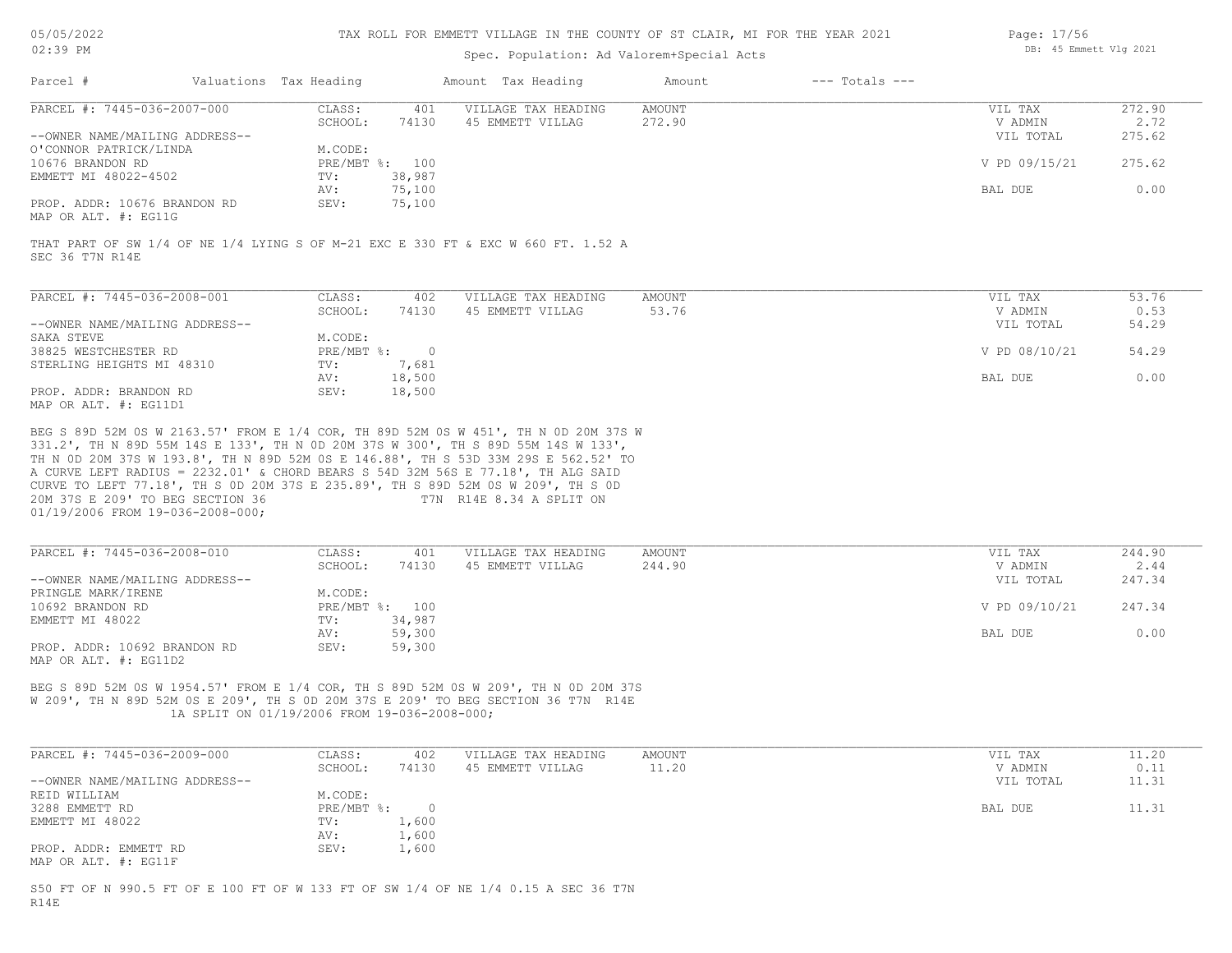TAX ROLL FOR EMMETT VILLAGE IN THE COUNTY OF ST CLAIR, MI FOR THE YEAR 2021

Spec. Population: Ad Valorem+Special Acts

| Parcel # | Valuations | Tax Heading | Amount | Tax Heading | Amount | --- Totals --- | |
|---|---|---|---|---|---|---|---|
| PARCEL #: 7445-036-2007-000 | CLASS: | 401 | VILLAGE TAX HEADING | AMOUNT | | VIL TAX | 272.90 |
| | SCHOOL: | 74130 | 45 EMMETT VILLAG | 272.90 | | V ADMIN | 2.72 |
| --OWNER NAME/MAILING ADDRESS-- | | | | | | VIL TOTAL | 275.62 |
| O'CONNOR PATRICK/LINDA | M.CODE: | | | | | | |
| 10676 BRANDON RD | PRE/MBT %: | 100 | | | | V PD 09/15/21 | 275.62 |
| EMMETT MI 48022-4502 | TV: | 38,987 | | | | | |
| | AV: | 75,100 | | | | BAL DUE | 0.00 |
| PROP. ADDR: 10676 BRANDON RD | SEV: | 75,100 | | | | | |
| MAP OR ALT. #: EG11G | | | | | | | |

THAT PART OF SW 1/4 OF NE 1/4 LYING S OF M-21 EXC E 330 FT & EXC W 660 FT. 1.52 A
SEC 36 T7N R14E

| Parcel # | Valuations | Tax Heading | Amount | Tax Heading | Amount | --- Totals --- | |
|---|---|---|---|---|---|---|---|
| PARCEL #: 7445-036-2008-001 | CLASS: | 402 | VILLAGE TAX HEADING | AMOUNT | | VIL TAX | 53.76 |
| | SCHOOL: | 74130 | 45 EMMETT VILLAG | 53.76 | | V ADMIN | 0.53 |
| --OWNER NAME/MAILING ADDRESS-- | | | | | | VIL TOTAL | 54.29 |
| SAKA STEVE | M.CODE: | | | | | | |
| 38825 WESTCHESTER RD | PRE/MBT %: | 0 | | | | V PD 08/10/21 | 54.29 |
| STERLING HEIGHTS MI 48310 | TV: | 7,681 | | | | | |
| | AV: | 18,500 | | | | BAL DUE | 0.00 |
| PROP. ADDR: BRANDON RD | SEV: | 18,500 | | | | | |
| MAP OR ALT. #: EG11D1 | | | | | | | |

BEG S 89D 52M 0S W 2163.57' FROM E 1/4 COR, TH 89D 52M 0S W 451', TH N 0D 20M 37S W 331.2', TH N 89D 55M 14S E 133', TH N 0D 20M 37S W 300', TH S 89D 55M 14S W 133', TH N 0D 20M 37S W 193.8', TH N 89D 52M 0S E 146.88', TH S 53D 33M 29S E 562.52' TO A CURVE LEFT RADIUS = 2232.01' & CHORD BEARS S 54D 32M 56S E 77.18', TH ALG SAID CURVE TO LEFT 77.18', TH S 0D 20M 37S E 235.89', TH S 89D 52M 0S W 209', TH S 0D 20M 37S E 209' TO BEG SECTION 36 T7N R14E 8.34 A SPLIT ON 01/19/2006 FROM 19-036-2008-000;

| Parcel # | Valuations | Tax Heading | Amount | Tax Heading | Amount | --- Totals --- | |
|---|---|---|---|---|---|---|---|
| PARCEL #: 7445-036-2008-010 | CLASS: | 401 | VILLAGE TAX HEADING | AMOUNT | | VIL TAX | 244.90 |
| | SCHOOL: | 74130 | 45 EMMETT VILLAG | 244.90 | | V ADMIN | 2.44 |
| --OWNER NAME/MAILING ADDRESS-- | | | | | | VIL TOTAL | 247.34 |
| PRINGLE MARK/IRENE | M.CODE: | | | | | | |
| 10692 BRANDON RD | PRE/MBT %: | 100 | | | | V PD 09/10/21 | 247.34 |
| EMMETT MI 48022 | TV: | 34,987 | | | | | |
| | AV: | 59,300 | | | | BAL DUE | 0.00 |
| PROP. ADDR: 10692 BRANDON RD | SEV: | 59,300 | | | | | |
| MAP OR ALT. #: EG11D2 | | | | | | | |

BEG S 89D 52M 0S W 1954.57' FROM E 1/4 COR, TH S 89D 52M 0S W 209', TH N 0D 20M 37S W 209', TH N 89D 52M 0S E 209', TH S 0D 20M 37S E 209' TO BEG SECTION 36 T7N R14E 1A SPLIT ON 01/19/2006 FROM 19-036-2008-000;

| Parcel # | Valuations | Tax Heading | Amount | Tax Heading | Amount | --- Totals --- | |
|---|---|---|---|---|---|---|---|
| PARCEL #: 7445-036-2009-000 | CLASS: | 402 | VILLAGE TAX HEADING | AMOUNT | | VIL TAX | 11.20 |
| | SCHOOL: | 74130 | 45 EMMETT VILLAG | 11.20 | | V ADMIN | 0.11 |
| --OWNER NAME/MAILING ADDRESS-- | | | | | | VIL TOTAL | 11.31 |
| REID WILLIAM | M.CODE: | | | | | | |
| 3288 EMMETT RD | PRE/MBT %: | 0 | | | | BAL DUE | 11.31 |
| EMMETT MI 48022 | TV: | 1,600 | | | | | |
| | AV: | 1,600 | | | | | |
| PROP. ADDR: EMMETT RD | SEV: | 1,600 | | | | | |
| MAP OR ALT. #: EG11F | | | | | | | |

S50 FT OF N 990.5 FT OF E 100 FT OF W 133 FT OF SW 1/4 OF NE 1/4 0.15 A SEC 36 T7N R14E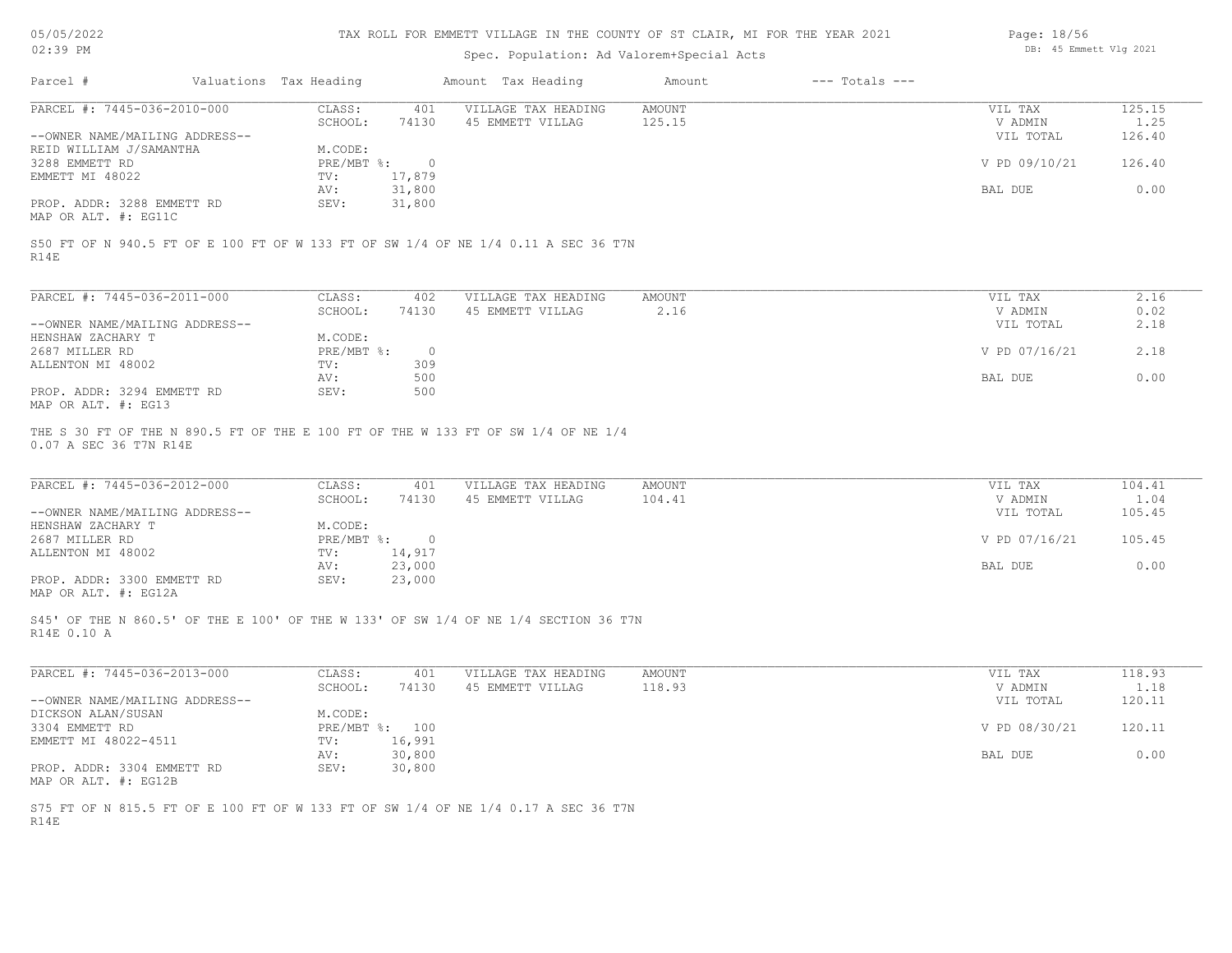TAX ROLL FOR EMMETT VILLAGE IN THE COUNTY OF ST CLAIR, MI FOR THE YEAR 2021

Spec. Population: Ad Valorem+Special Acts

| Parcel # | Valuations | Tax Heading | Amount | Tax Heading | Amount | --- Totals --- | |
|---|---|---|---|---|---|---|---|
| PARCEL #: 7445-036-2010-000 | CLASS: | 401 | VILLAGE TAX HEADING | AMOUNT | | VIL TAX | 125.15 |
| | SCHOOL: | 74130 | 45 EMMETT VILLAG | 125.15 | | V ADMIN | 1.25 |
| --OWNER NAME/MAILING ADDRESS-- | | | | | | VIL TOTAL | 126.40 |
| REID WILLIAM J/SAMANTHA | M.CODE: | | | | | | |
| 3288 EMMETT RD | PRE/MBT %: | 0 | | | | V PD 09/10/21 | 126.40 |
| EMMETT MI 48022 | TV: | 17,879 | | | | | |
| | AV: | 31,800 | | | | BAL DUE | 0.00 |
| PROP. ADDR: 3288 EMMETT RD | SEV: | 31,800 | | | | | |
| MAP OR ALT. #: EG11C | | | | | | | |

S50 FT OF N 940.5 FT OF E 100 FT OF W 133 FT OF SW 1/4 OF NE 1/4 0.11 A SEC 36 T7N R14E

| Parcel # | Valuations | Tax Heading | Amount | Tax Heading | Amount | --- Totals --- | |
|---|---|---|---|---|---|---|---|
| PARCEL #: 7445-036-2011-000 | CLASS: | 402 | VILLAGE TAX HEADING | AMOUNT | | VIL TAX | 2.16 |
| | SCHOOL: | 74130 | 45 EMMETT VILLAG | 2.16 | | V ADMIN | 0.02 |
| --OWNER NAME/MAILING ADDRESS-- | | | | | | VIL TOTAL | 2.18 |
| HENSHAW ZACHARY T | M.CODE: | | | | | | |
| 2687 MILLER RD | PRE/MBT %: | 0 | | | | V PD 07/16/21 | 2.18 |
| ALLENTON MI 48002 | TV: | 309 | | | | | |
| | AV: | 500 | | | | BAL DUE | 0.00 |
| PROP. ADDR: 3294 EMMETT RD | SEV: | 500 | | | | | |
| MAP OR ALT. #: EG13 | | | | | | | |

THE S 30 FT OF THE N 890.5 FT OF THE E 100 FT OF THE W 133 FT OF SW 1/4 OF NE 1/4 0.07 A SEC 36 T7N R14E

| Parcel # | Valuations | Tax Heading | Amount | Tax Heading | Amount | --- Totals --- | |
|---|---|---|---|---|---|---|---|
| PARCEL #: 7445-036-2012-000 | CLASS: | 401 | VILLAGE TAX HEADING | AMOUNT | | VIL TAX | 104.41 |
| | SCHOOL: | 74130 | 45 EMMETT VILLAG | 104.41 | | V ADMIN | 1.04 |
| --OWNER NAME/MAILING ADDRESS-- | | | | | | VIL TOTAL | 105.45 |
| HENSHAW ZACHARY T | M.CODE: | | | | | | |
| 2687 MILLER RD | PRE/MBT %: | 0 | | | | V PD 07/16/21 | 105.45 |
| ALLENTON MI 48002 | TV: | 14,917 | | | | | |
| | AV: | 23,000 | | | | BAL DUE | 0.00 |
| PROP. ADDR: 3300 EMMETT RD | SEV: | 23,000 | | | | | |
| MAP OR ALT. #: EG12A | | | | | | | |

S45' OF THE N 860.5' OF THE E 100' OF THE W 133' OF SW 1/4 OF NE 1/4 SECTION 36 T7N R14E 0.10 A

| Parcel # | Valuations | Tax Heading | Amount | Tax Heading | Amount | --- Totals --- | |
|---|---|---|---|---|---|---|---|
| PARCEL #: 7445-036-2013-000 | CLASS: | 401 | VILLAGE TAX HEADING | AMOUNT | | VIL TAX | 118.93 |
| | SCHOOL: | 74130 | 45 EMMETT VILLAG | 118.93 | | V ADMIN | 1.18 |
| --OWNER NAME/MAILING ADDRESS-- | | | | | | VIL TOTAL | 120.11 |
| DICKSON ALAN/SUSAN | M.CODE: | | | | | | |
| 3304 EMMETT RD | PRE/MBT %: | 100 | | | | V PD 08/30/21 | 120.11 |
| EMMETT MI 48022-4511 | TV: | 16,991 | | | | | |
| | AV: | 30,800 | | | | BAL DUE | 0.00 |
| PROP. ADDR: 3304 EMMETT RD | SEV: | 30,800 | | | | | |
| MAP OR ALT. #: EG12B | | | | | | | |

S75 FT OF N 815.5 FT OF E 100 FT OF W 133 FT OF SW 1/4 OF NE 1/4 0.17 A SEC 36 T7N R14E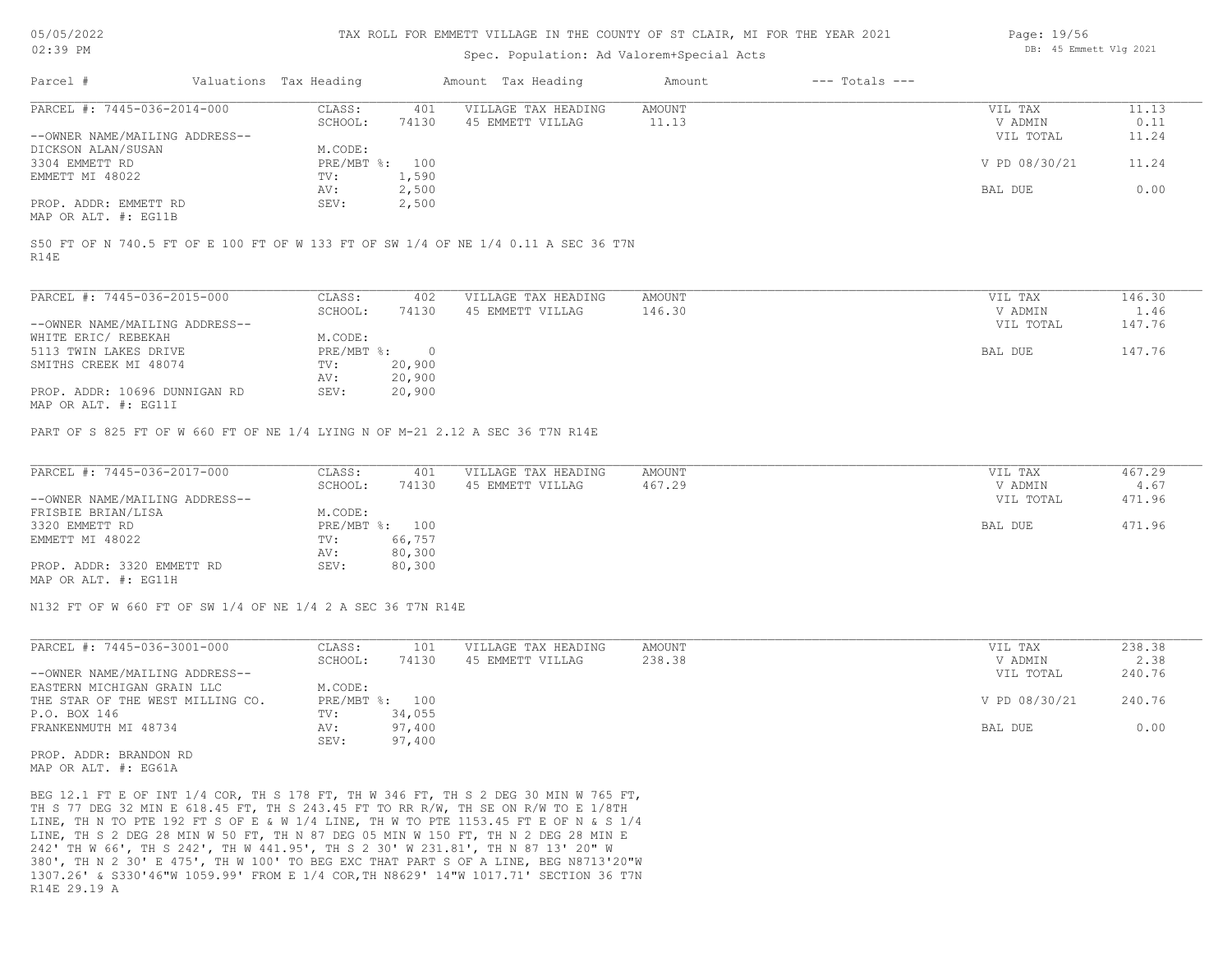TAX ROLL FOR EMMETT VILLAGE IN THE COUNTY OF ST CLAIR, MI FOR THE YEAR 2021

Spec. Population: Ad Valorem+Special Acts

| Parcel # | Valuations | Tax Heading | Amount | Tax Heading | Amount | --- Totals --- | |
|---|---|---|---|---|---|---|---|

---

**PARCEL #: 7445-036-2014-000**

CLASS: 401 | SCHOOL: 74130 | VILLAGE TAX HEADING AMOUNT: 45 EMMETT VILLAG 11.13

--OWNER NAME/MAILING ADDRESS--
DICKSON ALAN/SUSAN
3304 EMMETT RD
EMMETT MI 48022

M.CODE:
PRE/MBT %: 100
TV: 1,590
AV: 2,500
SEV: 2,500

PROP. ADDR: EMMETT RD
MAP OR ALT. #: EG11B

| | |
|---|---|
| VIL TAX | 11.13 |
| V ADMIN | 0.11 |
| VIL TOTAL | 11.24 |
| V PD 08/30/21 | 11.24 |
| BAL DUE | 0.00 |

S50 FT OF N 740.5 FT OF E 100 FT OF W 133 FT OF SW 1/4 OF NE 1/4 0.11 A SEC 36 T7N R14E

---

**PARCEL #: 7445-036-2015-000**

CLASS: 402 | SCHOOL: 74130 | VILLAGE TAX HEADING AMOUNT: 45 EMMETT VILLAG 146.30

--OWNER NAME/MAILING ADDRESS--
WHITE ERIC/ REBEKAH
5113 TWIN LAKES DRIVE
SMITHS CREEK MI 48074

M.CODE:
PRE/MBT %: 0
TV: 20,900
AV: 20,900
SEV: 20,900

PROP. ADDR: 10696 DUNNIGAN RD
MAP OR ALT. #: EG11I

| | |
|---|---|
| VIL TAX | 146.30 |
| V ADMIN | 1.46 |
| VIL TOTAL | 147.76 |
| BAL DUE | 147.76 |

PART OF S 825 FT OF W 660 FT OF NE 1/4 LYING N OF M-21 2.12 A SEC 36 T7N R14E

---

**PARCEL #: 7445-036-2017-000**

CLASS: 401 | SCHOOL: 74130 | VILLAGE TAX HEADING AMOUNT: 45 EMMETT VILLAG 467.29

--OWNER NAME/MAILING ADDRESS--
FRISBIE BRIAN/LISA
3320 EMMETT RD
EMMETT MI 48022

M.CODE:
PRE/MBT %: 100
TV: 66,757
AV: 80,300
SEV: 80,300

PROP. ADDR: 3320 EMMETT RD
MAP OR ALT. #: EG11H

| | |
|---|---|
| VIL TAX | 467.29 |
| V ADMIN | 4.67 |
| VIL TOTAL | 471.96 |
| BAL DUE | 471.96 |

N132 FT OF W 660 FT OF SW 1/4 OF NE 1/4 2 A SEC 36 T7N R14E

---

**PARCEL #: 7445-036-3001-000**

CLASS: 101 | SCHOOL: 74130 | VILLAGE TAX HEADING AMOUNT: 45 EMMETT VILLAG 238.38

--OWNER NAME/MAILING ADDRESS--
EASTERN MICHIGAN GRAIN LLC
THE STAR OF THE WEST MILLING CO.
P.O. BOX 146
FRANKENMUTH MI 48734

M.CODE:
PRE/MBT %: 100
TV: 34,055
AV: 97,400
SEV: 97,400

PROP. ADDR: BRANDON RD
MAP OR ALT. #: EG61A

| | |
|---|---|
| VIL TAX | 238.38 |
| V ADMIN | 2.38 |
| VIL TOTAL | 240.76 |
| V PD 08/30/21 | 240.76 |
| BAL DUE | 0.00 |

BEG 12.1 FT E OF INT 1/4 COR, TH S 178 FT, TH W 346 FT, TH S 2 DEG 30 MIN W 765 FT, TH S 77 DEG 32 MIN E 618.45 FT, TH S 243.45 FT TO RR R/W, TH SE ON R/W TO E 1/8TH LINE, TH N TO PTE 192 FT S OF E & W 1/4 LINE, TH W TO PTE 1153.45 FT E OF N & S 1/4 LINE, TH S 2 DEG 28 MIN W 50 FT, TH N 87 DEG 05 MIN W 150 FT, TH N 2 DEG 28 MIN E 242' TH W 66', TH S 242', TH W 441.95', TH S 2 30' W 231.81', TH N 87 13' 20" W 380', TH N 2 30' E 475', TH W 100' TO BEG EXC THAT PART S OF A LINE, BEG N8713'20"W 1307.26' & S330'46"W 1059.99' FROM E 1/4 COR,TH N8629' 14"W 1017.71' SECTION 36 T7N R14E 29.19 A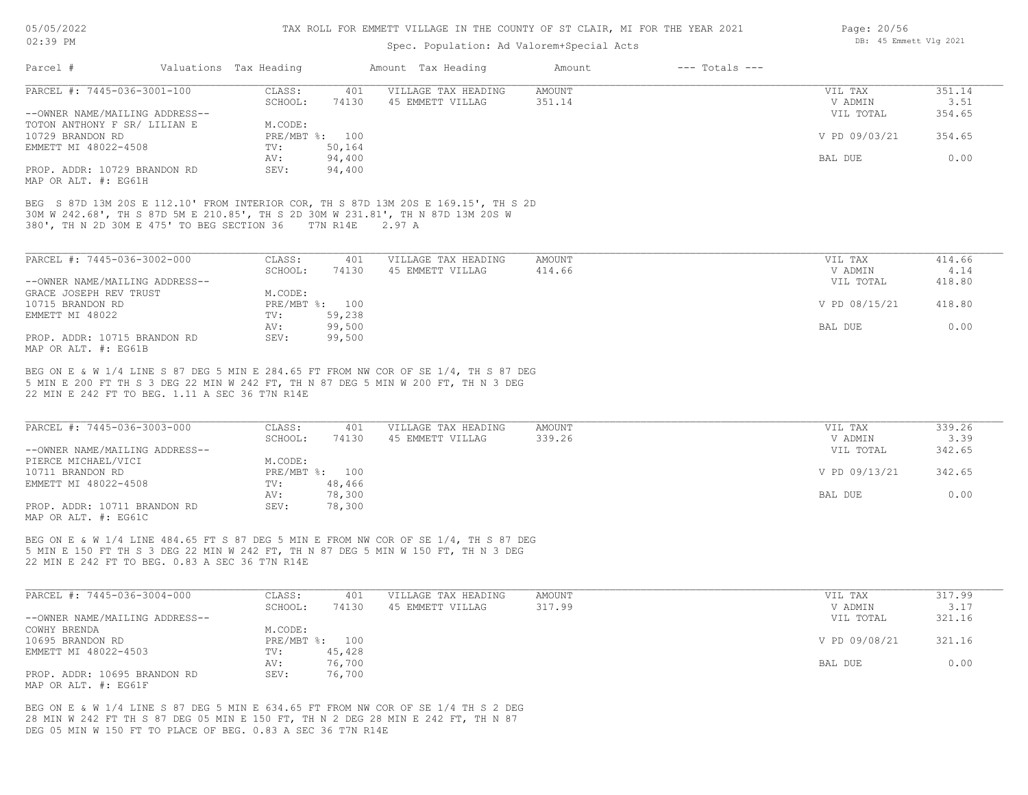TAX ROLL FOR EMMETT VILLAGE IN THE COUNTY OF ST CLAIR, MI FOR THE YEAR 2021

Spec. Population: Ad Valorem+Special Acts

| Parcel # | Valuations | Tax Heading | Amount | Tax Heading | Amount | --- Totals --- | |
|---|---|---|---|---|---|---|---|
| PARCEL #: 7445-036-3001-100 | CLASS: | 401 | VILLAGE TAX HEADING | AMOUNT | | VIL TAX | 351.14 |
| | SCHOOL: | 74130 | 45 EMMETT VILLAG | 351.14 | | V ADMIN | 3.51 |
| --OWNER NAME/MAILING ADDRESS-- | | | | | | VIL TOTAL | 354.65 |
| TOTON ANTHONY F SR/ LILIAN E | M.CODE: | | | | | | |
| 10729 BRANDON RD | PRE/MBT %: | 100 | | | | V PD 09/03/21 | 354.65 |
| EMMETT MI 48022-4508 | TV: | 50,164 | | | | | |
| | AV: | 94,400 | | | | BAL DUE | 0.00 |
| PROP. ADDR: 10729 BRANDON RD | SEV: | 94,400 | | | | | |
| MAP OR ALT. #: EG61H | | | | | | | |

BEG S 87D 13M 20S E 112.10' FROM INTERIOR COR, TH S 87D 13M 20S E 169.15', TH S 2D 30M W 242.68', TH S 87D 5M E 210.85', TH S 2D 30M W 231.81', TH N 87D 13M 20S W 380', TH N 2D 30M E 475' TO BEG SECTION 36 T7N R14E 2.97 A

| Parcel # | Valuations | Tax Heading | Amount | Tax Heading | Amount | --- Totals --- | |
|---|---|---|---|---|---|---|---|
| PARCEL #: 7445-036-3002-000 | CLASS: | 401 | VILLAGE TAX HEADING | AMOUNT | | VIL TAX | 414.66 |
| | SCHOOL: | 74130 | 45 EMMETT VILLAG | 414.66 | | V ADMIN | 4.14 |
| --OWNER NAME/MAILING ADDRESS-- | | | | | | VIL TOTAL | 418.80 |
| GRACE JOSEPH REV TRUST | M.CODE: | | | | | | |
| 10715 BRANDON RD | PRE/MBT %: | 100 | | | | V PD 08/15/21 | 418.80 |
| EMMETT MI 48022 | TV: | 59,238 | | | | | |
| | AV: | 99,500 | | | | BAL DUE | 0.00 |
| PROP. ADDR: 10715 BRANDON RD | SEV: | 99,500 | | | | | |
| MAP OR ALT. #: EG61B | | | | | | | |

BEG ON E & W 1/4 LINE S 87 DEG 5 MIN E 284.65 FT FROM NW COR OF SE 1/4, TH S 87 DEG 5 MIN E 200 FT TH S 3 DEG 22 MIN W 242 FT, TH N 87 DEG 5 MIN W 200 FT, TH N 3 DEG 22 MIN E 242 FT TO BEG. 1.11 A SEC 36 T7N R14E

| Parcel # | Valuations | Tax Heading | Amount | Tax Heading | Amount | --- Totals --- | |
|---|---|---|---|---|---|---|---|
| PARCEL #: 7445-036-3003-000 | CLASS: | 401 | VILLAGE TAX HEADING | AMOUNT | | VIL TAX | 339.26 |
| | SCHOOL: | 74130 | 45 EMMETT VILLAG | 339.26 | | V ADMIN | 3.39 |
| --OWNER NAME/MAILING ADDRESS-- | | | | | | VIL TOTAL | 342.65 |
| PIERCE MICHAEL/VICI | M.CODE: | | | | | | |
| 10711 BRANDON RD | PRE/MBT %: | 100 | | | | V PD 09/13/21 | 342.65 |
| EMMETT MI 48022-4508 | TV: | 48,466 | | | | | |
| | AV: | 78,300 | | | | BAL DUE | 0.00 |
| PROP. ADDR: 10711 BRANDON RD | SEV: | 78,300 | | | | | |
| MAP OR ALT. #: EG61C | | | | | | | |

BEG ON E & W 1/4 LINE 484.65 FT S 87 DEG 5 MIN E FROM NW COR OF SE 1/4, TH S 87 DEG 5 MIN E 150 FT TH S 3 DEG 22 MIN W 242 FT, TH N 87 DEG 5 MIN W 150 FT, TH N 3 DEG 22 MIN E 242 FT TO BEG. 0.83 A SEC 36 T7N R14E

| Parcel # | Valuations | Tax Heading | Amount | Tax Heading | Amount | --- Totals --- | |
|---|---|---|---|---|---|---|---|
| PARCEL #: 7445-036-3004-000 | CLASS: | 401 | VILLAGE TAX HEADING | AMOUNT | | VIL TAX | 317.99 |
| | SCHOOL: | 74130 | 45 EMMETT VILLAG | 317.99 | | V ADMIN | 3.17 |
| --OWNER NAME/MAILING ADDRESS-- | | | | | | VIL TOTAL | 321.16 |
| COWHY BRENDA | M.CODE: | | | | | | |
| 10695 BRANDON RD | PRE/MBT %: | 100 | | | | V PD 09/08/21 | 321.16 |
| EMMETT MI 48022-4503 | TV: | 45,428 | | | | | |
| | AV: | 76,700 | | | | BAL DUE | 0.00 |
| PROP. ADDR: 10695 BRANDON RD | SEV: | 76,700 | | | | | |
| MAP OR ALT. #: EG61F | | | | | | | |

BEG ON E & W 1/4 LINE S 87 DEG 5 MIN E 634.65 FT FROM NW COR OF SE 1/4 TH S 2 DEG 28 MIN W 242 FT TH S 87 DEG 05 MIN E 150 FT, TH N 2 DEG 28 MIN E 242 FT, TH N 87 DEG 05 MIN W 150 FT TO PLACE OF BEG. 0.83 A SEC 36 T7N R14E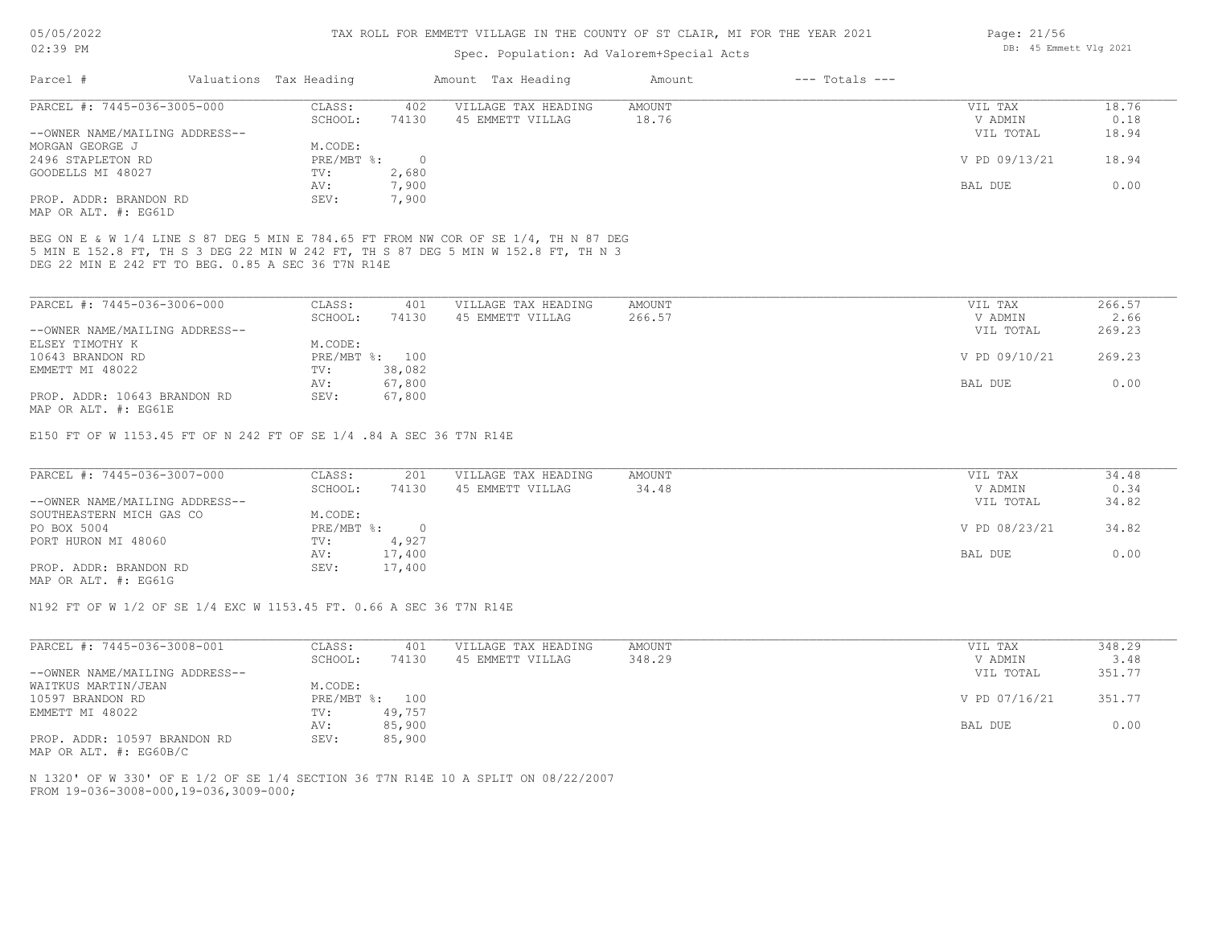# TAX ROLL FOR EMMETT VILLAGE IN THE COUNTY OF ST CLAIR, MI FOR THE YEAR 2021

Spec. Population: Ad Valorem+Special Acts

| Parcel # | Valuations | Tax Heading | Amount | Tax Heading | Amount | --- Totals --- | |
|---|---|---|---|---|---|---|---|

---

**PARCEL #: 7445-036-3005-000**

| | | | | | |
|---|---|---|---|---|---|
| CLASS: | 402 | VILLAGE TAX HEADING | AMOUNT | VIL TAX | 18.76 |
| SCHOOL: | 74130 | 45 EMMETT VILLAG | 18.76 | V ADMIN | 0.18 |
| | | | | VIL TOTAL | 18.94 |
| M.CODE: | | | | | |
| PRE/MBT %: | 0 | | | V PD 09/13/21 | 18.94 |
| TV: | 2,680 | | | | |
| AV: | 7,900 | | | BAL DUE | 0.00 |
| SEV: | 7,900 | | | | |

--OWNER NAME/MAILING ADDRESS--
MORGAN GEORGE J
2496 STAPLETON RD
GOODELLS MI 48027

PROP. ADDR: BRANDON RD
MAP OR ALT. #: EG61D

BEG ON E & W 1/4 LINE S 87 DEG 5 MIN E 784.65 FT FROM NW COR OF SE 1/4, TH N 87 DEG 5 MIN E 152.8 FT, TH S 3 DEG 22 MIN W 242 FT, TH S 87 DEG 5 MIN W 152.8 FT, TH N 3 DEG 22 MIN E 242 FT TO BEG. 0.85 A SEC 36 T7N R14E

---

**PARCEL #: 7445-036-3006-000**

| | | | | | |
|---|---|---|---|---|---|
| CLASS: | 401 | VILLAGE TAX HEADING | AMOUNT | VIL TAX | 266.57 |
| SCHOOL: | 74130 | 45 EMMETT VILLAG | 266.57 | V ADMIN | 2.66 |
| | | | | VIL TOTAL | 269.23 |
| M.CODE: | | | | | |
| PRE/MBT %: | 100 | | | V PD 09/10/21 | 269.23 |
| TV: | 38,082 | | | | |
| AV: | 67,800 | | | BAL DUE | 0.00 |
| SEV: | 67,800 | | | | |

--OWNER NAME/MAILING ADDRESS--
ELSEY TIMOTHY K
10643 BRANDON RD
EMMETT MI 48022

PROP. ADDR: 10643 BRANDON RD
MAP OR ALT. #: EG61E

E150 FT OF W 1153.45 FT OF N 242 FT OF SE 1/4 .84 A SEC 36 T7N R14E

---

**PARCEL #: 7445-036-3007-000**

| | | | | | |
|---|---|---|---|---|---|
| CLASS: | 201 | VILLAGE TAX HEADING | AMOUNT | VIL TAX | 34.48 |
| SCHOOL: | 74130 | 45 EMMETT VILLAG | 34.48 | V ADMIN | 0.34 |
| | | | | VIL TOTAL | 34.82 |
| M.CODE: | | | | | |
| PRE/MBT %: | 0 | | | V PD 08/23/21 | 34.82 |
| TV: | 4,927 | | | | |
| AV: | 17,400 | | | BAL DUE | 0.00 |
| SEV: | 17,400 | | | | |

--OWNER NAME/MAILING ADDRESS--
SOUTHEASTERN MICH GAS CO
PO BOX 5004
PORT HURON MI 48060

PROP. ADDR: BRANDON RD
MAP OR ALT. #: EG61G

N192 FT OF W 1/2 OF SE 1/4 EXC W 1153.45 FT. 0.66 A SEC 36 T7N R14E

---

**PARCEL #: 7445-036-3008-001**

| | | | | | |
|---|---|---|---|---|---|
| CLASS: | 401 | VILLAGE TAX HEADING | AMOUNT | VIL TAX | 348.29 |
| SCHOOL: | 74130 | 45 EMMETT VILLAG | 348.29 | V ADMIN | 3.48 |
| | | | | VIL TOTAL | 351.77 |
| M.CODE: | | | | | |
| PRE/MBT %: | 100 | | | V PD 07/16/21 | 351.77 |
| TV: | 49,757 | | | | |
| AV: | 85,900 | | | BAL DUE | 0.00 |
| SEV: | 85,900 | | | | |

--OWNER NAME/MAILING ADDRESS--
WAITKUS MARTIN/JEAN
10597 BRANDON RD
EMMETT MI 48022

PROP. ADDR: 10597 BRANDON RD
MAP OR ALT. #: EG60B/C

N 1320' OF W 330' OF E 1/2 OF SE 1/4 SECTION 36 T7N R14E 10 A SPLIT ON 08/22/2007
FROM 19-036-3008-000,19-036,3009-000;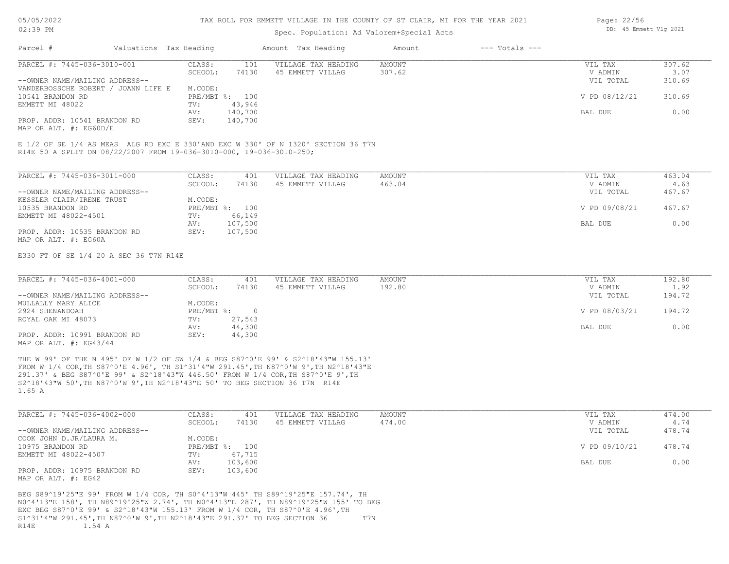# TAX ROLL FOR EMMETT VILLAGE IN THE COUNTY OF ST CLAIR, MI FOR THE YEAR 2021

Spec. Population: Ad Valorem+Special Acts

| Parcel # | Valuations | Tax Heading | Amount | Tax Heading | Amount | --- Totals --- | |
|---|---|---|---|---|---|---|---|

## PARCEL #: 7445-036-3010-001

| | | | | | | |
|---|---|---|---|---|---|---|
| | CLASS: | 101 | VILLAGE TAX HEADING | AMOUNT | VIL TAX | 307.62 |
| | SCHOOL: | 74130 | 45 EMMETT VILLAG | 307.62 | V ADMIN | 3.07 |
| --OWNER NAME/MAILING ADDRESS-- | | | | | VIL TOTAL | 310.69 |
| VANDERBOSSCHE ROBERT / JOANN LIFE E | M.CODE: | | | | | |
| 10541 BRANDON RD | PRE/MBT %: | 100 | | | V PD 08/12/21 | 310.69 |
| EMMETT MI 48022 | TV: | 43,946 | | | | |
| | AV: | 140,700 | | | BAL DUE | 0.00 |
| PROP. ADDR: 10541 BRANDON RD | SEV: | 140,700 | | | | |
| MAP OR ALT. #: EG60D/E | | | | | | |

E 1/2 OF SE 1/4 AS MEAS ALG RD EXC E 330'AND EXC W 330' OF N 1320' SECTION 36 T7N R14E 50 A SPLIT ON 08/22/2007 FROM 19-036-3010-000, 19-036-3010-250;

## PARCEL #: 7445-036-3011-000

| | | | | | | |
|---|---|---|---|---|---|---|
| | CLASS: | 401 | VILLAGE TAX HEADING | AMOUNT | VIL TAX | 463.04 |
| | SCHOOL: | 74130 | 45 EMMETT VILLAG | 463.04 | V ADMIN | 4.63 |
| --OWNER NAME/MAILING ADDRESS-- | | | | | VIL TOTAL | 467.67 |
| KESSLER CLAIR/IRENE TRUST | M.CODE: | | | | | |
| 10535 BRANDON RD | PRE/MBT %: | 100 | | | V PD 09/08/21 | 467.67 |
| EMMETT MI 48022-4501 | TV: | 66,149 | | | | |
| | AV: | 107,500 | | | BAL DUE | 0.00 |
| PROP. ADDR: 10535 BRANDON RD | SEV: | 107,500 | | | | |
| MAP OR ALT. #: EG60A | | | | | | |

E330 FT OF SE 1/4 20 A SEC 36 T7N R14E

## PARCEL #: 7445-036-4001-000

| | | | | | | |
|---|---|---|---|---|---|---|
| | CLASS: | 401 | VILLAGE TAX HEADING | AMOUNT | VIL TAX | 192.80 |
| | SCHOOL: | 74130 | 45 EMMETT VILLAG | 192.80 | V ADMIN | 1.92 |
| --OWNER NAME/MAILING ADDRESS-- | | | | | VIL TOTAL | 194.72 |
| MULLALLY MARY ALICE | M.CODE: | | | | | |
| 2924 SHENANDOAH | PRE/MBT %: | 0 | | | V PD 08/03/21 | 194.72 |
| ROYAL OAK MI 48073 | TV: | 27,543 | | | | |
| | AV: | 44,300 | | | BAL DUE | 0.00 |
| PROP. ADDR: 10991 BRANDON RD | SEV: | 44,300 | | | | |
| MAP OR ALT. #: EG43/44 | | | | | | |

THE W 99' OF THE N 495' OF W 1/2 OF SW 1/4 & BEG S87^0'E 99' & S2^18'43"W 155.13' FROM W 1/4 COR,TH S87^0'E 4.96', TH S1^31'4"W 291.45',TH N87^0'W 9',TH N2^18'43"E 291.37' & BEG S87^0'E 99' & S2^18'43"W 446.50' FROM W 1/4 COR,TH S87^0'E 9',TH S2^18'43"W 50',TH N87^0'W 9',TH N2^18'43"E 50' TO BEG SECTION 36 T7N R14E 1.65 A

## PARCEL #: 7445-036-4002-000

| | | | | | | |
|---|---|---|---|---|---|---|
| | CLASS: | 401 | VILLAGE TAX HEADING | AMOUNT | VIL TAX | 474.00 |
| | SCHOOL: | 74130 | 45 EMMETT VILLAG | 474.00 | V ADMIN | 4.74 |
| --OWNER NAME/MAILING ADDRESS-- | | | | | VIL TOTAL | 478.74 |
| COOK JOHN D.JR/LAURA M. | M.CODE: | | | | | |
| 10975 BRANDON RD | PRE/MBT %: | 100 | | | V PD 09/10/21 | 478.74 |
| EMMETT MI 48022-4507 | TV: | 67,715 | | | | |
| | AV: | 103,600 | | | BAL DUE | 0.00 |
| PROP. ADDR: 10975 BRANDON RD | SEV: | 103,600 | | | | |
| MAP OR ALT. #: EG42 | | | | | | |

BEG S89^19'25"E 99' FROM W 1/4 COR, TH S0^4'13"W 445' TH S89^19'25"E 157.74', TH N0^4'13"E 158', TH N89^19'25"W 2.74', TH N0^4'13"E 287', TH N89^19'25"W 155' TO BEG EXC BEG S87^0'E 99' & S2^18'43"W 155.13' FROM W 1/4 COR, TH S87^0'E 4.96',TH S1^31'4"W 291.45',TH N87^0'W 9',TH N2^18'43"E 291.37' TO BEG SECTION 36 T7N R14E 1.54 A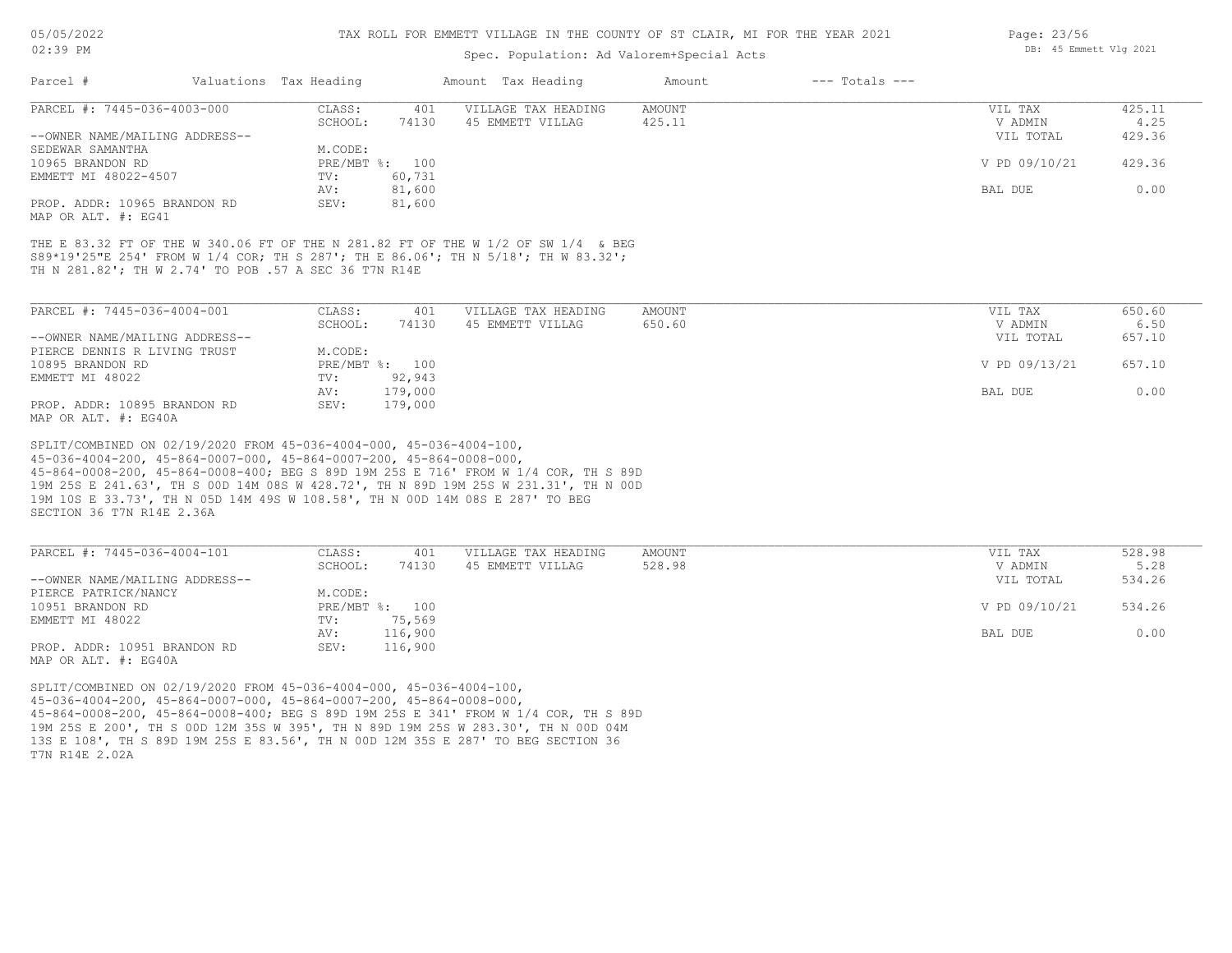# TAX ROLL FOR EMMETT VILLAGE IN THE COUNTY OF ST CLAIR, MI FOR THE YEAR 2021

Spec. Population: Ad Valorem+Special Acts

| Parcel # | Valuations | Tax Heading | Amount | Tax Heading | Amount | --- Totals --- | |
|---|---|---|---|---|---|---|---|

## PARCEL #: 7445-036-4003-000

| | | | | | |
|---|---|---|---|---|---|
| CLASS: | 401 | VILLAGE TAX HEADING | AMOUNT | VIL TAX | 425.11 |
| SCHOOL: | 74130 | 45 EMMETT VILLAG | 425.11 | V ADMIN | 4.25 |
| | | | | VIL TOTAL | 429.36 |
| M.CODE: | | | | | |
| PRE/MBT %: | 100 | | | V PD 09/10/21 | 429.36 |
| TV: | 60,731 | | | | |
| AV: | 81,600 | | | BAL DUE | 0.00 |
| SEV: | 81,600 | | | | |

--OWNER NAME/MAILING ADDRESS--
SEDEWAR SAMANTHA
10965 BRANDON RD
EMMETT MI 48022-4507

PROP. ADDR: 10965 BRANDON RD
MAP OR ALT. #: EG41

THE E 83.32 FT OF THE W 340.06 FT OF THE N 281.82 FT OF THE W 1/2 OF SW 1/4 & BEG S89*19'25"E 254' FROM W 1/4 COR; TH S 287'; TH E 86.06'; TH N 5/18'; TH W 83.32'; TH N 281.82'; TH W 2.74' TO POB .57 A SEC 36 T7N R14E

## PARCEL #: 7445-036-4004-001

| | | | | | |
|---|---|---|---|---|---|
| CLASS: | 401 | VILLAGE TAX HEADING | AMOUNT | VIL TAX | 650.60 |
| SCHOOL: | 74130 | 45 EMMETT VILLAG | 650.60 | V ADMIN | 6.50 |
| | | | | VIL TOTAL | 657.10 |
| M.CODE: | | | | | |
| PRE/MBT %: | 100 | | | V PD 09/13/21 | 657.10 |
| TV: | 92,943 | | | | |
| AV: | 179,000 | | | BAL DUE | 0.00 |
| SEV: | 179,000 | | | | |

--OWNER NAME/MAILING ADDRESS--
PIERCE DENNIS R LIVING TRUST
10895 BRANDON RD
EMMETT MI 48022

PROP. ADDR: 10895 BRANDON RD
MAP OR ALT. #: EG40A

SPLIT/COMBINED ON 02/19/2020 FROM 45-036-4004-000, 45-036-4004-100, 45-036-4004-200, 45-864-0007-000, 45-864-0007-200, 45-864-0008-000, 45-864-0008-200, 45-864-0008-400; BEG S 89D 19M 25S E 716' FROM W 1/4 COR, TH S 89D 19M 25S E 241.63', TH S 00D 14M 08S W 428.72', TH N 89D 19M 25S W 231.31', TH N 00D 19M 10S E 33.73', TH N 05D 14M 49S W 108.58', TH N 00D 14M 08S E 287' TO BEG SECTION 36 T7N R14E 2.36A

## PARCEL #: 7445-036-4004-101

| | | | | | |
|---|---|---|---|---|---|
| CLASS: | 401 | VILLAGE TAX HEADING | AMOUNT | VIL TAX | 528.98 |
| SCHOOL: | 74130 | 45 EMMETT VILLAG | 528.98 | V ADMIN | 5.28 |
| | | | | VIL TOTAL | 534.26 |
| M.CODE: | | | | | |
| PRE/MBT %: | 100 | | | V PD 09/10/21 | 534.26 |
| TV: | 75,569 | | | | |
| AV: | 116,900 | | | BAL DUE | 0.00 |
| SEV: | 116,900 | | | | |

--OWNER NAME/MAILING ADDRESS--
PIERCE PATRICK/NANCY
10951 BRANDON RD
EMMETT MI 48022

PROP. ADDR: 10951 BRANDON RD
MAP OR ALT. #: EG40A

SPLIT/COMBINED ON 02/19/2020 FROM 45-036-4004-000, 45-036-4004-100, 45-036-4004-200, 45-864-0007-000, 45-864-0007-200, 45-864-0008-000, 45-864-0008-200, 45-864-0008-400; BEG S 89D 19M 25S E 341' FROM W 1/4 COR, TH S 89D 19M 25S E 200', TH S 00D 12M 35S W 395', TH N 89D 19M 25S W 283.30', TH N 00D 04M 13S E 108', TH S 89D 19M 25S E 83.56', TH N 00D 12M 35S E 287' TO BEG SECTION 36 T7N R14E 2.02A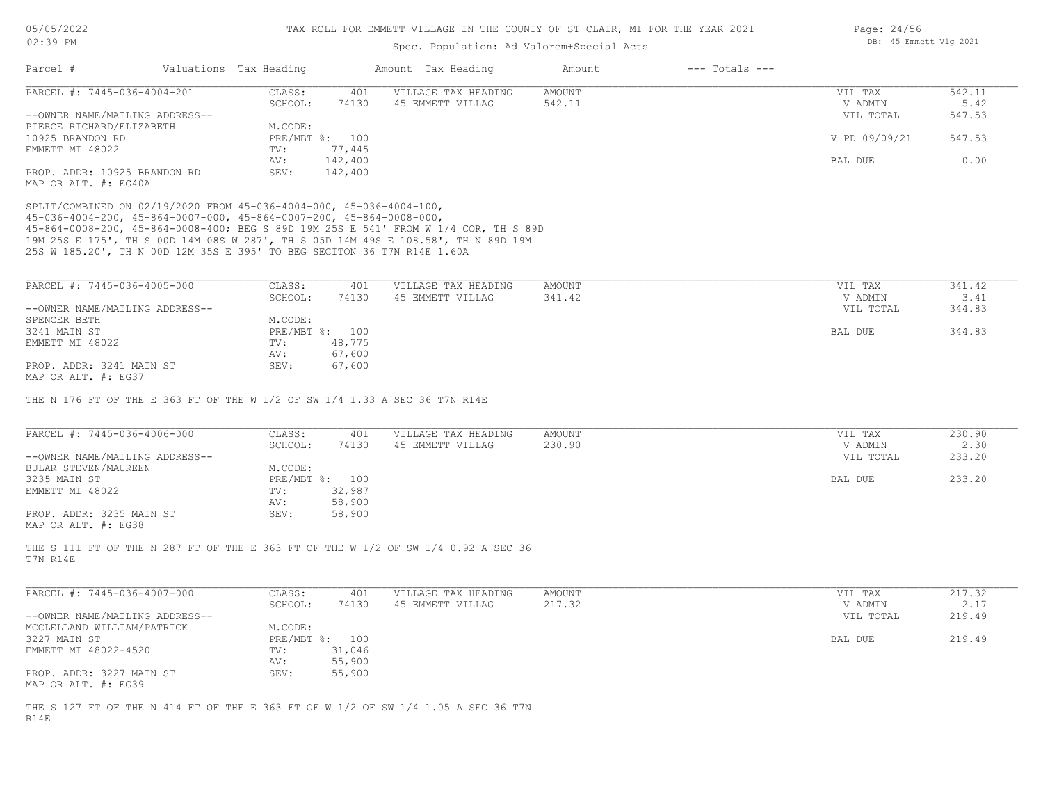# TAX ROLL FOR EMMETT VILLAGE IN THE COUNTY OF ST CLAIR, MI FOR THE YEAR 2021

Spec. Population: Ad Valorem+Special Acts

| Parcel # | Valuations | Tax Heading | Amount | Tax Heading | Amount | --- Totals --- |
|---|---|---|---|---|---|---|

---

**PARCEL #: 7445-036-4004-201**

| | | | | |
|---|---|---|---|---|
| CLASS: 401 | VILLAGE TAX HEADING | AMOUNT | VIL TAX | 542.11 |
| SCHOOL: 74130 | 45 EMMETT VILLAG | 542.11 | V ADMIN | 5.42 |
| | | | VIL TOTAL | 547.53 |
| M.CODE: | | | | |
| PRE/MBT %: 100 | | | V PD 09/09/21 | 547.53 |
| TV: 77,445 | | | | |
| AV: 142,400 | | | BAL DUE | 0.00 |
| SEV: 142,400 | | | | |

--OWNER NAME/MAILING ADDRESS--
PIERCE RICHARD/ELIZABETH
10925 BRANDON RD
EMMETT MI 48022

PROP. ADDR: 10925 BRANDON RD
MAP OR ALT. #: EG40A

SPLIT/COMBINED ON 02/19/2020 FROM 45-036-4004-000, 45-036-4004-100, 45-036-4004-200, 45-864-0007-000, 45-864-0007-200, 45-864-0008-000, 45-864-0008-200, 45-864-0008-400; BEG S 89D 19M 25S E 541' FROM W 1/4 COR, TH S 89D 19M 25S E 175', TH S 00D 14M 08S W 287', TH S 05D 14M 49S E 108.58', TH N 89D 19M 25S W 185.20', TH N 00D 12M 35S E 395' TO BEG SECITON 36 T7N R14E 1.60A

---

**PARCEL #: 7445-036-4005-000**

| | | | | |
|---|---|---|---|---|
| CLASS: 401 | VILLAGE TAX HEADING | AMOUNT | VIL TAX | 341.42 |
| SCHOOL: 74130 | 45 EMMETT VILLAG | 341.42 | V ADMIN | 3.41 |
| | | | VIL TOTAL | 344.83 |
| M.CODE: | | | | |
| PRE/MBT %: 100 | | | BAL DUE | 344.83 |
| TV: 48,775 | | | | |
| AV: 67,600 | | | | |
| SEV: 67,600 | | | | |

--OWNER NAME/MAILING ADDRESS--
SPENCER BETH
3241 MAIN ST
EMMETT MI 48022

PROP. ADDR: 3241 MAIN ST
MAP OR ALT. #: EG37

THE N 176 FT OF THE E 363 FT OF THE W 1/2 OF SW 1/4 1.33 A SEC 36 T7N R14E

---

**PARCEL #: 7445-036-4006-000**

| | | | | |
|---|---|---|---|---|
| CLASS: 401 | VILLAGE TAX HEADING | AMOUNT | VIL TAX | 230.90 |
| SCHOOL: 74130 | 45 EMMETT VILLAG | 230.90 | V ADMIN | 2.30 |
| | | | VIL TOTAL | 233.20 |
| M.CODE: | | | | |
| PRE/MBT %: 100 | | | BAL DUE | 233.20 |
| TV: 32,987 | | | | |
| AV: 58,900 | | | | |
| SEV: 58,900 | | | | |

--OWNER NAME/MAILING ADDRESS--
BULAR STEVEN/MAUREEN
3235 MAIN ST
EMMETT MI 48022

PROP. ADDR: 3235 MAIN ST
MAP OR ALT. #: EG38

THE S 111 FT OF THE N 287 FT OF THE E 363 FT OF THE W 1/2 OF SW 1/4 0.92 A SEC 36 T7N R14E

---

**PARCEL #: 7445-036-4007-000**

| | | | | |
|---|---|---|---|---|
| CLASS: 401 | VILLAGE TAX HEADING | AMOUNT | VIL TAX | 217.32 |
| SCHOOL: 74130 | 45 EMMETT VILLAG | 217.32 | V ADMIN | 2.17 |
| | | | VIL TOTAL | 219.49 |
| M.CODE: | | | | |
| PRE/MBT %: 100 | | | BAL DUE | 219.49 |
| TV: 31,046 | | | | |
| AV: 55,900 | | | | |
| SEV: 55,900 | | | | |

--OWNER NAME/MAILING ADDRESS--
MCCLELLAND WILLIAM/PATRICK
3227 MAIN ST
EMMETT MI 48022-4520

PROP. ADDR: 3227 MAIN ST
MAP OR ALT. #: EG39

THE S 127 FT OF THE N 414 FT OF THE E 363 FT OF W 1/2 OF SW 1/4 1.05 A SEC 36 T7N R14E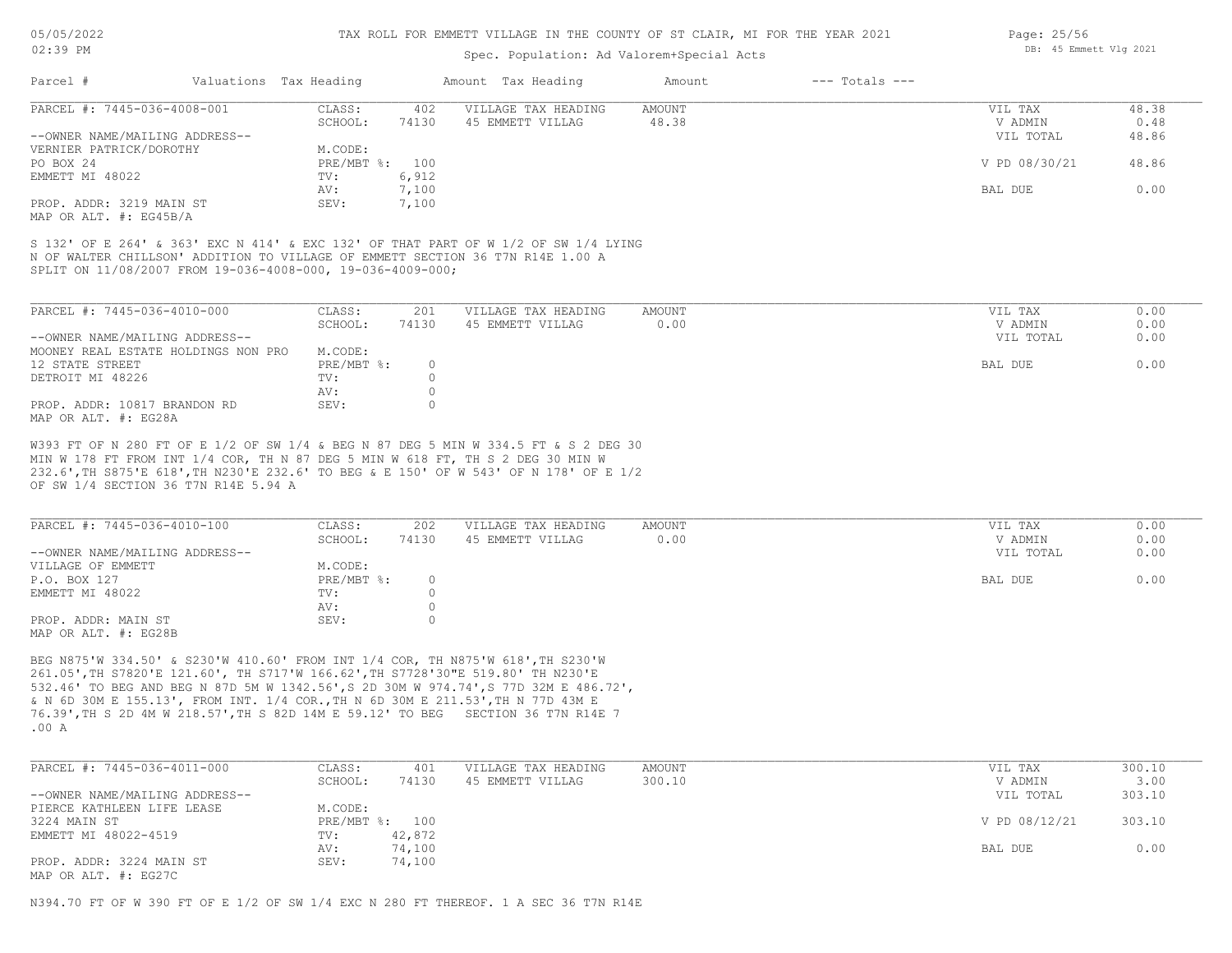# TAX ROLL FOR EMMETT VILLAGE IN THE COUNTY OF ST CLAIR, MI FOR THE YEAR 2021

Spec. Population: Ad Valorem+Special Acts

05/05/2022
02:39 PM

DB: 45 Emmett Vlg 2021

| Parcel # | Valuations | Tax Heading | Amount | Tax Heading | Amount | --- Totals --- | |
|---|---|---|---|---|---|---|---|

---

**PARCEL #: 7445-036-4008-001**

| | | | | | |
|---|---|---|---|---|---|
| CLASS: | 402 | VILLAGE TAX HEADING | AMOUNT | VIL TAX | 48.38 |
| SCHOOL: | 74130 | 45 EMMETT VILLAG | 48.38 | V ADMIN | 0.48 |
| | | | | VIL TOTAL | 48.86 |
| M.CODE: | | | | | |
| PRE/MBT %: | 100 | | | V PD 08/30/21 | 48.86 |
| TV: | 6,912 | | | | |
| AV: | 7,100 | | | BAL DUE | 0.00 |
| SEV: | 7,100 | | | | |

--OWNER NAME/MAILING ADDRESS--
VERNIER PATRICK/DOROTHY
PO BOX 24
EMMETT MI 48022

PROP. ADDR: 3219 MAIN ST
MAP OR ALT. #: EG45B/A

S 132' OF E 264' & 363' EXC N 414' & EXC 132' OF THAT PART OF W 1/2 OF SW 1/4 LYING N OF WALTER CHILLSON' ADDITION TO VILLAGE OF EMMETT SECTION 36 T7N R14E 1.00 A SPLIT ON 11/08/2007 FROM 19-036-4008-000, 19-036-4009-000;

---

**PARCEL #: 7445-036-4010-000**

| | | | | | |
|---|---|---|---|---|---|
| CLASS: | 201 | VILLAGE TAX HEADING | AMOUNT | VIL TAX | 0.00 |
| SCHOOL: | 74130 | 45 EMMETT VILLAG | 0.00 | V ADMIN | 0.00 |
| | | | | VIL TOTAL | 0.00 |
| M.CODE: | | | | | |
| PRE/MBT %: | 0 | | | BAL DUE | 0.00 |
| TV: | 0 | | | | |
| AV: | 0 | | | | |
| SEV: | 0 | | | | |

--OWNER NAME/MAILING ADDRESS--
MOONEY REAL ESTATE HOLDINGS NON PRO
12 STATE STREET
DETROIT MI 48226

PROP. ADDR: 10817 BRANDON RD
MAP OR ALT. #: EG28A

W393 FT OF N 280 FT OF E 1/2 OF SW 1/4 & BEG N 87 DEG 5 MIN W 334.5 FT & S 2 DEG 30 MIN W 178 FT FROM INT 1/4 COR, TH N 87 DEG 5 MIN W 618 FT, TH S 2 DEG 30 MIN W 232.6',TH S875'E 618',TH N230'E 232.6' TO BEG & E 150' OF W 543' OF N 178' OF E 1/2 OF SW 1/4 SECTION 36 T7N R14E 5.94 A

---

**PARCEL #: 7445-036-4010-100**

| | | | | | |
|---|---|---|---|---|---|
| CLASS: | 202 | VILLAGE TAX HEADING | AMOUNT | VIL TAX | 0.00 |
| SCHOOL: | 74130 | 45 EMMETT VILLAG | 0.00 | V ADMIN | 0.00 |
| | | | | VIL TOTAL | 0.00 |
| M.CODE: | | | | | |
| PRE/MBT %: | 0 | | | BAL DUE | 0.00 |
| TV: | 0 | | | | |
| AV: | 0 | | | | |
| SEV: | 0 | | | | |

--OWNER NAME/MAILING ADDRESS--
VILLAGE OF EMMETT
P.O. BOX 127
EMMETT MI 48022

PROP. ADDR: MAIN ST
MAP OR ALT. #: EG28B

BEG N875'W 334.50' & S230'W 410.60' FROM INT 1/4 COR, TH N875'W 618',TH S230'W 261.05',TH S7820'E 121.60', TH S717'W 166.62',TH S7728'30"E 519.80' TH N230'E 532.46' TO BEG AND BEG N 87D 5M W 1342.56',S 2D 30M W 974.74',S 77D 32M E 486.72', & N 6D 30M E 155.13', FROM INT. 1/4 COR.,TH N 6D 30M E 211.53',TH N 77D 43M E 76.39',TH S 2D 4M W 218.57',TH S 82D 14M E 59.12' TO BEG SECTION 36 T7N R14E 7 .00 A

---

**PARCEL #: 7445-036-4011-000**

| | | | | | |
|---|---|---|---|---|---|
| CLASS: | 401 | VILLAGE TAX HEADING | AMOUNT | VIL TAX | 300.10 |
| SCHOOL: | 74130 | 45 EMMETT VILLAG | 300.10 | V ADMIN | 3.00 |
| | | | | VIL TOTAL | 303.10 |
| M.CODE: | | | | | |
| PRE/MBT %: | 100 | | | V PD 08/12/21 | 303.10 |
| TV: | 42,872 | | | | |
| AV: | 74,100 | | | BAL DUE | 0.00 |
| SEV: | 74,100 | | | | |

--OWNER NAME/MAILING ADDRESS--
PIERCE KATHLEEN LIFE LEASE
3224 MAIN ST
EMMETT MI 48022-4519

PROP. ADDR: 3224 MAIN ST
MAP OR ALT. #: EG27C

N394.70 FT OF W 390 FT OF E 1/2 OF SW 1/4 EXC N 280 FT THEREOF. 1 A SEC 36 T7N R14E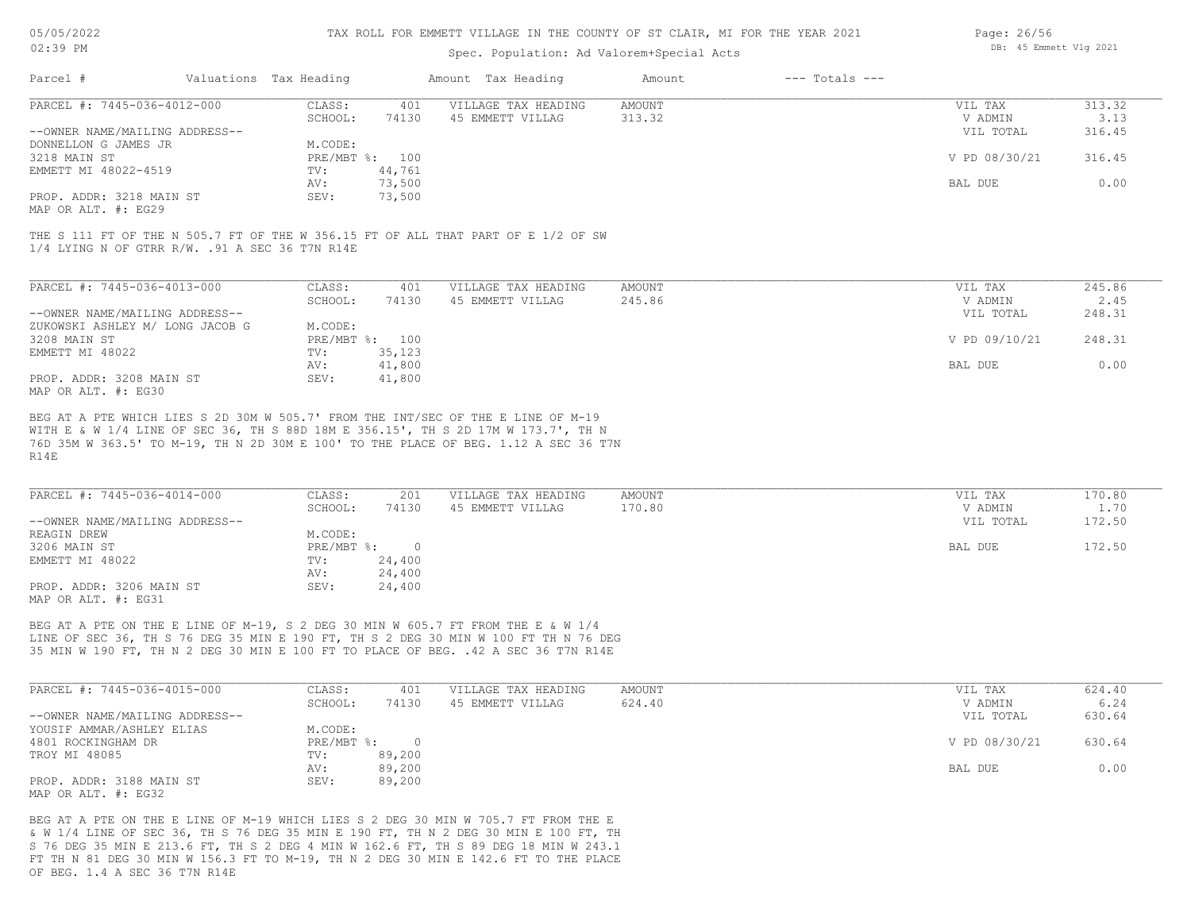# TAX ROLL FOR EMMETT VILLAGE IN THE COUNTY OF ST CLAIR, MI FOR THE YEAR 2021

Spec. Population: Ad Valorem+Special Acts

| Parcel # | Valuations | Tax Heading | Amount | Tax Heading | Amount | --- Totals --- |
|---|---|---|---|---|---|---|

---

**PARCEL #: 7445-036-4012-000**

| | | | | | |
|---|---|---|---|---|---|
| CLASS: | 401 | VILLAGE TAX HEADING | AMOUNT | VIL TAX | 313.32 |
| SCHOOL: | 74130 | 45 EMMETT VILLAG | 313.32 | V ADMIN | 3.13 |
| | | | | VIL TOTAL | 316.45 |
| M.CODE: | | | | | |
| PRE/MBT %: | 100 | | | V PD 08/30/21 | 316.45 |
| TV: | 44,761 | | | | |
| AV: | 73,500 | | | BAL DUE | 0.00 |
| SEV: | 73,500 | | | | |

--OWNER NAME/MAILING ADDRESS--
DONNELLON G JAMES JR
3218 MAIN ST
EMMETT MI 48022-4519

PROP. ADDR: 3218 MAIN ST
MAP OR ALT. #: EG29

THE S 111 FT OF THE N 505.7 FT OF THE W 356.15 FT OF ALL THAT PART OF E 1/2 OF SW 1/4 LYING N OF GTRR R/W. .91 A SEC 36 T7N R14E

---

**PARCEL #: 7445-036-4013-000**

| | | | | | |
|---|---|---|---|---|---|
| CLASS: | 401 | VILLAGE TAX HEADING | AMOUNT | VIL TAX | 245.86 |
| SCHOOL: | 74130 | 45 EMMETT VILLAG | 245.86 | V ADMIN | 2.45 |
| | | | | VIL TOTAL | 248.31 |
| M.CODE: | | | | | |
| PRE/MBT %: | 100 | | | V PD 09/10/21 | 248.31 |
| TV: | 35,123 | | | | |
| AV: | 41,800 | | | BAL DUE | 0.00 |
| SEV: | 41,800 | | | | |

--OWNER NAME/MAILING ADDRESS--
ZUKOWSKI ASHLEY M/ LONG JACOB G
3208 MAIN ST
EMMETT MI 48022

PROP. ADDR: 3208 MAIN ST
MAP OR ALT. #: EG30

BEG AT A PTE WHICH LIES S 2D 30M W 505.7' FROM THE INT/SEC OF THE E LINE OF M-19 WITH E & W 1/4 LINE OF SEC 36, TH S 88D 18M E 356.15', TH S 2D 17M W 173.7', TH N 76D 35M W 363.5' TO M-19, TH N 2D 30M E 100' TO THE PLACE OF BEG. 1.12 A SEC 36 T7N R14E

---

**PARCEL #: 7445-036-4014-000**

| | | | | | |
|---|---|---|---|---|---|
| CLASS: | 201 | VILLAGE TAX HEADING | AMOUNT | VIL TAX | 170.80 |
| SCHOOL: | 74130 | 45 EMMETT VILLAG | 170.80 | V ADMIN | 1.70 |
| | | | | VIL TOTAL | 172.50 |
| M.CODE: | | | | | |
| PRE/MBT %: | 0 | | | BAL DUE | 172.50 |
| TV: | 24,400 | | | | |
| AV: | 24,400 | | | | |
| SEV: | 24,400 | | | | |

--OWNER NAME/MAILING ADDRESS--
REAGIN DREW
3206 MAIN ST
EMMETT MI 48022

PROP. ADDR: 3206 MAIN ST
MAP OR ALT. #: EG31

BEG AT A PTE ON THE E LINE OF M-19, S 2 DEG 30 MIN W 605.7 FT FROM THE E & W 1/4 LINE OF SEC 36, TH S 76 DEG 35 MIN E 190 FT, TH S 2 DEG 30 MIN W 100 FT TH N 76 DEG 35 MIN W 190 FT, TH N 2 DEG 30 MIN E 100 FT TO PLACE OF BEG. .42 A SEC 36 T7N R14E

---

**PARCEL #: 7445-036-4015-000**

| | | | | | |
|---|---|---|---|---|---|
| CLASS: | 401 | VILLAGE TAX HEADING | AMOUNT | VIL TAX | 624.40 |
| SCHOOL: | 74130 | 45 EMMETT VILLAG | 624.40 | V ADMIN | 6.24 |
| | | | | VIL TOTAL | 630.64 |
| M.CODE: | | | | | |
| PRE/MBT %: | 0 | | | V PD 08/30/21 | 630.64 |
| TV: | 89,200 | | | | |
| AV: | 89,200 | | | BAL DUE | 0.00 |
| SEV: | 89,200 | | | | |

--OWNER NAME/MAILING ADDRESS--
YOUSIF AMMAR/ASHLEY ELIAS
4801 ROCKINGHAM DR
TROY MI 48085

PROP. ADDR: 3188 MAIN ST
MAP OR ALT. #: EG32

BEG AT A PTE ON THE E LINE OF M-19 WHICH LIES S 2 DEG 30 MIN W 705.7 FT FROM THE E & W 1/4 LINE OF SEC 36, TH S 76 DEG 35 MIN E 190 FT, TH N 2 DEG 30 MIN E 100 FT, TH S 76 DEG 35 MIN E 213.6 FT, TH S 2 DEG 4 MIN W 162.6 FT, TH S 89 DEG 18 MIN W 243.1 FT TH N 81 DEG 30 MIN W 156.3 FT TO M-19, TH N 2 DEG 30 MIN E 142.6 FT TO THE PLACE OF BEG. 1.4 A SEC 36 T7N R14E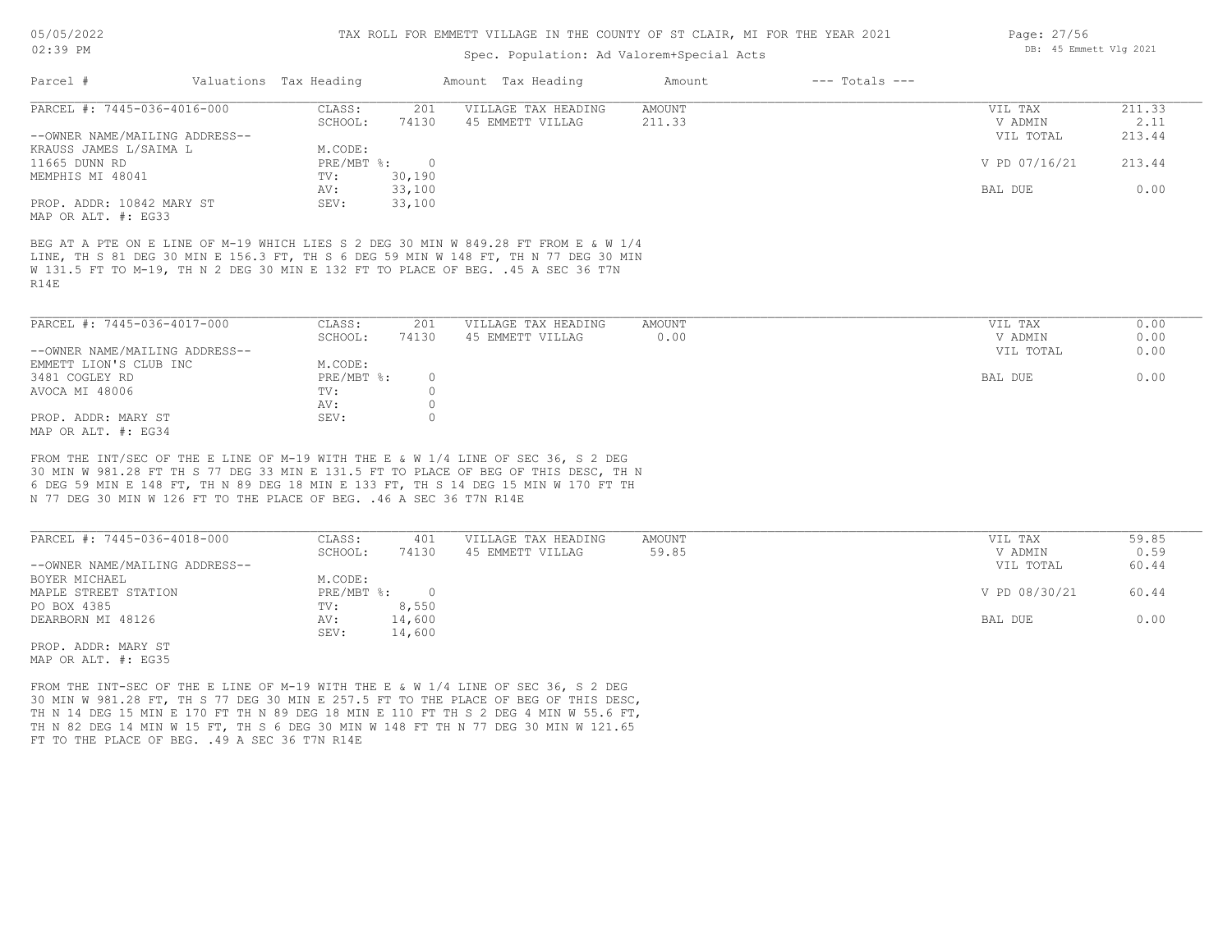TAX ROLL FOR EMMETT VILLAGE IN THE COUNTY OF ST CLAIR, MI FOR THE YEAR 2021

Spec. Population: Ad Valorem+Special Acts

| Parcel # | Valuations | Tax Heading | Amount | Tax Heading | Amount | --- Totals --- | |
|---|---|---|---|---|---|---|---|

---

**PARCEL #: 7445-036-4016-000**

| | | | | | |
|---|---|---|---|---|---|
| CLASS: | 201 | VILLAGE TAX HEADING | AMOUNT | VIL TAX | 211.33 |
| SCHOOL: | 74130 | 45 EMMETT VILLAG | 211.33 | V ADMIN | 2.11 |
| M.CODE: | | | | VIL TOTAL | 213.44 |
| PRE/MBT %: | 0 | | | V PD 07/16/21 | 213.44 |
| TV: | 30,190 | | | | |
| AV: | 33,100 | | | BAL DUE | 0.00 |
| SEV: | 33,100 | | | | |

--OWNER NAME/MAILING ADDRESS--
KRAUSS JAMES L/SAIMA L
11665 DUNN RD
MEMPHIS MI 48041

PROP. ADDR: 10842 MARY ST
MAP OR ALT. #: EG33

BEG AT A PTE ON E LINE OF M-19 WHICH LIES S 2 DEG 30 MIN W 849.28 FT FROM E & W 1/4 LINE, TH S 81 DEG 30 MIN E 156.3 FT, TH S 6 DEG 59 MIN W 148 FT, TH N 77 DEG 30 MIN W 131.5 FT TO M-19, TH N 2 DEG 30 MIN E 132 FT TO PLACE OF BEG. .45 A SEC 36 T7N R14E

---

**PARCEL #: 7445-036-4017-000**

| | | | | | |
|---|---|---|---|---|---|
| CLASS: | 201 | VILLAGE TAX HEADING | AMOUNT | VIL TAX | 0.00 |
| SCHOOL: | 74130 | 45 EMMETT VILLAG | 0.00 | V ADMIN | 0.00 |
| M.CODE: | | | | VIL TOTAL | 0.00 |
| PRE/MBT %: | 0 | | | BAL DUE | 0.00 |
| TV: | 0 | | | | |
| AV: | 0 | | | | |
| SEV: | 0 | | | | |

--OWNER NAME/MAILING ADDRESS--
EMMETT LION'S CLUB INC
3481 COGLEY RD
AVOCA MI 48006

PROP. ADDR: MARY ST
MAP OR ALT. #: EG34

FROM THE INT/SEC OF THE E LINE OF M-19 WITH THE E & W 1/4 LINE OF SEC 36, S 2 DEG 30 MIN W 981.28 FT TH S 77 DEG 33 MIN E 131.5 FT TO PLACE OF BEG OF THIS DESC, TH N 6 DEG 59 MIN E 148 FT, TH N 89 DEG 18 MIN E 133 FT, TH S 14 DEG 15 MIN W 170 FT TH N 77 DEG 30 MIN W 126 FT TO THE PLACE OF BEG. .46 A SEC 36 T7N R14E

---

**PARCEL #: 7445-036-4018-000**

| | | | | | |
|---|---|---|---|---|---|
| CLASS: | 401 | VILLAGE TAX HEADING | AMOUNT | VIL TAX | 59.85 |
| SCHOOL: | 74130 | 45 EMMETT VILLAG | 59.85 | V ADMIN | 0.59 |
| M.CODE: | | | | VIL TOTAL | 60.44 |
| PRE/MBT %: | 0 | | | V PD 08/30/21 | 60.44 |
| TV: | 8,550 | | | | |
| AV: | 14,600 | | | BAL DUE | 0.00 |
| SEV: | 14,600 | | | | |

--OWNER NAME/MAILING ADDRESS--
BOYER MICHAEL
MAPLE STREET STATION
PO BOX 4385
DEARBORN MI 48126

PROP. ADDR: MARY ST
MAP OR ALT. #: EG35

FROM THE INT-SEC OF THE E LINE OF M-19 WITH THE E & W 1/4 LINE OF SEC 36, S 2 DEG 30 MIN W 981.28 FT, TH S 77 DEG 30 MIN E 257.5 FT TO THE PLACE OF BEG OF THIS DESC, TH N 14 DEG 15 MIN E 170 FT TH N 89 DEG 18 MIN E 110 FT TH S 2 DEG 4 MIN W 55.6 FT, TH N 82 DEG 14 MIN W 15 FT, TH S 6 DEG 30 MIN W 148 FT TH N 77 DEG 30 MIN W 121.65 FT TO THE PLACE OF BEG. .49 A SEC 36 T7N R14E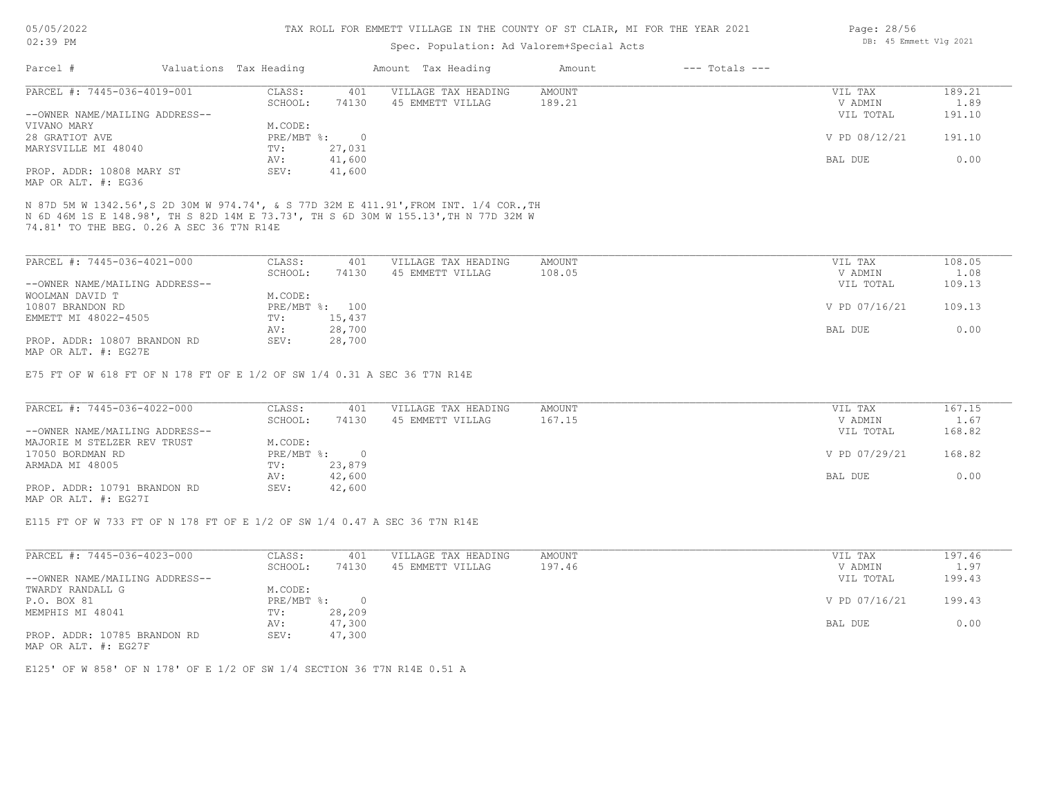TAX ROLL FOR EMMETT VILLAGE IN THE COUNTY OF ST CLAIR, MI FOR THE YEAR 2021

Spec. Population: Ad Valorem+Special Acts

| Parcel # | Valuations | Tax Heading | Amount | Tax Heading | Amount | --- Totals --- | |
|---|---|---|---|---|---|---|---|

---

**PARCEL #: 7445-036-4019-001**

| | | | | | |
|---|---|---|---|---|---|
| CLASS: | 401 | VILLAGE TAX HEADING | AMOUNT | VIL TAX | 189.21 |
| SCHOOL: | 74130 | 45 EMMETT VILLAG | 189.21 | V ADMIN | 1.89 |
| M.CODE: | | | | VIL TOTAL | 191.10 |
| PRE/MBT %: | 0 | | | V PD 08/12/21 | 191.10 |
| TV: | 27,031 | | | | |
| AV: | 41,600 | | | BAL DUE | 0.00 |
| SEV: | 41,600 | | | | |

--OWNER NAME/MAILING ADDRESS--
VIVANO MARY
28 GRATIOT AVE
MARYSVILLE MI 48040

PROP. ADDR: 10808 MARY ST
MAP OR ALT. #: EG36

N 87D 5M W 1342.56',S 2D 30M W 974.74', & S 77D 32M E 411.91',FROM INT. 1/4 COR.,TH N 6D 46M 1S E 148.98', TH S 82D 14M E 73.73', TH S 6D 30M W 155.13',TH N 77D 32M W 74.81' TO THE BEG. 0.26 A SEC 36 T7N R14E

---

**PARCEL #: 7445-036-4021-000**

| | | | | | |
|---|---|---|---|---|---|
| CLASS: | 401 | VILLAGE TAX HEADING | AMOUNT | VIL TAX | 108.05 |
| SCHOOL: | 74130 | 45 EMMETT VILLAG | 108.05 | V ADMIN | 1.08 |
| M.CODE: | | | | VIL TOTAL | 109.13 |
| PRE/MBT %: | 100 | | | V PD 07/16/21 | 109.13 |
| TV: | 15,437 | | | | |
| AV: | 28,700 | | | BAL DUE | 0.00 |
| SEV: | 28,700 | | | | |

--OWNER NAME/MAILING ADDRESS--
WOOLMAN DAVID T
10807 BRANDON RD
EMMETT MI 48022-4505

PROP. ADDR: 10807 BRANDON RD
MAP OR ALT. #: EG27E

E75 FT OF W 618 FT OF N 178 FT OF E 1/2 OF SW 1/4 0.31 A SEC 36 T7N R14E

---

**PARCEL #: 7445-036-4022-000**

| | | | | | |
|---|---|---|---|---|---|
| CLASS: | 401 | VILLAGE TAX HEADING | AMOUNT | VIL TAX | 167.15 |
| SCHOOL: | 74130 | 45 EMMETT VILLAG | 167.15 | V ADMIN | 1.67 |
| M.CODE: | | | | VIL TOTAL | 168.82 |
| PRE/MBT %: | 0 | | | V PD 07/29/21 | 168.82 |
| TV: | 23,879 | | | | |
| AV: | 42,600 | | | BAL DUE | 0.00 |
| SEV: | 42,600 | | | | |

--OWNER NAME/MAILING ADDRESS--
MAJORIE M STELZER REV TRUST
17050 BORDMAN RD
ARMADA MI 48005

PROP. ADDR: 10791 BRANDON RD
MAP OR ALT. #: EG27I

E115 FT OF W 733 FT OF N 178 FT OF E 1/2 OF SW 1/4 0.47 A SEC 36 T7N R14E

---

**PARCEL #: 7445-036-4023-000**

| | | | | | |
|---|---|---|---|---|---|
| CLASS: | 401 | VILLAGE TAX HEADING | AMOUNT | VIL TAX | 197.46 |
| SCHOOL: | 74130 | 45 EMMETT VILLAG | 197.46 | V ADMIN | 1.97 |
| M.CODE: | | | | VIL TOTAL | 199.43 |
| PRE/MBT %: | 0 | | | V PD 07/16/21 | 199.43 |
| TV: | 28,209 | | | | |
| AV: | 47,300 | | | BAL DUE | 0.00 |
| SEV: | 47,300 | | | | |

--OWNER NAME/MAILING ADDRESS--
TWARDY RANDALL G
P.O. BOX 81
MEMPHIS MI 48041

PROP. ADDR: 10785 BRANDON RD
MAP OR ALT. #: EG27F

E125' OF W 858' OF N 178' OF E 1/2 OF SW 1/4 SECTION 36 T7N R14E 0.51 A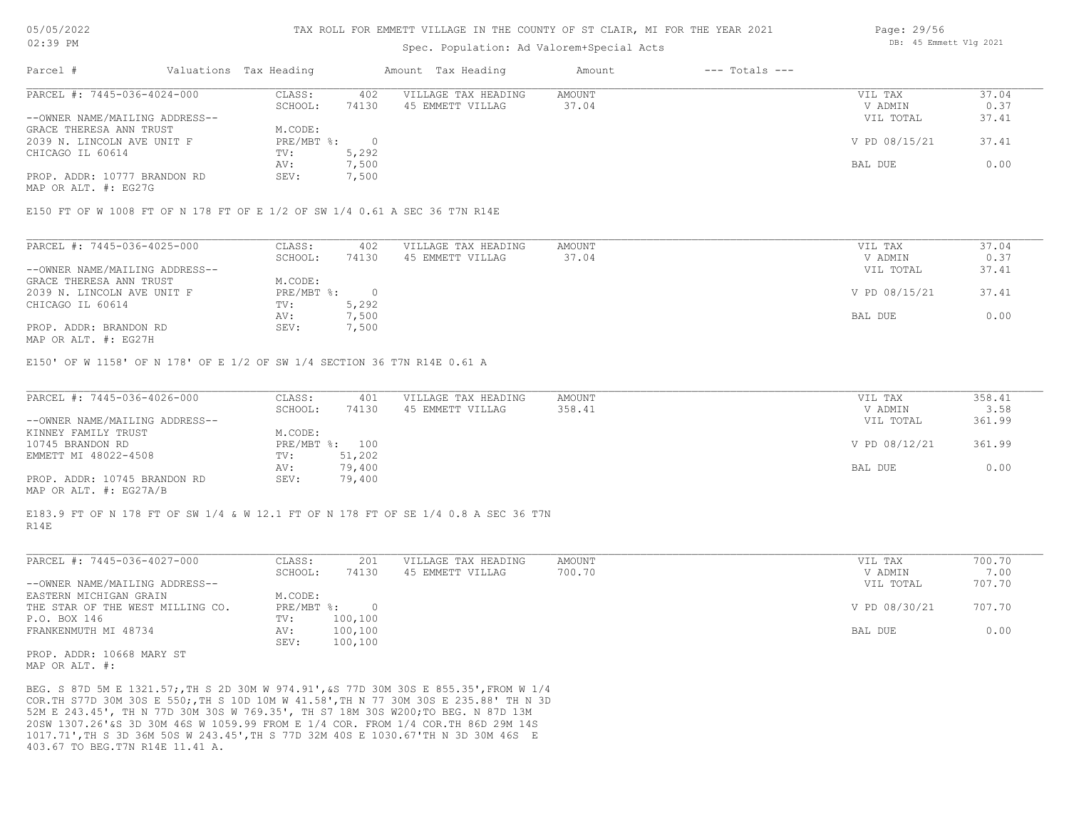# TAX ROLL FOR EMMETT VILLAGE IN THE COUNTY OF ST CLAIR, MI FOR THE YEAR 2021

Spec. Population: Ad Valorem+Special Acts

| Parcel # | Valuations | Tax Heading | Amount | Tax Heading | Amount | --- Totals --- | |
|---|---|---|---|---|---|---|---|

---

| PARCEL #: 7445-036-4024-000 | CLASS: | 402 | VILLAGE TAX HEADING | AMOUNT | VIL TAX | 37.04 |
|---|---|---|---|---|---|---|
| | SCHOOL: | 74130 | 45 EMMETT VILLAG | 37.04 | V ADMIN | 0.37 |
| --OWNER NAME/MAILING ADDRESS-- | | | | | VIL TOTAL | 37.41 |
| GRACE THERESA ANN TRUST | M.CODE: | | | | | |
| 2039 N. LINCOLN AVE UNIT F | PRE/MBT %: | 0 | | | V PD 08/15/21 | 37.41 |
| CHICAGO IL 60614 | TV: | 5,292 | | | | |
| | AV: | 7,500 | | | BAL DUE | 0.00 |
| PROP. ADDR: 10777 BRANDON RD | SEV: | 7,500 | | | | |
| MAP OR ALT. #: EG27G | | | | | | |

E150 FT OF W 1008 FT OF N 178 FT OF E 1/2 OF SW 1/4 0.61 A SEC 36 T7N R14E

---

| PARCEL #: 7445-036-4025-000 | CLASS: | 402 | VILLAGE TAX HEADING | AMOUNT | VIL TAX | 37.04 |
|---|---|---|---|---|---|---|
| | SCHOOL: | 74130 | 45 EMMETT VILLAG | 37.04 | V ADMIN | 0.37 |
| --OWNER NAME/MAILING ADDRESS-- | | | | | VIL TOTAL | 37.41 |
| GRACE THERESA ANN TRUST | M.CODE: | | | | | |
| 2039 N. LINCOLN AVE UNIT F | PRE/MBT %: | 0 | | | V PD 08/15/21 | 37.41 |
| CHICAGO IL 60614 | TV: | 5,292 | | | | |
| | AV: | 7,500 | | | BAL DUE | 0.00 |
| PROP. ADDR: BRANDON RD | SEV: | 7,500 | | | | |
| MAP OR ALT. #: EG27H | | | | | | |

E150' OF W 1158' OF N 178' OF E 1/2 OF SW 1/4 SECTION 36 T7N R14E 0.61 A

---

| PARCEL #: 7445-036-4026-000 | CLASS: | 401 | VILLAGE TAX HEADING | AMOUNT | VIL TAX | 358.41 |
|---|---|---|---|---|---|---|
| | SCHOOL: | 74130 | 45 EMMETT VILLAG | 358.41 | V ADMIN | 3.58 |
| --OWNER NAME/MAILING ADDRESS-- | | | | | VIL TOTAL | 361.99 |
| KINNEY FAMILY TRUST | M.CODE: | | | | | |
| 10745 BRANDON RD | PRE/MBT %: | 100 | | | V PD 08/12/21 | 361.99 |
| EMMETT MI 48022-4508 | TV: | 51,202 | | | | |
| | AV: | 79,400 | | | BAL DUE | 0.00 |
| PROP. ADDR: 10745 BRANDON RD | SEV: | 79,400 | | | | |
| MAP OR ALT. #: EG27A/B | | | | | | |

E183.9 FT OF N 178 FT OF SW 1/4 & W 12.1 FT OF N 178 FT OF SE 1/4 0.8 A SEC 36 T7N R14E

---

| PARCEL #: 7445-036-4027-000 | CLASS: | 201 | VILLAGE TAX HEADING | AMOUNT | VIL TAX | 700.70 |
|---|---|---|---|---|---|---|
| | SCHOOL: | 74130 | 45 EMMETT VILLAG | 700.70 | V ADMIN | 7.00 |
| --OWNER NAME/MAILING ADDRESS-- | | | | | VIL TOTAL | 707.70 |
| EASTERN MICHIGAN GRAIN | M.CODE: | | | | | |
| THE STAR OF THE WEST MILLING CO. | PRE/MBT %: | 0 | | | V PD 08/30/21 | 707.70 |
| P.O. BOX 146 | TV: | 100,100 | | | | |
| FRANKENMUTH MI 48734 | AV: | 100,100 | | | BAL DUE | 0.00 |
| | SEV: | 100,100 | | | | |
| PROP. ADDR: 10668 MARY ST | | | | | | |
| MAP OR ALT. #: | | | | | | |

BEG. S 87D 5M E 1321.57;,TH S 2D 30M W 974.91',&S 77D 30M 30S E 855.35',FROM W 1/4 COR.TH S77D 30M 30S E 550;,TH S 10D 10M W 41.58',TH N 77 30M 30S E 235.88' TH N 3D 52M E 243.45', TH N 77D 30M 30S W 769.35', TH S7 18M 30S W200;TO BEG. N 87D 13M 20SW 1307.26'&S 3D 30M 46S W 1059.99 FROM E 1/4 COR. FROM 1/4 COR.TH 86D 29M 14S 1017.71',TH S 3D 36M 50S W 243.45',TH S 77D 32M 40S E 1030.67'TH N 3D 30M 46S E 403.67 TO BEG.T7N R14E 11.41 A.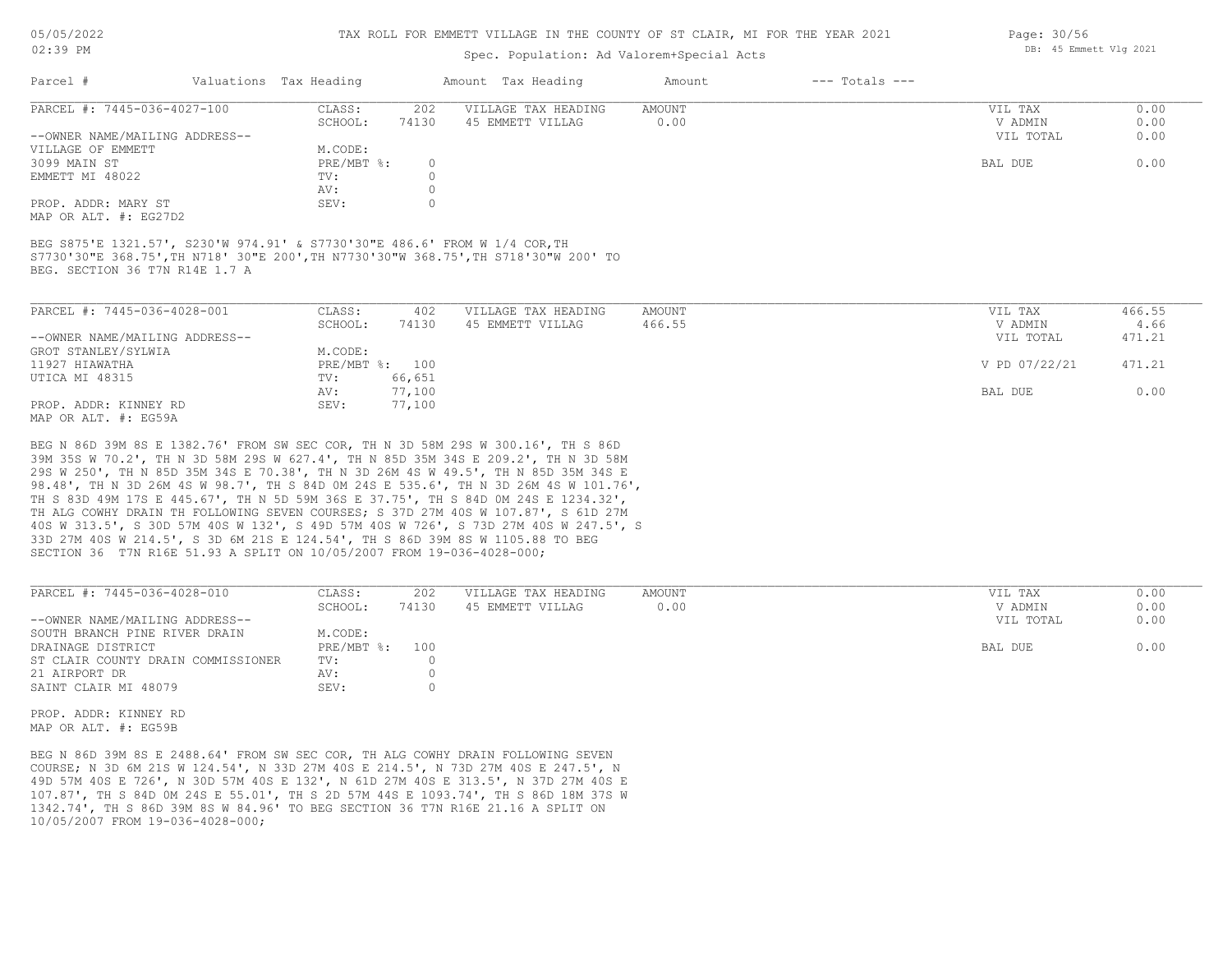# TAX ROLL FOR EMMETT VILLAGE IN THE COUNTY OF ST CLAIR, MI FOR THE YEAR 2021

Spec. Population: Ad Valorem+Special Acts

| Parcel # | Valuations Tax Heading | | Amount Tax Heading | Amount | --- Totals --- | |
|---|---|---|---|---|---|---|

---

**PARCEL #: 7445-036-4027-100**

| | | | | | |
|---|---|---|---|---|---|
| CLASS: | 202 | VILLAGE TAX HEADING | AMOUNT | VIL TAX | 0.00 |
| SCHOOL: | 74130 | 45 EMMETT VILLAG | 0.00 | V ADMIN | 0.00 |
| | | | | VIL TOTAL | 0.00 |
| M.CODE: | | | | | |
| PRE/MBT %: | 0 | | | BAL DUE | 0.00 |
| TV: | 0 | | | | |
| AV: | 0 | | | | |
| SEV: | 0 | | | | |

--OWNER NAME/MAILING ADDRESS--
VILLAGE OF EMMETT
3099 MAIN ST
EMMETT MI 48022

PROP. ADDR: MARY ST
MAP OR ALT. #: EG27D2

BEG S875'E 1321.57', S230'W 974.91' & S7730'30"E 486.6' FROM W 1/4 COR,TH S7730'30"E 368.75',TH N718' 30"E 200',TH N7730'30"W 368.75',TH S718'30"W 200' TO BEG. SECTION 36 T7N R14E 1.7 A

---

**PARCEL #: 7445-036-4028-001**

| | | | | | |
|---|---|---|---|---|---|
| CLASS: | 402 | VILLAGE TAX HEADING | AMOUNT | VIL TAX | 466.55 |
| SCHOOL: | 74130 | 45 EMMETT VILLAG | 466.55 | V ADMIN | 4.66 |
| | | | | VIL TOTAL | 471.21 |
| M.CODE: | | | | | |
| PRE/MBT %: | 100 | | | V PD 07/22/21 | 471.21 |
| TV: | 66,651 | | | | |
| AV: | 77,100 | | | BAL DUE | 0.00 |
| SEV: | 77,100 | | | | |

--OWNER NAME/MAILING ADDRESS--
GROT STANLEY/SYLWIA
11927 HIAWATHA
UTICA MI 48315

PROP. ADDR: KINNEY RD
MAP OR ALT. #: EG59A

BEG N 86D 39M 8S E 1382.76' FROM SW SEC COR, TH N 3D 58M 29S W 300.16', TH S 86D 39M 35S W 70.2', TH N 3D 58M 29S W 627.4', TH N 85D 35M 34S E 209.2', TH N 3D 58M 29S W 250', TH N 85D 35M 34S E 70.38', TH N 3D 26M 4S W 49.5', TH N 85D 35M 34S E 98.48', TH N 3D 26M 4S W 98.7', TH S 84D 0M 24S E 535.6', TH N 3D 26M 4S W 101.76', TH S 83D 49M 17S E 445.67', TH N 5D 59M 36S E 37.75', TH S 84D 0M 24S E 1234.32', TH ALG COWHY DRAIN TH FOLLOWING SEVEN COURSES; S 37D 27M 40S W 107.87', S 61D 27M 40S W 313.5', S 30D 57M 40S W 132', S 49D 57M 40S W 726', S 73D 27M 40S W 247.5', S 33D 27M 40S W 214.5', S 3D 6M 21S E 124.54', TH S 86D 39M 8S W 1105.88 TO BEG SECTION 36 T7N R16E 51.93 A SPLIT ON 10/05/2007 FROM 19-036-4028-000;

---

**PARCEL #: 7445-036-4028-010**

| | | | | | |
|---|---|---|---|---|---|
| CLASS: | 202 | VILLAGE TAX HEADING | AMOUNT | VIL TAX | 0.00 |
| SCHOOL: | 74130 | 45 EMMETT VILLAG | 0.00 | V ADMIN | 0.00 |
| | | | | VIL TOTAL | 0.00 |
| M.CODE: | | | | | |
| PRE/MBT %: | 100 | | | BAL DUE | 0.00 |
| TV: | 0 | | | | |
| AV: | 0 | | | | |
| SEV: | 0 | | | | |

--OWNER NAME/MAILING ADDRESS--
SOUTH BRANCH PINE RIVER DRAIN
DRAINAGE DISTRICT
ST CLAIR COUNTY DRAIN COMMISSIONER
21 AIRPORT DR
SAINT CLAIR MI 48079

PROP. ADDR: KINNEY RD
MAP OR ALT. #: EG59B

BEG N 86D 39M 8S E 2488.64' FROM SW SEC COR, TH ALG COWHY DRAIN FOLLOWING SEVEN COURSE; N 3D 6M 21S W 124.54', N 33D 27M 40S E 214.5', N 73D 27M 40S E 247.5', N 49D 57M 40S E 726', N 30D 57M 40S E 132', N 61D 27M 40S E 313.5', N 37D 27M 40S E 107.87', TH S 84D 0M 24S E 55.01', TH S 2D 57M 44S E 1093.74', TH S 86D 18M 37S W 1342.74', TH S 86D 39M 8S W 84.96' TO BEG SECTION 36 T7N R16E 21.16 A SPLIT ON 10/05/2007 FROM 19-036-4028-000;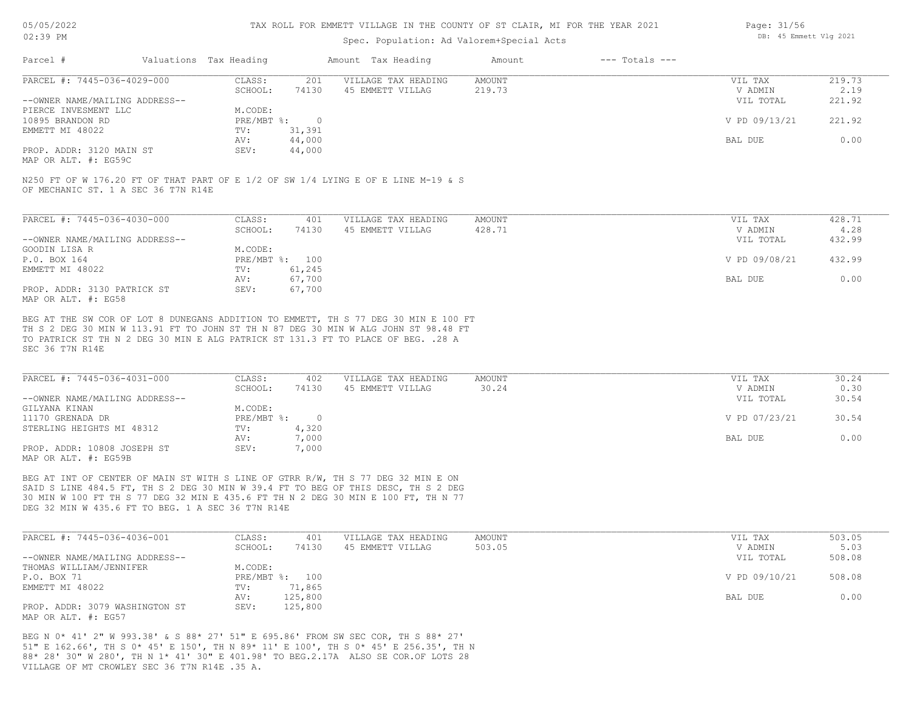TAX ROLL FOR EMMETT VILLAGE IN THE COUNTY OF ST CLAIR, MI FOR THE YEAR 2021

Spec. Population: Ad Valorem+Special Acts

| Parcel # | Valuations | Tax Heading | Amount | Tax Heading | Amount | --- Totals --- | |
|---|---|---|---|---|---|---|---|
| PARCEL #: 7445-036-4029-000 | CLASS: | 201 | VILLAGE TAX HEADING | AMOUNT | | VIL TAX | 219.73 |
| | SCHOOL: | 74130 | 45 EMMETT VILLAG | 219.73 | | V ADMIN | 2.19 |
| --OWNER NAME/MAILING ADDRESS-- | | | | | | VIL TOTAL | 221.92 |
| PIERCE INVESMENT LLC | M.CODE: | | | | | | |
| 10895 BRANDON RD | PRE/MBT %: | 0 | | | | V PD 09/13/21 | 221.92 |
| EMMETT MI 48022 | TV: | 31,391 | | | | | |
| | AV: | 44,000 | | | | BAL DUE | 0.00 |
| PROP. ADDR: 3120 MAIN ST | SEV: | 44,000 | | | | | |
| MAP OR ALT. #: EG59C | | | | | | | |

N250 FT OF W 176.20 FT OF THAT PART OF E 1/2 OF SW 1/4 LYING E OF E LINE M-19 & S OF MECHANIC ST. 1 A SEC 36 T7N R14E

| Parcel # | Valuations | Tax Heading | Amount | Tax Heading | Amount | --- Totals --- | |
|---|---|---|---|---|---|---|---|
| PARCEL #: 7445-036-4030-000 | CLASS: | 401 | VILLAGE TAX HEADING | AMOUNT | | VIL TAX | 428.71 |
| | SCHOOL: | 74130 | 45 EMMETT VILLAG | 428.71 | | V ADMIN | 4.28 |
| --OWNER NAME/MAILING ADDRESS-- | | | | | | VIL TOTAL | 432.99 |
| GOODIN LISA R | M.CODE: | | | | | | |
| P.O. BOX 164 | PRE/MBT %: | 100 | | | | V PD 09/08/21 | 432.99 |
| EMMETT MI 48022 | TV: | 61,245 | | | | | |
| | AV: | 67,700 | | | | BAL DUE | 0.00 |
| PROP. ADDR: 3130 PATRICK ST | SEV: | 67,700 | | | | | |
| MAP OR ALT. #: EG58 | | | | | | | |

BEG AT THE SW COR OF LOT 8 DUNEGANS ADDITION TO EMMETT, TH S 77 DEG 30 MIN E 100 FT TH S 2 DEG 30 MIN W 113.91 FT TO JOHN ST TH N 87 DEG 30 MIN W ALG JOHN ST 98.48 FT TO PATRICK ST TH N 2 DEG 30 MIN E ALG PATRICK ST 131.3 FT TO PLACE OF BEG. .28 A SEC 36 T7N R14E

| Parcel # | Valuations | Tax Heading | Amount | Tax Heading | Amount | --- Totals --- | |
|---|---|---|---|---|---|---|---|
| PARCEL #: 7445-036-4031-000 | CLASS: | 402 | VILLAGE TAX HEADING | AMOUNT | | VIL TAX | 30.24 |
| | SCHOOL: | 74130 | 45 EMMETT VILLAG | 30.24 | | V ADMIN | 0.30 |
| --OWNER NAME/MAILING ADDRESS-- | | | | | | VIL TOTAL | 30.54 |
| GILYANA KINAN | M.CODE: | | | | | | |
| 11170 GRENADA DR | PRE/MBT %: | 0 | | | | V PD 07/23/21 | 30.54 |
| STERLING HEIGHTS MI 48312 | TV: | 4,320 | | | | | |
| | AV: | 7,000 | | | | BAL DUE | 0.00 |
| PROP. ADDR: 10808 JOSEPH ST | SEV: | 7,000 | | | | | |
| MAP OR ALT. #: EG59B | | | | | | | |

BEG AT INT OF CENTER OF MAIN ST WITH S LINE OF GTRR R/W, TH S 77 DEG 32 MIN E ON SAID S LINE 484.5 FT, TH S 2 DEG 30 MIN W 39.4 FT TO BEG OF THIS DESC, TH S 2 DEG 30 MIN W 100 FT TH S 77 DEG 32 MIN E 435.6 FT TH N 2 DEG 30 MIN E 100 FT, TH N 77 DEG 32 MIN W 435.6 FT TO BEG. 1 A SEC 36 T7N R14E

| Parcel # | Valuations | Tax Heading | Amount | Tax Heading | Amount | --- Totals --- | |
|---|---|---|---|---|---|---|---|
| PARCEL #: 7445-036-4036-001 | CLASS: | 401 | VILLAGE TAX HEADING | AMOUNT | | VIL TAX | 503.05 |
| | SCHOOL: | 74130 | 45 EMMETT VILLAG | 503.05 | | V ADMIN | 5.03 |
| --OWNER NAME/MAILING ADDRESS-- | | | | | | VIL TOTAL | 508.08 |
| THOMAS WILLIAM/JENNIFER | M.CODE: | | | | | | |
| P.O. BOX 71 | PRE/MBT %: | 100 | | | | V PD 09/10/21 | 508.08 |
| EMMETT MI 48022 | TV: | 71,865 | | | | | |
| | AV: | 125,800 | | | | BAL DUE | 0.00 |
| PROP. ADDR: 3079 WASHINGTON ST | SEV: | 125,800 | | | | | |
| MAP OR ALT. #: EG57 | | | | | | | |

BEG N 0* 41' 2" W 993.38' & S 88* 27' 51" E 695.86' FROM SW SEC COR, TH S 88* 27' 51" E 162.66', TH S 0* 45' E 150', TH N 89* 11' E 100', TH S 0* 45' E 256.35', TH N 88* 28' 30" W 280', TH N 1* 41' 30" E 401.98' TO BEG.2.17A ALSO SE COR.OF LOTS 28 VILLAGE OF MT CROWLEY SEC 36 T7N R14E .35 A.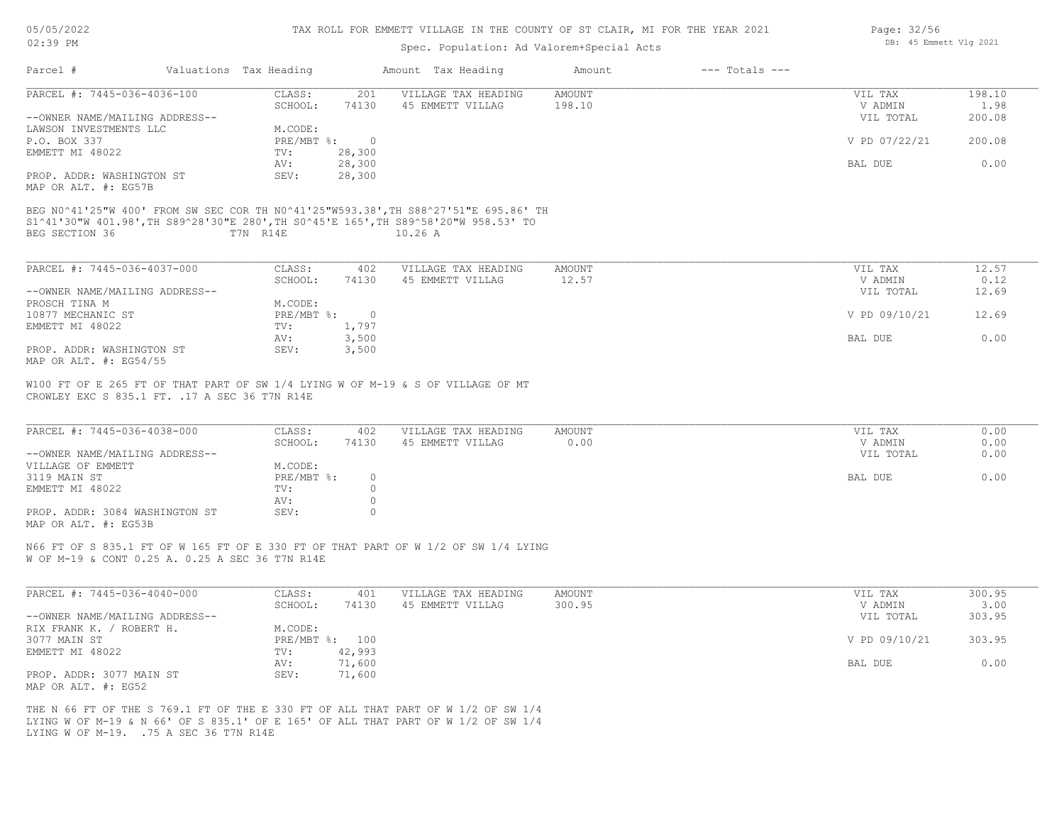# TAX ROLL FOR EMMETT VILLAGE IN THE COUNTY OF ST CLAIR, MI FOR THE YEAR 2021

Spec. Population: Ad Valorem+Special Acts

| Parcel # | Valuations | Tax Heading | Amount | Tax Heading | Amount | --- Totals --- | |
|---|---|---|---|---|---|---|---|

---

**PARCEL #: 7445-036-4036-100**

| | | | | | |
|---|---|---|---|---|---|
| CLASS: | 201 | VILLAGE TAX HEADING | AMOUNT | VIL TAX | 198.10 |
| SCHOOL: | 74130 | 45 EMMETT VILLAG | 198.10 | V ADMIN | 1.98 |
| | | | | VIL TOTAL | 200.08 |
| M.CODE: | | | | | |
| PRE/MBT %: | 0 | | | V PD 07/22/21 | 200.08 |
| TV: | 28,300 | | | | |
| AV: | 28,300 | | | BAL DUE | 0.00 |
| SEV: | 28,300 | | | | |

--OWNER NAME/MAILING ADDRESS--
LAWSON INVESTMENTS LLC
P.O. BOX 337
EMMETT MI 48022

PROP. ADDR: WASHINGTON ST
MAP OR ALT. #: EG57B

BEG N0^41'25"W 400' FROM SW SEC COR TH N0^41'25"W593.38',TH S88^27'51"E 695.86' TH S1^41'30"W 401.98',TH S89^28'30"E 280',TH S0^45'E 165',TH S89^58'20"W 958.53' TO BEG SECTION 36 T7N R14E 10.26 A

---

**PARCEL #: 7445-036-4037-000**

| | | | | | |
|---|---|---|---|---|---|
| CLASS: | 402 | VILLAGE TAX HEADING | AMOUNT | VIL TAX | 12.57 |
| SCHOOL: | 74130 | 45 EMMETT VILLAG | 12.57 | V ADMIN | 0.12 |
| | | | | VIL TOTAL | 12.69 |
| M.CODE: | | | | | |
| PRE/MBT %: | 0 | | | V PD 09/10/21 | 12.69 |
| TV: | 1,797 | | | | |
| AV: | 3,500 | | | BAL DUE | 0.00 |
| SEV: | 3,500 | | | | |

--OWNER NAME/MAILING ADDRESS--
PROSCH TINA M
10877 MECHANIC ST
EMMETT MI 48022

PROP. ADDR: WASHINGTON ST
MAP OR ALT. #: EG54/55

W100 FT OF E 265 FT OF THAT PART OF SW 1/4 LYING W OF M-19 & S OF VILLAGE OF MT CROWLEY EXC S 835.1 FT. .17 A SEC 36 T7N R14E

---

**PARCEL #: 7445-036-4038-000**

| | | | | | |
|---|---|---|---|---|---|
| CLASS: | 402 | VILLAGE TAX HEADING | AMOUNT | VIL TAX | 0.00 |
| SCHOOL: | 74130 | 45 EMMETT VILLAG | 0.00 | V ADMIN | 0.00 |
| | | | | VIL TOTAL | 0.00 |
| M.CODE: | | | | | |
| PRE/MBT %: | 0 | | | BAL DUE | 0.00 |
| TV: | 0 | | | | |
| AV: | 0 | | | | |
| SEV: | 0 | | | | |

--OWNER NAME/MAILING ADDRESS--
VILLAGE OF EMMETT
3119 MAIN ST
EMMETT MI 48022

PROP. ADDR: 3084 WASHINGTON ST
MAP OR ALT. #: EG53B

N66 FT OF S 835.1 FT OF W 165 FT OF E 330 FT OF THAT PART OF W 1/2 OF SW 1/4 LYING W OF M-19 & CONT 0.25 A. 0.25 A SEC 36 T7N R14E

---

**PARCEL #: 7445-036-4040-000**

| | | | | | |
|---|---|---|---|---|---|
| CLASS: | 401 | VILLAGE TAX HEADING | AMOUNT | VIL TAX | 300.95 |
| SCHOOL: | 74130 | 45 EMMETT VILLAG | 300.95 | V ADMIN | 3.00 |
| | | | | VIL TOTAL | 303.95 |
| M.CODE: | | | | | |
| PRE/MBT %: | 100 | | | V PD 09/10/21 | 303.95 |
| TV: | 42,993 | | | | |
| AV: | 71,600 | | | BAL DUE | 0.00 |
| SEV: | 71,600 | | | | |

--OWNER NAME/MAILING ADDRESS--
RIX FRANK K. / ROBERT H.
3077 MAIN ST
EMMETT MI 48022

PROP. ADDR: 3077 MAIN ST
MAP OR ALT. #: EG52

THE N 66 FT OF THE S 769.1 FT OF THE E 330 FT OF ALL THAT PART OF W 1/2 OF SW 1/4 LYING W OF M-19 & N 66' OF S 835.1' OF E 165' OF ALL THAT PART OF W 1/2 OF SW 1/4 LYING W OF M-19. .75 A SEC 36 T7N R14E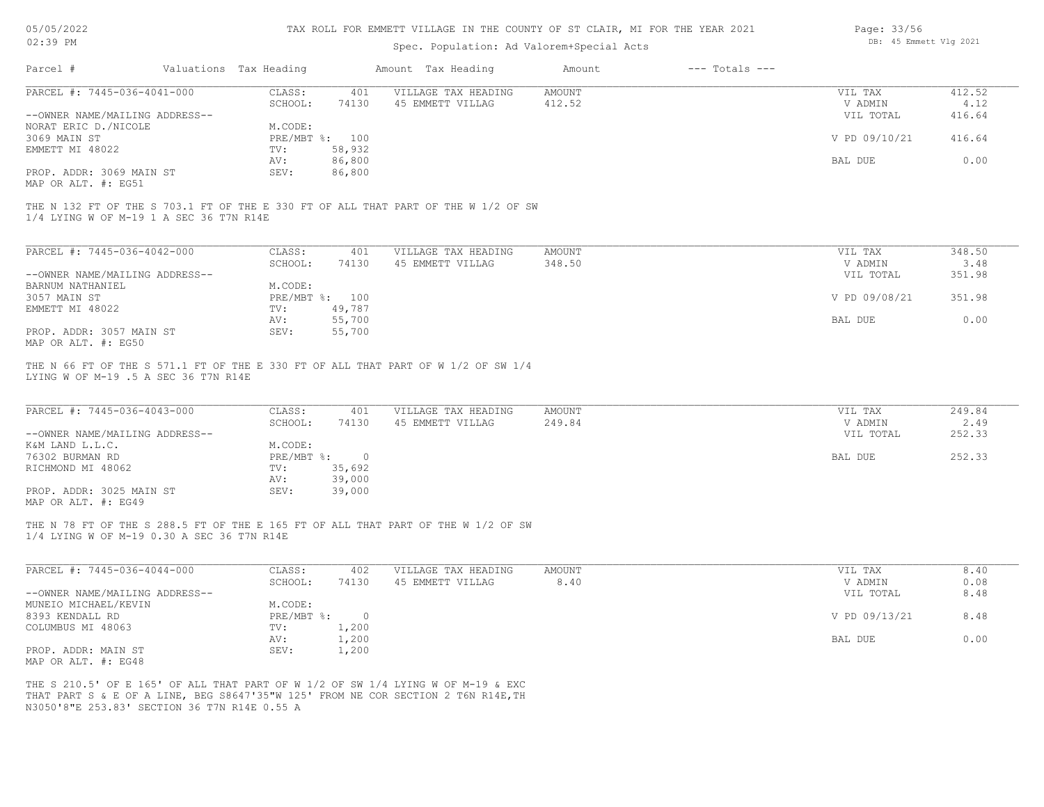# TAX ROLL FOR EMMETT VILLAGE IN THE COUNTY OF ST CLAIR, MI FOR THE YEAR 2021

Spec. Population: Ad Valorem+Special Acts

| Parcel # | Valuations | Tax Heading | Amount | Tax Heading | Amount | --- Totals --- | |
|---|---|---|---|---|---|---|---|
| PARCEL #: 7445-036-4041-000 | CLASS: | 401 | VILLAGE TAX HEADING | AMOUNT | | VIL TAX | 412.52 |
| | SCHOOL: | 74130 | 45 EMMETT VILLAG | 412.52 | | V ADMIN | 4.12 |
| --OWNER NAME/MAILING ADDRESS-- | | | | | | VIL TOTAL | 416.64 |
| NORAT ERIC D./NICOLE | M.CODE: | | | | | | |
| 3069 MAIN ST | PRE/MBT %: | 100 | | | | V PD 09/10/21 | 416.64 |
| EMMETT MI 48022 | TV: | 58,932 | | | | | |
| | AV: | 86,800 | | | | BAL DUE | 0.00 |
| PROP. ADDR: 3069 MAIN ST | SEV: | 86,800 | | | | | |
| MAP OR ALT. #: EG51 | | | | | | | |

THE N 132 FT OF THE S 703.1 FT OF THE E 330 FT OF ALL THAT PART OF THE W 1/2 OF SW 1/4 LYING W OF M-19 1 A SEC 36 T7N R14E

| Parcel # | Valuations | Tax Heading | Amount | Tax Heading | Amount | --- Totals --- | |
|---|---|---|---|---|---|---|---|
| PARCEL #: 7445-036-4042-000 | CLASS: | 401 | VILLAGE TAX HEADING | AMOUNT | | VIL TAX | 348.50 |
| | SCHOOL: | 74130 | 45 EMMETT VILLAG | 348.50 | | V ADMIN | 3.48 |
| --OWNER NAME/MAILING ADDRESS-- | | | | | | VIL TOTAL | 351.98 |
| BARNUM NATHANIEL | M.CODE: | | | | | | |
| 3057 MAIN ST | PRE/MBT %: | 100 | | | | V PD 09/08/21 | 351.98 |
| EMMETT MI 48022 | TV: | 49,787 | | | | | |
| | AV: | 55,700 | | | | BAL DUE | 0.00 |
| PROP. ADDR: 3057 MAIN ST | SEV: | 55,700 | | | | | |
| MAP OR ALT. #: EG50 | | | | | | | |

THE N 66 FT OF THE S 571.1 FT OF THE E 330 FT OF ALL THAT PART OF W 1/2 OF SW 1/4 LYING W OF M-19 .5 A SEC 36 T7N R14E

| Parcel # | Valuations | Tax Heading | Amount | Tax Heading | Amount | --- Totals --- | |
|---|---|---|---|---|---|---|---|
| PARCEL #: 7445-036-4043-000 | CLASS: | 401 | VILLAGE TAX HEADING | AMOUNT | | VIL TAX | 249.84 |
| | SCHOOL: | 74130 | 45 EMMETT VILLAG | 249.84 | | V ADMIN | 2.49 |
| --OWNER NAME/MAILING ADDRESS-- | | | | | | VIL TOTAL | 252.33 |
| K&M LAND L.L.C. | M.CODE: | | | | | | |
| 76302 BURMAN RD | PRE/MBT %: | 0 | | | | BAL DUE | 252.33 |
| RICHMOND MI 48062 | TV: | 35,692 | | | | | |
| | AV: | 39,000 | | | | | |
| PROP. ADDR: 3025 MAIN ST | SEV: | 39,000 | | | | | |
| MAP OR ALT. #: EG49 | | | | | | | |

THE N 78 FT OF THE S 288.5 FT OF THE E 165 FT OF ALL THAT PART OF THE W 1/2 OF SW 1/4 LYING W OF M-19 0.30 A SEC 36 T7N R14E

| Parcel # | Valuations | Tax Heading | Amount | Tax Heading | Amount | --- Totals --- | |
|---|---|---|---|---|---|---|---|
| PARCEL #: 7445-036-4044-000 | CLASS: | 402 | VILLAGE TAX HEADING | AMOUNT | | VIL TAX | 8.40 |
| | SCHOOL: | 74130 | 45 EMMETT VILLAG | 8.40 | | V ADMIN | 0.08 |
| --OWNER NAME/MAILING ADDRESS-- | | | | | | VIL TOTAL | 8.48 |
| MUNEIO MICHAEL/KEVIN | M.CODE: | | | | | | |
| 8393 KENDALL RD | PRE/MBT %: | 0 | | | | V PD 09/13/21 | 8.48 |
| COLUMBUS MI 48063 | TV: | 1,200 | | | | | |
| | AV: | 1,200 | | | | BAL DUE | 0.00 |
| PROP. ADDR: MAIN ST | SEV: | 1,200 | | | | | |
| MAP OR ALT. #: EG48 | | | | | | | |

THE S 210.5' OF E 165' OF ALL THAT PART OF W 1/2 OF SW 1/4 LYING W OF M-19 & EXC THAT PART S & E OF A LINE, BEG S8647'35"W 125' FROM NE COR SECTION 2 T6N R14E,TH N3050'8"E 253.83' SECTION 36 T7N R14E 0.55 A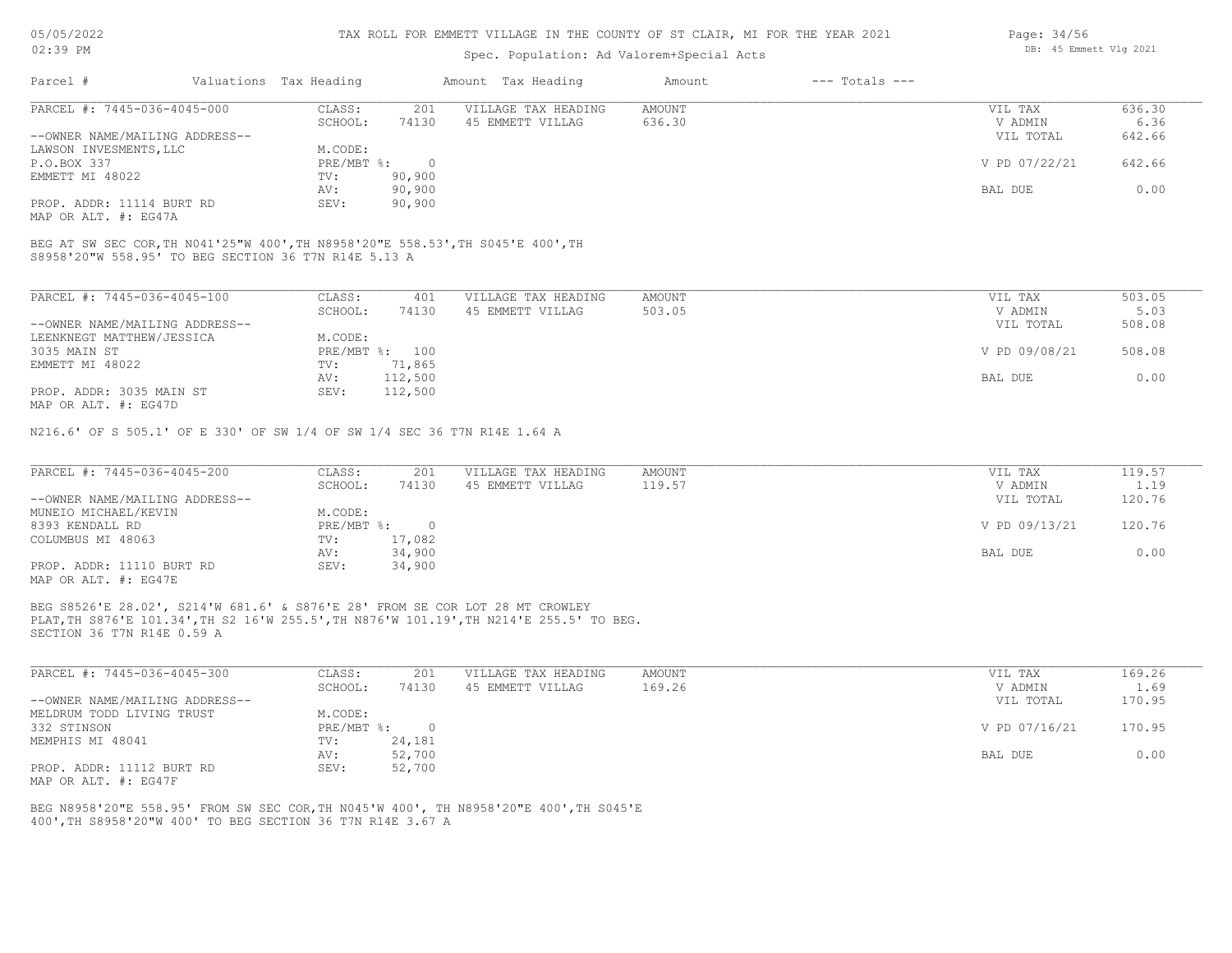# TAX ROLL FOR EMMETT VILLAGE IN THE COUNTY OF ST CLAIR, MI FOR THE YEAR 2021

Spec. Population: Ad Valorem+Special Acts

05/05/2022
02:39 PM

DB: 45 Emmett Vlg 2021

| Parcel # | Valuations | Tax Heading | Amount | Tax Heading | Amount | --- Totals --- | |
|---|---|---|---|---|---|---|---|

---

**PARCEL #: 7445-036-4045-000**

| | | | | | |
|---|---|---|---|---|---|
| CLASS: | 201 | VILLAGE TAX HEADING | AMOUNT | VIL TAX | 636.30 |
| SCHOOL: | 74130 | 45 EMMETT VILLAG | 636.30 | V ADMIN | 6.36 |
| | | | | VIL TOTAL | 642.66 |
| M.CODE: | | | | | |
| PRE/MBT %: | 0 | | | V PD 07/22/21 | 642.66 |
| TV: | 90,900 | | | | |
| AV: | 90,900 | | | BAL DUE | 0.00 |
| SEV: | 90,900 | | | | |

--OWNER NAME/MAILING ADDRESS--
LAWSON INVESMENTS,LLC
P.O.BOX 337
EMMETT MI 48022

PROP. ADDR: 11114 BURT RD
MAP OR ALT. #: EG47A

BEG AT SW SEC COR,TH N041'25"W 400',TH N8958'20"E 558.53',TH S045'E 400',TH S8958'20"W 558.95' TO BEG SECTION 36 T7N R14E 5.13 A

---

**PARCEL #: 7445-036-4045-100**

| | | | | | |
|---|---|---|---|---|---|
| CLASS: | 401 | VILLAGE TAX HEADING | AMOUNT | VIL TAX | 503.05 |
| SCHOOL: | 74130 | 45 EMMETT VILLAG | 503.05 | V ADMIN | 5.03 |
| | | | | VIL TOTAL | 508.08 |
| M.CODE: | | | | | |
| PRE/MBT %: | 100 | | | V PD 09/08/21 | 508.08 |
| TV: | 71,865 | | | | |
| AV: | 112,500 | | | BAL DUE | 0.00 |
| SEV: | 112,500 | | | | |

--OWNER NAME/MAILING ADDRESS--
LEENKNEGT MATTHEW/JESSICA
3035 MAIN ST
EMMETT MI 48022

PROP. ADDR: 3035 MAIN ST
MAP OR ALT. #: EG47D

N216.6' OF S 505.1' OF E 330' OF SW 1/4 OF SW 1/4 SEC 36 T7N R14E 1.64 A

---

**PARCEL #: 7445-036-4045-200**

| | | | | | |
|---|---|---|---|---|---|
| CLASS: | 201 | VILLAGE TAX HEADING | AMOUNT | VIL TAX | 119.57 |
| SCHOOL: | 74130 | 45 EMMETT VILLAG | 119.57 | V ADMIN | 1.19 |
| | | | | VIL TOTAL | 120.76 |
| M.CODE: | | | | | |
| PRE/MBT %: | 0 | | | V PD 09/13/21 | 120.76 |
| TV: | 17,082 | | | | |
| AV: | 34,900 | | | BAL DUE | 0.00 |
| SEV: | 34,900 | | | | |

--OWNER NAME/MAILING ADDRESS--
MUNEIO MICHAEL/KEVIN
8393 KENDALL RD
COLUMBUS MI 48063

PROP. ADDR: 11110 BURT RD
MAP OR ALT. #: EG47E

BEG S8526'E 28.02', S214'W 681.6' & S876'E 28' FROM SE COR LOT 28 MT CROWLEY PLAT,TH S876'E 101.34',TH S2 16'W 255.5',TH N876'W 101.19',TH N214'E 255.5' TO BEG. SECTION 36 T7N R14E 0.59 A

---

**PARCEL #: 7445-036-4045-300**

| | | | | | |
|---|---|---|---|---|---|
| CLASS: | 201 | VILLAGE TAX HEADING | AMOUNT | VIL TAX | 169.26 |
| SCHOOL: | 74130 | 45 EMMETT VILLAG | 169.26 | V ADMIN | 1.69 |
| | | | | VIL TOTAL | 170.95 |
| M.CODE: | | | | | |
| PRE/MBT %: | 0 | | | V PD 07/16/21 | 170.95 |
| TV: | 24,181 | | | | |
| AV: | 52,700 | | | BAL DUE | 0.00 |
| SEV: | 52,700 | | | | |

--OWNER NAME/MAILING ADDRESS--
MELDRUM TODD LIVING TRUST
332 STINSON
MEMPHIS MI 48041

PROP. ADDR: 11112 BURT RD
MAP OR ALT. #: EG47F

BEG N8958'20"E 558.95' FROM SW SEC COR,TH N045'W 400', TH N8958'20"E 400',TH S045'E 400',TH S8958'20"W 400' TO BEG SECTION 36 T7N R14E 3.67 A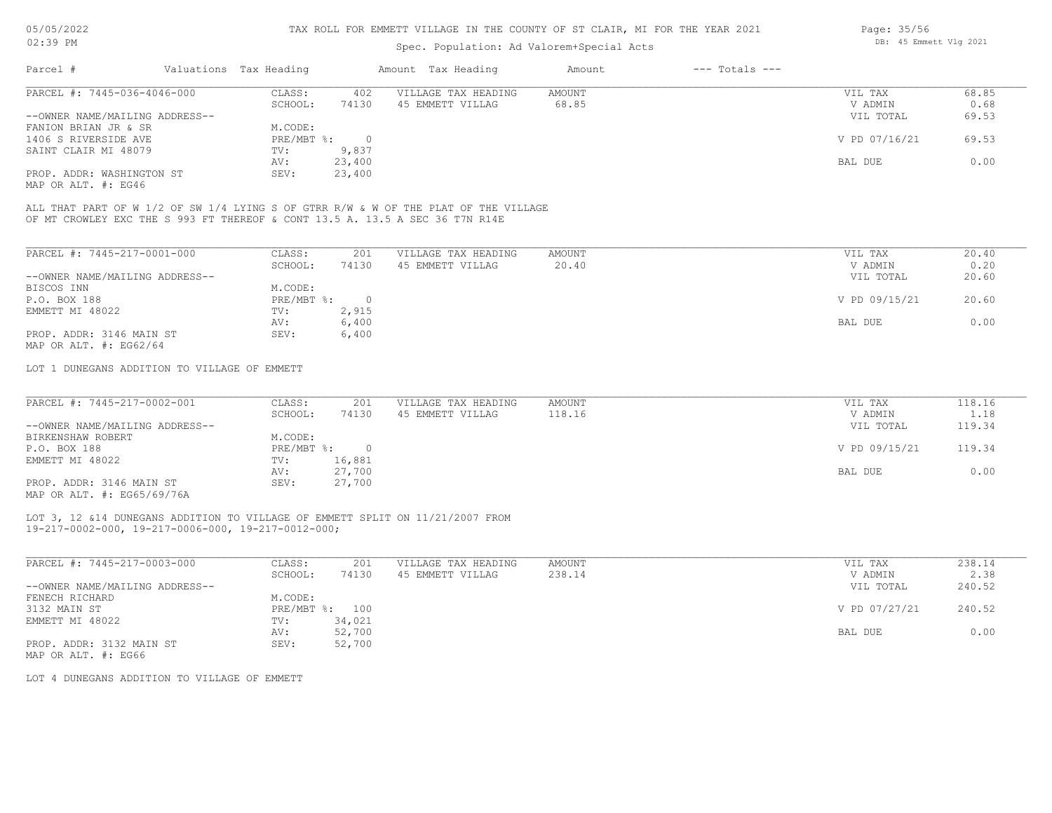TAX ROLL FOR EMMETT VILLAGE IN THE COUNTY OF ST CLAIR, MI FOR THE YEAR 2021

Spec. Population: Ad Valorem+Special Acts

05/05/2022 02:39 PM — DB: 45 Emmett Vlg 2021

| Parcel # | Valuations | Tax Heading | Amount | Tax Heading | Amount | --- Totals --- | |
|---|---|---|---|---|---|---|---|
| PARCEL #: 7445-036-4046-000 | CLASS: | 402 | VILLAGE TAX HEADING | AMOUNT | | VIL TAX | 68.85 |
| | SCHOOL: | 74130 | 45 EMMETT VILLAG | 68.85 | | V ADMIN | 0.68 |
| --OWNER NAME/MAILING ADDRESS-- | | | | | | VIL TOTAL | 69.53 |
| FANION BRIAN JR & SR | M.CODE: | | | | | | |
| 1406 S RIVERSIDE AVE | PRE/MBT %: | 0 | | | | V PD 07/16/21 | 69.53 |
| SAINT CLAIR MI 48079 | TV: | 9,837 | | | | | |
| | AV: | 23,400 | | | | BAL DUE | 0.00 |
| PROP. ADDR: WASHINGTON ST | SEV: | 23,400 | | | | | |
| MAP OR ALT. #: EG46 | | | | | | | |

ALL THAT PART OF W 1/2 OF SW 1/4 LYING S OF GTRR R/W & W OF THE PLAT OF THE VILLAGE OF MT CROWLEY EXC THE S 993 FT THEREOF & CONT 13.5 A. 13.5 A SEC 36 T7N R14E

| Parcel # | Valuations | Tax Heading | Amount | Tax Heading | Amount | --- Totals --- | |
|---|---|---|---|---|---|---|---|
| PARCEL #: 7445-217-0001-000 | CLASS: | 201 | VILLAGE TAX HEADING | AMOUNT | | VIL TAX | 20.40 |
| | SCHOOL: | 74130 | 45 EMMETT VILLAG | 20.40 | | V ADMIN | 0.20 |
| --OWNER NAME/MAILING ADDRESS-- | | | | | | VIL TOTAL | 20.60 |
| BISCOS INN | M.CODE: | | | | | | |
| P.O. BOX 188 | PRE/MBT %: | 0 | | | | V PD 09/15/21 | 20.60 |
| EMMETT MI 48022 | TV: | 2,915 | | | | | |
| | AV: | 6,400 | | | | BAL DUE | 0.00 |
| PROP. ADDR: 3146 MAIN ST | SEV: | 6,400 | | | | | |
| MAP OR ALT. #: EG62/64 | | | | | | | |

LOT 1 DUNEGANS ADDITION TO VILLAGE OF EMMETT

| Parcel # | Valuations | Tax Heading | Amount | Tax Heading | Amount | --- Totals --- | |
|---|---|---|---|---|---|---|---|
| PARCEL #: 7445-217-0002-001 | CLASS: | 201 | VILLAGE TAX HEADING | AMOUNT | | VIL TAX | 118.16 |
| | SCHOOL: | 74130 | 45 EMMETT VILLAG | 118.16 | | V ADMIN | 1.18 |
| --OWNER NAME/MAILING ADDRESS-- | | | | | | VIL TOTAL | 119.34 |
| BIRKENSHAW ROBERT | M.CODE: | | | | | | |
| P.O. BOX 188 | PRE/MBT %: | 0 | | | | V PD 09/15/21 | 119.34 |
| EMMETT MI 48022 | TV: | 16,881 | | | | | |
| | AV: | 27,700 | | | | BAL DUE | 0.00 |
| PROP. ADDR: 3146 MAIN ST | SEV: | 27,700 | | | | | |
| MAP OR ALT. #: EG65/69/76A | | | | | | | |

LOT 3, 12 &14 DUNEGANS ADDITION TO VILLAGE OF EMMETT SPLIT ON 11/21/2007 FROM 19-217-0002-000, 19-217-0006-000, 19-217-0012-000;

| Parcel # | Valuations | Tax Heading | Amount | Tax Heading | Amount | --- Totals --- | |
|---|---|---|---|---|---|---|---|
| PARCEL #: 7445-217-0003-000 | CLASS: | 201 | VILLAGE TAX HEADING | AMOUNT | | VIL TAX | 238.14 |
| | SCHOOL: | 74130 | 45 EMMETT VILLAG | 238.14 | | V ADMIN | 2.38 |
| --OWNER NAME/MAILING ADDRESS-- | | | | | | VIL TOTAL | 240.52 |
| FENECH RICHARD | M.CODE: | | | | | | |
| 3132 MAIN ST | PRE/MBT %: | 100 | | | | V PD 07/27/21 | 240.52 |
| EMMETT MI 48022 | TV: | 34,021 | | | | | |
| | AV: | 52,700 | | | | BAL DUE | 0.00 |
| PROP. ADDR: 3132 MAIN ST | SEV: | 52,700 | | | | | |
| MAP OR ALT. #: EG66 | | | | | | | |

LOT 4 DUNEGANS ADDITION TO VILLAGE OF EMMETT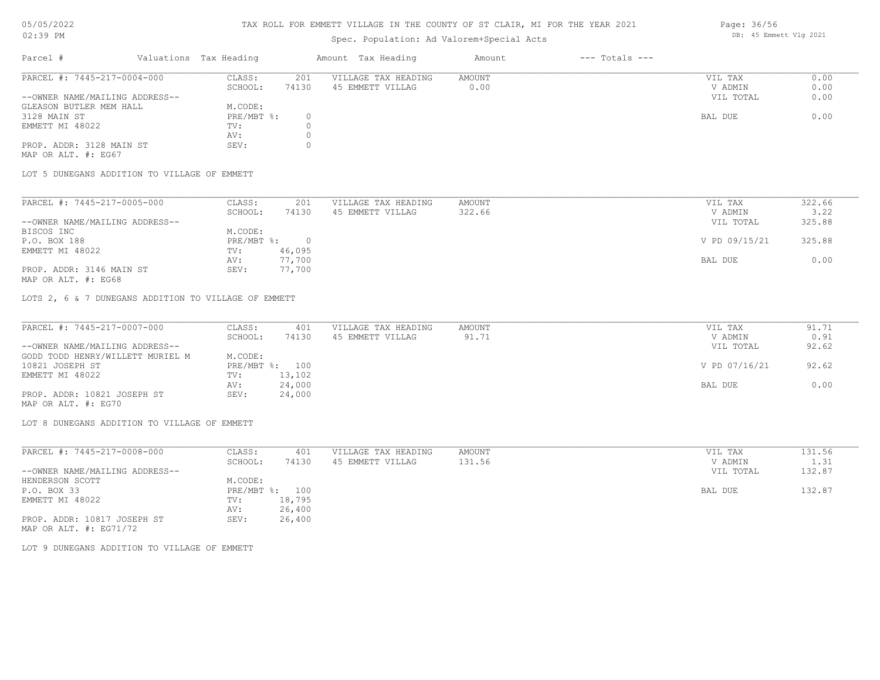# TAX ROLL FOR EMMETT VILLAGE IN THE COUNTY OF ST CLAIR, MI FOR THE YEAR 2021

Spec. Population: Ad Valorem+Special Acts

05/05/2022
02:39 PM

DB: 45 Emmett Vlg 2021

| Parcel # | Valuations | Tax Heading | Amount | Tax Heading | Amount | --- Totals --- | |
|---|---|---|---|---|---|---|---|

---

**PARCEL #: 7445-217-0004-000**

| | | | | | |
|---|---|---|---|---|---|
| CLASS: | 201 | VILLAGE TAX HEADING | AMOUNT | VIL TAX | 0.00 |
| SCHOOL: | 74130 | 45 EMMETT VILLAG | 0.00 | V ADMIN | 0.00 |
| | | | | VIL TOTAL | 0.00 |
| M.CODE: | | | | | |
| PRE/MBT %: | 0 | | | BAL DUE | 0.00 |
| TV: | 0 | | | | |
| AV: | 0 | | | | |
| SEV: | 0 | | | | |

--OWNER NAME/MAILING ADDRESS--
GLEASON BUTLER MEM HALL
3128 MAIN ST
EMMETT MI 48022

PROP. ADDR: 3128 MAIN ST
MAP OR ALT. #: EG67

LOT 5 DUNEGANS ADDITION TO VILLAGE OF EMMETT

---

**PARCEL #: 7445-217-0005-000**

| | | | | | |
|---|---|---|---|---|---|
| CLASS: | 201 | VILLAGE TAX HEADING | AMOUNT | VIL TAX | 322.66 |
| SCHOOL: | 74130 | 45 EMMETT VILLAG | 322.66 | V ADMIN | 3.22 |
| | | | | VIL TOTAL | 325.88 |
| M.CODE: | | | | | |
| PRE/MBT %: | 0 | | | V PD 09/15/21 | 325.88 |
| TV: | 46,095 | | | | |
| AV: | 77,700 | | | BAL DUE | 0.00 |
| SEV: | 77,700 | | | | |

--OWNER NAME/MAILING ADDRESS--
BISCOS INC
P.O. BOX 188
EMMETT MI 48022

PROP. ADDR: 3146 MAIN ST
MAP OR ALT. #: EG68

LOTS 2, 6 & 7 DUNEGANS ADDITION TO VILLAGE OF EMMETT

---

**PARCEL #: 7445-217-0007-000**

| | | | | | |
|---|---|---|---|---|---|
| CLASS: | 401 | VILLAGE TAX HEADING | AMOUNT | VIL TAX | 91.71 |
| SCHOOL: | 74130 | 45 EMMETT VILLAG | 91.71 | V ADMIN | 0.91 |
| | | | | VIL TOTAL | 92.62 |
| M.CODE: | | | | | |
| PRE/MBT %: | 100 | | | V PD 07/16/21 | 92.62 |
| TV: | 13,102 | | | | |
| AV: | 24,000 | | | BAL DUE | 0.00 |
| SEV: | 24,000 | | | | |

--OWNER NAME/MAILING ADDRESS--
GODD TODD HENRY/WILLETT MURIEL M
10821 JOSEPH ST
EMMETT MI 48022

PROP. ADDR: 10821 JOSEPH ST
MAP OR ALT. #: EG70

LOT 8 DUNEGANS ADDITION TO VILLAGE OF EMMETT

---

**PARCEL #: 7445-217-0008-000**

| | | | | | |
|---|---|---|---|---|---|
| CLASS: | 401 | VILLAGE TAX HEADING | AMOUNT | VIL TAX | 131.56 |
| SCHOOL: | 74130 | 45 EMMETT VILLAG | 131.56 | V ADMIN | 1.31 |
| | | | | VIL TOTAL | 132.87 |
| M.CODE: | | | | | |
| PRE/MBT %: | 100 | | | BAL DUE | 132.87 |
| TV: | 18,795 | | | | |
| AV: | 26,400 | | | | |
| SEV: | 26,400 | | | | |

--OWNER NAME/MAILING ADDRESS--
HENDERSON SCOTT
P.O. BOX 33
EMMETT MI 48022

PROP. ADDR: 10817 JOSEPH ST
MAP OR ALT. #: EG71/72

LOT 9 DUNEGANS ADDITION TO VILLAGE OF EMMETT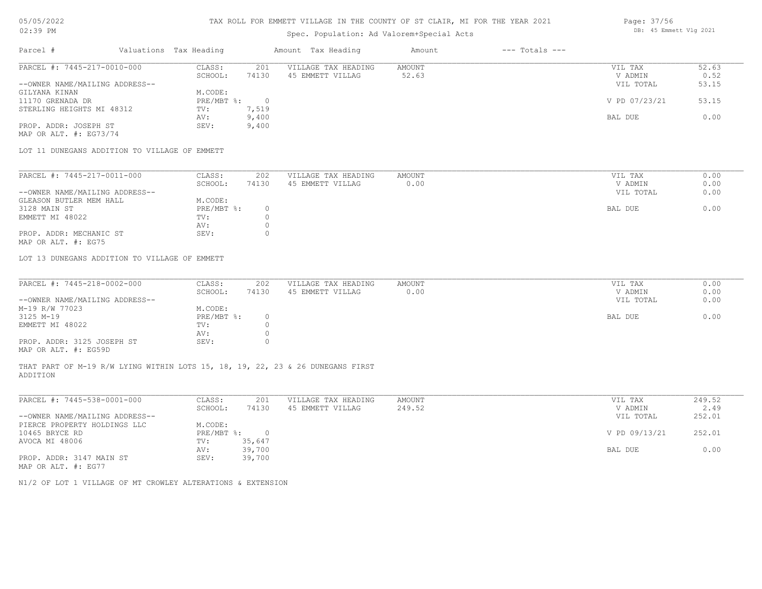# TAX ROLL FOR EMMETT VILLAGE IN THE COUNTY OF ST CLAIR, MI FOR THE YEAR 2021

Spec. Population: Ad Valorem+Special Acts

| Parcel # | Valuations | Tax Heading | Amount | Tax Heading | Amount | --- Totals --- | |
|---|---|---|---|---|---|---|---|

---

**PARCEL #: 7445-217-0010-000**

| | | | | | | |
|---|---|---|---|---|---|---|
| CLASS: | 201 | VILLAGE TAX HEADING | AMOUNT | | VIL TAX | 52.63 |
| SCHOOL: | 74130 | 45 EMMETT VILLAG | 52.63 | | V ADMIN | 0.52 |
| | | | | | VIL TOTAL | 53.15 |
| M.CODE: | | | | | | |
| PRE/MBT %: | 0 | | | | V PD 07/23/21 | 53.15 |
| TV: | 7,519 | | | | | |
| AV: | 9,400 | | | | BAL DUE | 0.00 |
| SEV: | 9,400 | | | | | |

--OWNER NAME/MAILING ADDRESS--
GILYANA KINAN
11170 GRENADA DR
STERLING HEIGHTS MI 48312

PROP. ADDR: JOSEPH ST
MAP OR ALT. #: EG73/74

LOT 11 DUNEGANS ADDITION TO VILLAGE OF EMMETT

---

**PARCEL #: 7445-217-0011-000**

| | | | | | | |
|---|---|---|---|---|---|---|
| CLASS: | 202 | VILLAGE TAX HEADING | AMOUNT | | VIL TAX | 0.00 |
| SCHOOL: | 74130 | 45 EMMETT VILLAG | 0.00 | | V ADMIN | 0.00 |
| | | | | | VIL TOTAL | 0.00 |
| M.CODE: | | | | | | |
| PRE/MBT %: | 0 | | | | BAL DUE | 0.00 |
| TV: | 0 | | | | | |
| AV: | 0 | | | | | |
| SEV: | 0 | | | | | |

--OWNER NAME/MAILING ADDRESS--
GLEASON BUTLER MEM HALL
3128 MAIN ST
EMMETT MI 48022

PROP. ADDR: MECHANIC ST
MAP OR ALT. #: EG75

LOT 13 DUNEGANS ADDITION TO VILLAGE OF EMMETT

---

**PARCEL #: 7445-218-0002-000**

| | | | | | | |
|---|---|---|---|---|---|---|
| CLASS: | 202 | VILLAGE TAX HEADING | AMOUNT | | VIL TAX | 0.00 |
| SCHOOL: | 74130 | 45 EMMETT VILLAG | 0.00 | | V ADMIN | 0.00 |
| | | | | | VIL TOTAL | 0.00 |
| M.CODE: | | | | | | |
| PRE/MBT %: | 0 | | | | BAL DUE | 0.00 |
| TV: | 0 | | | | | |
| AV: | 0 | | | | | |
| SEV: | 0 | | | | | |

--OWNER NAME/MAILING ADDRESS--
M-19 R/W 77023
3125 M-19
EMMETT MI 48022

PROP. ADDR: 3125 JOSEPH ST
MAP OR ALT. #: EG59D

THAT PART OF M-19 R/W LYING WITHIN LOTS 15, 18, 19, 22, 23 & 26 DUNEGANS FIRST ADDITION

---

**PARCEL #: 7445-538-0001-000**

| | | | | | | |
|---|---|---|---|---|---|---|
| CLASS: | 201 | VILLAGE TAX HEADING | AMOUNT | | VIL TAX | 249.52 |
| SCHOOL: | 74130 | 45 EMMETT VILLAG | 249.52 | | V ADMIN | 2.49 |
| | | | | | VIL TOTAL | 252.01 |
| M.CODE: | | | | | | |
| PRE/MBT %: | 0 | | | | V PD 09/13/21 | 252.01 |
| TV: | 35,647 | | | | | |
| AV: | 39,700 | | | | BAL DUE | 0.00 |
| SEV: | 39,700 | | | | | |

--OWNER NAME/MAILING ADDRESS--
PIERCE PROPERTY HOLDINGS LLC
10465 BRYCE RD
AVOCA MI 48006

PROP. ADDR: 3147 MAIN ST
MAP OR ALT. #: EG77

N1/2 OF LOT 1 VILLAGE OF MT CROWLEY ALTERATIONS & EXTENSION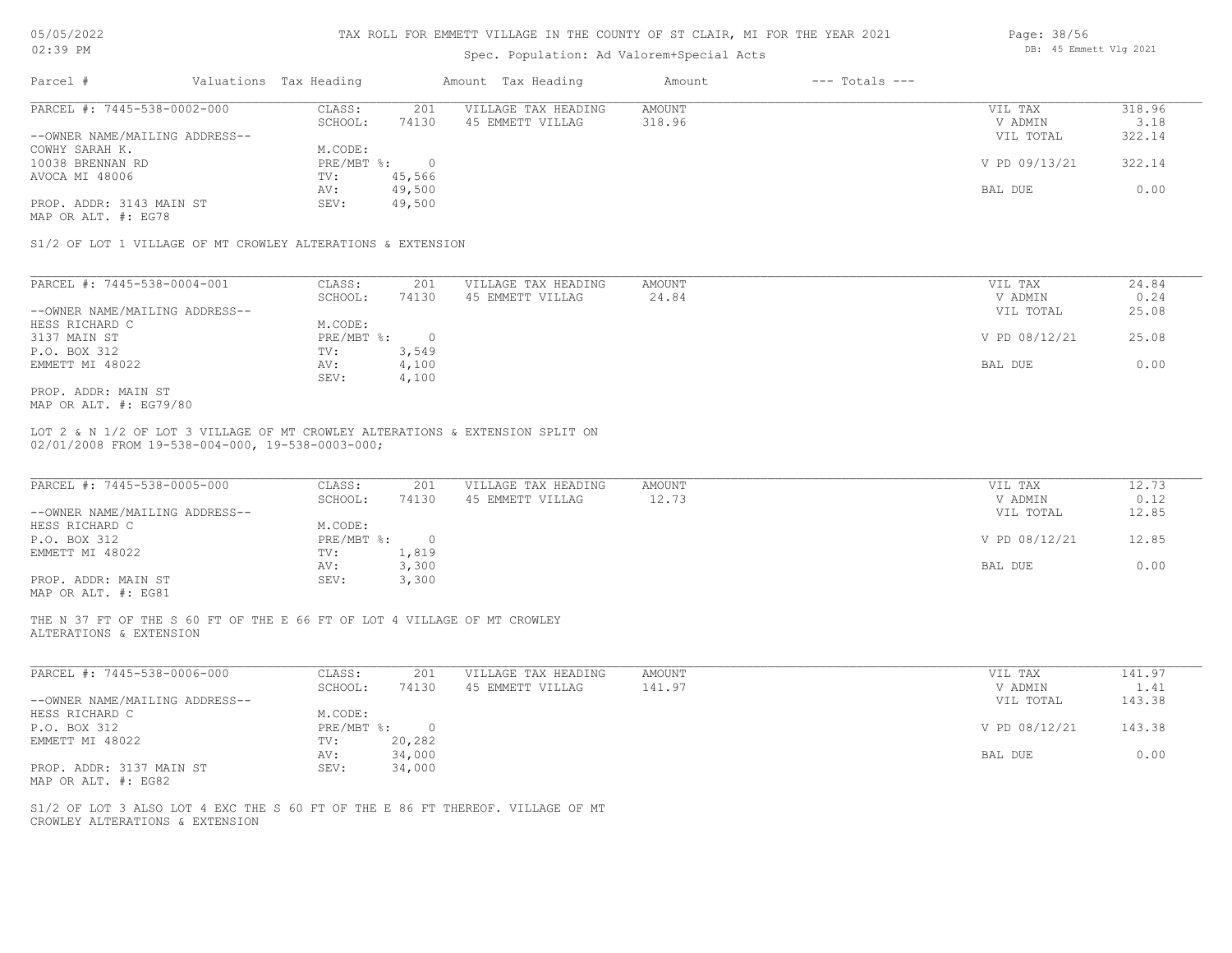TAX ROLL FOR EMMETT VILLAGE IN THE COUNTY OF ST CLAIR, MI FOR THE YEAR 2021

Spec. Population: Ad Valorem+Special Acts

| Parcel # | Valuations | Tax Heading | Amount | Tax Heading | Amount | --- Totals --- | |
|---|---|---|---|---|---|---|---|
| PARCEL #: 7445-538-0002-000 | CLASS: | 201 | VILLAGE TAX HEADING | AMOUNT | | VIL TAX | 318.96 |
| | SCHOOL: | 74130 | 45 EMMETT VILLAG | 318.96 | | V ADMIN | 3.18 |
| --OWNER NAME/MAILING ADDRESS-- | | | | | | VIL TOTAL | 322.14 |
| COWHY SARAH K. | M.CODE: | | | | | | |
| 10038 BRENNAN RD | PRE/MBT %: | 0 | | | | V PD 09/13/21 | 322.14 |
| AVOCA MI 48006 | TV: | 45,566 | | | | | |
| | AV: | 49,500 | | | | BAL DUE | 0.00 |
| PROP. ADDR: 3143 MAIN ST | SEV: | 49,500 | | | | | |
| MAP OR ALT. #: EG78 | | | | | | | |

S1/2 OF LOT 1 VILLAGE OF MT CROWLEY ALTERATIONS & EXTENSION

| Parcel # | Valuations | Tax Heading | Amount | Tax Heading | Amount | --- Totals --- | |
|---|---|---|---|---|---|---|---|
| PARCEL #: 7445-538-0004-001 | CLASS: | 201 | VILLAGE TAX HEADING | AMOUNT | | VIL TAX | 24.84 |
| | SCHOOL: | 74130 | 45 EMMETT VILLAG | 24.84 | | V ADMIN | 0.24 |
| --OWNER NAME/MAILING ADDRESS-- | | | | | | VIL TOTAL | 25.08 |
| HESS RICHARD C | M.CODE: | | | | | | |
| 3137 MAIN ST | PRE/MBT %: | 0 | | | | V PD 08/12/21 | 25.08 |
| P.O. BOX 312 | TV: | 3,549 | | | | | |
| EMMETT MI 48022 | AV: | 4,100 | | | | BAL DUE | 0.00 |
| | SEV: | 4,100 | | | | | |
| PROP. ADDR: MAIN ST | | | | | | | |
| MAP OR ALT. #: EG79/80 | | | | | | | |

LOT 2 & N 1/2 OF LOT 3 VILLAGE OF MT CROWLEY ALTERATIONS & EXTENSION SPLIT ON 02/01/2008 FROM 19-538-004-000, 19-538-0003-000;

| Parcel # | Valuations | Tax Heading | Amount | Tax Heading | Amount | --- Totals --- | |
|---|---|---|---|---|---|---|---|
| PARCEL #: 7445-538-0005-000 | CLASS: | 201 | VILLAGE TAX HEADING | AMOUNT | | VIL TAX | 12.73 |
| | SCHOOL: | 74130 | 45 EMMETT VILLAG | 12.73 | | V ADMIN | 0.12 |
| --OWNER NAME/MAILING ADDRESS-- | | | | | | VIL TOTAL | 12.85 |
| HESS RICHARD C | M.CODE: | | | | | | |
| P.O. BOX 312 | PRE/MBT %: | 0 | | | | V PD 08/12/21 | 12.85 |
| EMMETT MI 48022 | TV: | 1,819 | | | | | |
| | AV: | 3,300 | | | | BAL DUE | 0.00 |
| PROP. ADDR: MAIN ST | SEV: | 3,300 | | | | | |
| MAP OR ALT. #: EG81 | | | | | | | |

THE N 37 FT OF THE S 60 FT OF THE E 66 FT OF LOT 4 VILLAGE OF MT CROWLEY ALTERATIONS & EXTENSION

| Parcel # | Valuations | Tax Heading | Amount | Tax Heading | Amount | --- Totals --- | |
|---|---|---|---|---|---|---|---|
| PARCEL #: 7445-538-0006-000 | CLASS: | 201 | VILLAGE TAX HEADING | AMOUNT | | VIL TAX | 141.97 |
| | SCHOOL: | 74130 | 45 EMMETT VILLAG | 141.97 | | V ADMIN | 1.41 |
| --OWNER NAME/MAILING ADDRESS-- | | | | | | VIL TOTAL | 143.38 |
| HESS RICHARD C | M.CODE: | | | | | | |
| P.O. BOX 312 | PRE/MBT %: | 0 | | | | V PD 08/12/21 | 143.38 |
| EMMETT MI 48022 | TV: | 20,282 | | | | | |
| | AV: | 34,000 | | | | BAL DUE | 0.00 |
| PROP. ADDR: 3137 MAIN ST | SEV: | 34,000 | | | | | |
| MAP OR ALT. #: EG82 | | | | | | | |

S1/2 OF LOT 3 ALSO LOT 4 EXC THE S 60 FT OF THE E 86 FT THEREOF. VILLAGE OF MT CROWLEY ALTERATIONS & EXTENSION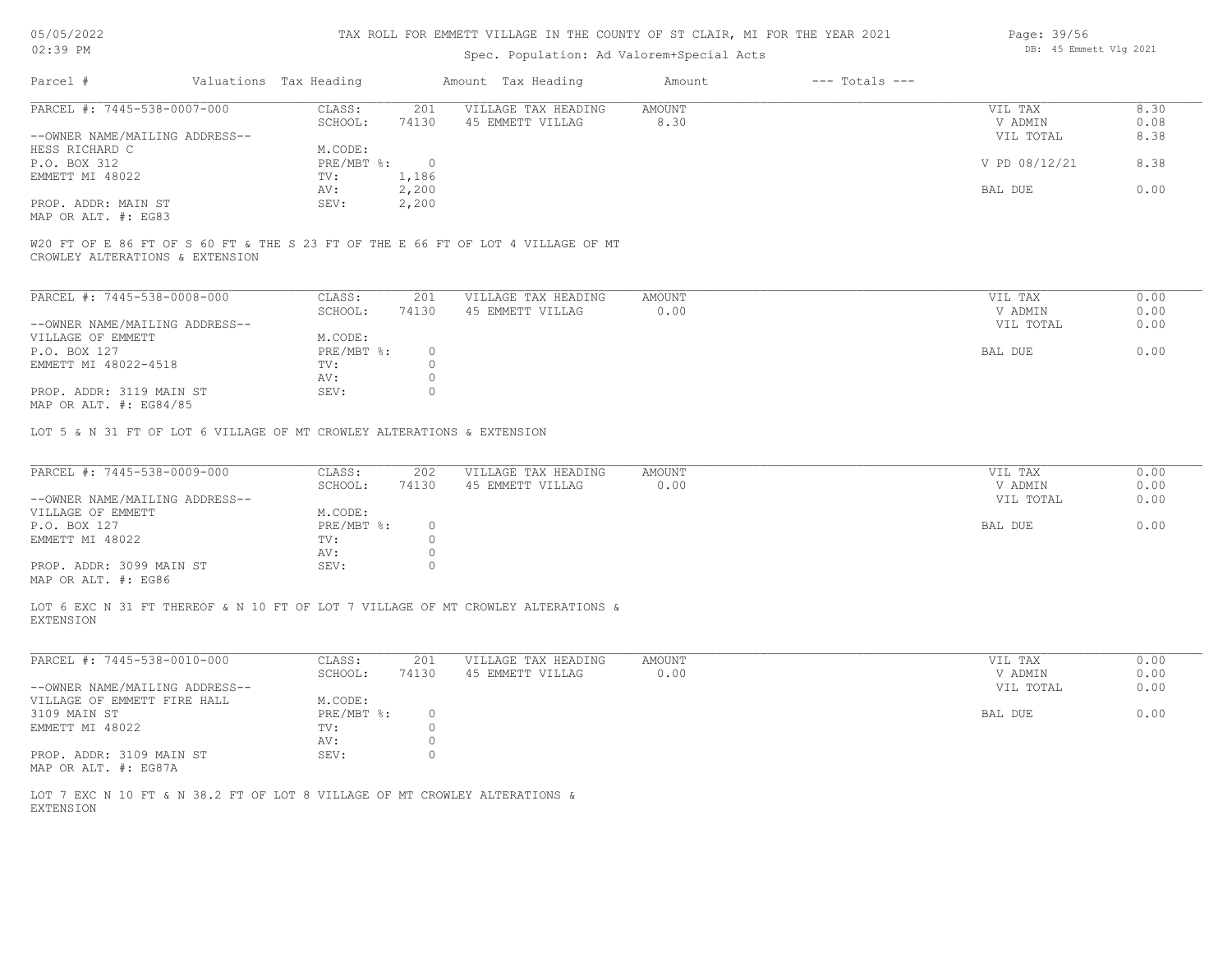TAX ROLL FOR EMMETT VILLAGE IN THE COUNTY OF ST CLAIR, MI FOR THE YEAR 2021

Spec. Population: Ad Valorem+Special Acts

| Parcel # | Valuations | Tax Heading | Amount | Tax Heading | Amount | --- Totals --- | |
|---|---|---|---|---|---|---|---|

**PARCEL #: 7445-538-0007-000**

| | | | | | | |
|---|---|---|---|---|---|---|
| CLASS: | 201 | VILLAGE TAX HEADING | AMOUNT | | VIL TAX | 8.30 |
| SCHOOL: | 74130 | 45 EMMETT VILLAG | 8.30 | | V ADMIN | 0.08 |
| M.CODE: | | | | | VIL TOTAL | 8.38 |
| PRE/MBT %: | 0 | | | | V PD 08/12/21 | 8.38 |
| TV: | 1,186 | | | | | |
| AV: | 2,200 | | | | BAL DUE | 0.00 |
| SEV: | 2,200 | | | | | |

--OWNER NAME/MAILING ADDRESS--
HESS RICHARD C
P.O. BOX 312
EMMETT MI 48022

PROP. ADDR: MAIN ST
MAP OR ALT. #: EG83

W20 FT OF E 86 FT OF S 60 FT & THE S 23 FT OF THE E 66 FT OF LOT 4 VILLAGE OF MT CROWLEY ALTERATIONS & EXTENSION

**PARCEL #: 7445-538-0008-000**

| | | | | | | |
|---|---|---|---|---|---|---|
| CLASS: | 201 | VILLAGE TAX HEADING | AMOUNT | | VIL TAX | 0.00 |
| SCHOOL: | 74130 | 45 EMMETT VILLAG | 0.00 | | V ADMIN | 0.00 |
| M.CODE: | | | | | VIL TOTAL | 0.00 |
| PRE/MBT %: | 0 | | | | BAL DUE | 0.00 |
| TV: | 0 | | | | | |
| AV: | 0 | | | | | |
| SEV: | 0 | | | | | |

--OWNER NAME/MAILING ADDRESS--
VILLAGE OF EMMETT
P.O. BOX 127
EMMETT MI 48022-4518

PROP. ADDR: 3119 MAIN ST
MAP OR ALT. #: EG84/85

LOT 5 & N 31 FT OF LOT 6 VILLAGE OF MT CROWLEY ALTERATIONS & EXTENSION

**PARCEL #: 7445-538-0009-000**

| | | | | | | |
|---|---|---|---|---|---|---|
| CLASS: | 202 | VILLAGE TAX HEADING | AMOUNT | | VIL TAX | 0.00 |
| SCHOOL: | 74130 | 45 EMMETT VILLAG | 0.00 | | V ADMIN | 0.00 |
| M.CODE: | | | | | VIL TOTAL | 0.00 |
| PRE/MBT %: | 0 | | | | BAL DUE | 0.00 |
| TV: | 0 | | | | | |
| AV: | 0 | | | | | |
| SEV: | 0 | | | | | |

--OWNER NAME/MAILING ADDRESS--
VILLAGE OF EMMETT
P.O. BOX 127
EMMETT MI 48022

PROP. ADDR: 3099 MAIN ST
MAP OR ALT. #: EG86

LOT 6 EXC N 31 FT THEREOF & N 10 FT OF LOT 7 VILLAGE OF MT CROWLEY ALTERATIONS & EXTENSION

**PARCEL #: 7445-538-0010-000**

| | | | | | | |
|---|---|---|---|---|---|---|
| CLASS: | 201 | VILLAGE TAX HEADING | AMOUNT | | VIL TAX | 0.00 |
| SCHOOL: | 74130 | 45 EMMETT VILLAG | 0.00 | | V ADMIN | 0.00 |
| M.CODE: | | | | | VIL TOTAL | 0.00 |
| PRE/MBT %: | 0 | | | | BAL DUE | 0.00 |
| TV: | 0 | | | | | |
| AV: | 0 | | | | | |
| SEV: | 0 | | | | | |

--OWNER NAME/MAILING ADDRESS--
VILLAGE OF EMMETT FIRE HALL
3109 MAIN ST
EMMETT MI 48022

PROP. ADDR: 3109 MAIN ST
MAP OR ALT. #: EG87A

LOT 7 EXC N 10 FT & N 38.2 FT OF LOT 8 VILLAGE OF MT CROWLEY ALTERATIONS & EXTENSION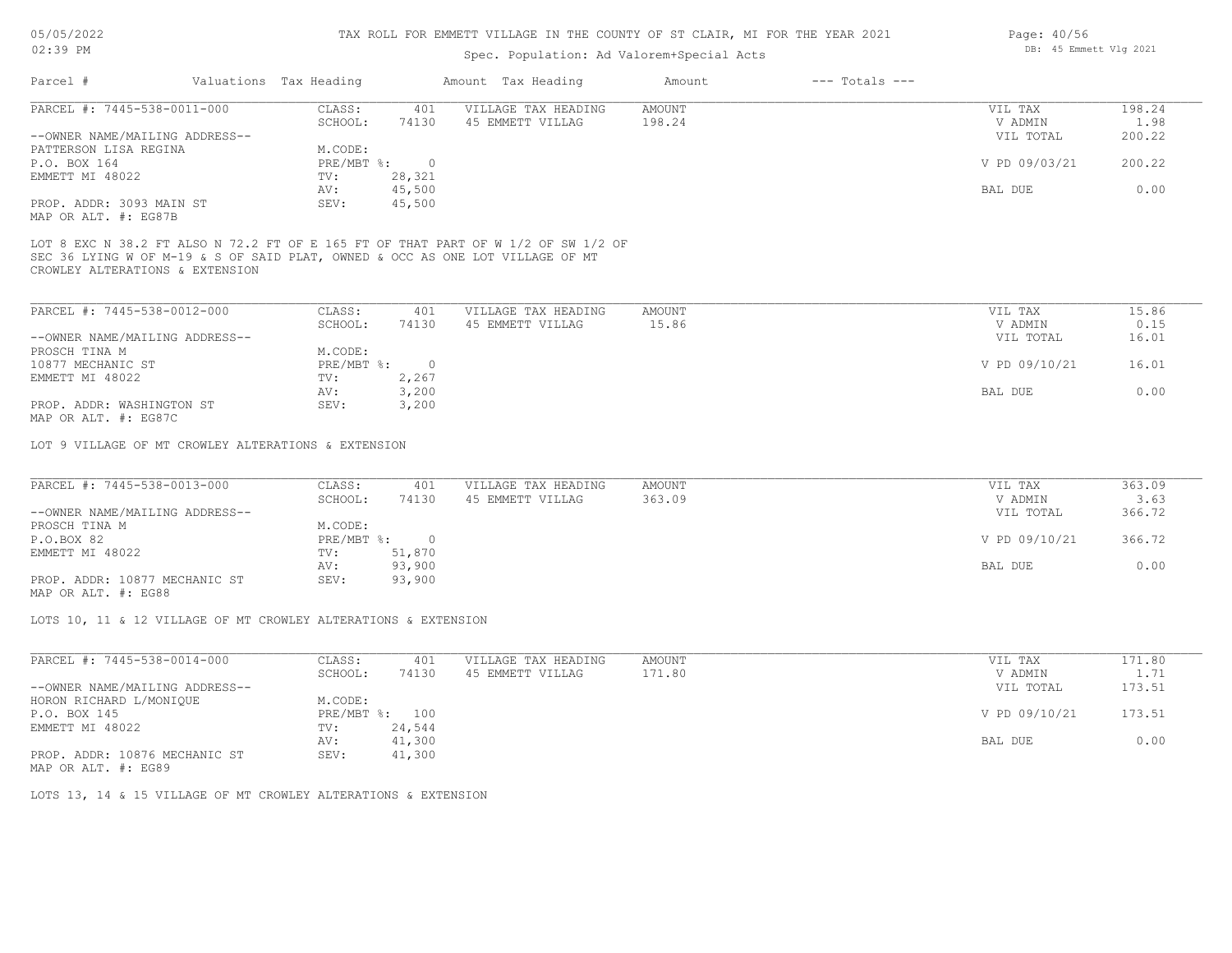# TAX ROLL FOR EMMETT VILLAGE IN THE COUNTY OF ST CLAIR, MI FOR THE YEAR 2021

Spec. Population: Ad Valorem+Special Acts

| Parcel # | Valuations | Tax Heading | Amount | Tax Heading | Amount | --- Totals --- | |
|---|---|---|---|---|---|---|---|
| PARCEL #: 7445-538-0011-000 | CLASS: | 401 | VILLAGE TAX HEADING | AMOUNT | | VIL TAX | 198.24 |
| | SCHOOL: | 74130 | 45 EMMETT VILLAG | 198.24 | | V ADMIN | 1.98 |
| --OWNER NAME/MAILING ADDRESS-- | | | | | | VIL TOTAL | 200.22 |
| PATTERSON LISA REGINA | M.CODE: | | | | | | |
| P.O. BOX 164 | PRE/MBT %: | 0 | | | | V PD 09/03/21 | 200.22 |
| EMMETT MI 48022 | TV: | 28,321 | | | | | |
| | AV: | 45,500 | | | | BAL DUE | 0.00 |
| PROP. ADDR: 3093 MAIN ST | SEV: | 45,500 | | | | | |
| MAP OR ALT. #: EG87B | | | | | | | |

LOT 8 EXC N 38.2 FT ALSO N 72.2 FT OF E 165 FT OF THAT PART OF W 1/2 OF SW 1/2 OF SEC 36 LYING W OF M-19 & S OF SAID PLAT, OWNED & OCC AS ONE LOT VILLAGE OF MT CROWLEY ALTERATIONS & EXTENSION

| Parcel # | Valuations | Tax Heading | Amount | Tax Heading | Amount | --- Totals --- | |
|---|---|---|---|---|---|---|---|
| PARCEL #: 7445-538-0012-000 | CLASS: | 401 | VILLAGE TAX HEADING | AMOUNT | | VIL TAX | 15.86 |
| | SCHOOL: | 74130 | 45 EMMETT VILLAG | 15.86 | | V ADMIN | 0.15 |
| --OWNER NAME/MAILING ADDRESS-- | | | | | | VIL TOTAL | 16.01 |
| PROSCH TINA M | M.CODE: | | | | | | |
| 10877 MECHANIC ST | PRE/MBT %: | 0 | | | | V PD 09/10/21 | 16.01 |
| EMMETT MI 48022 | TV: | 2,267 | | | | | |
| | AV: | 3,200 | | | | BAL DUE | 0.00 |
| PROP. ADDR: WASHINGTON ST | SEV: | 3,200 | | | | | |
| MAP OR ALT. #: EG87C | | | | | | | |

LOT 9 VILLAGE OF MT CROWLEY ALTERATIONS & EXTENSION

| Parcel # | Valuations | Tax Heading | Amount | Tax Heading | Amount | --- Totals --- | |
|---|---|---|---|---|---|---|---|
| PARCEL #: 7445-538-0013-000 | CLASS: | 401 | VILLAGE TAX HEADING | AMOUNT | | VIL TAX | 363.09 |
| | SCHOOL: | 74130 | 45 EMMETT VILLAG | 363.09 | | V ADMIN | 3.63 |
| --OWNER NAME/MAILING ADDRESS-- | | | | | | VIL TOTAL | 366.72 |
| PROSCH TINA M | M.CODE: | | | | | | |
| P.O.BOX 82 | PRE/MBT %: | 0 | | | | V PD 09/10/21 | 366.72 |
| EMMETT MI 48022 | TV: | 51,870 | | | | | |
| | AV: | 93,900 | | | | BAL DUE | 0.00 |
| PROP. ADDR: 10877 MECHANIC ST | SEV: | 93,900 | | | | | |
| MAP OR ALT. #: EG88 | | | | | | | |

LOTS 10, 11 & 12 VILLAGE OF MT CROWLEY ALTERATIONS & EXTENSION

| Parcel # | Valuations | Tax Heading | Amount | Tax Heading | Amount | --- Totals --- | |
|---|---|---|---|---|---|---|---|
| PARCEL #: 7445-538-0014-000 | CLASS: | 401 | VILLAGE TAX HEADING | AMOUNT | | VIL TAX | 171.80 |
| | SCHOOL: | 74130 | 45 EMMETT VILLAG | 171.80 | | V ADMIN | 1.71 |
| --OWNER NAME/MAILING ADDRESS-- | | | | | | VIL TOTAL | 173.51 |
| HORON RICHARD L/MONIQUE | M.CODE: | | | | | | |
| P.O. BOX 145 | PRE/MBT %: | 100 | | | | V PD 09/10/21 | 173.51 |
| EMMETT MI 48022 | TV: | 24,544 | | | | | |
| | AV: | 41,300 | | | | BAL DUE | 0.00 |
| PROP. ADDR: 10876 MECHANIC ST | SEV: | 41,300 | | | | | |
| MAP OR ALT. #: EG89 | | | | | | | |

LOTS 13, 14 & 15 VILLAGE OF MT CROWLEY ALTERATIONS & EXTENSION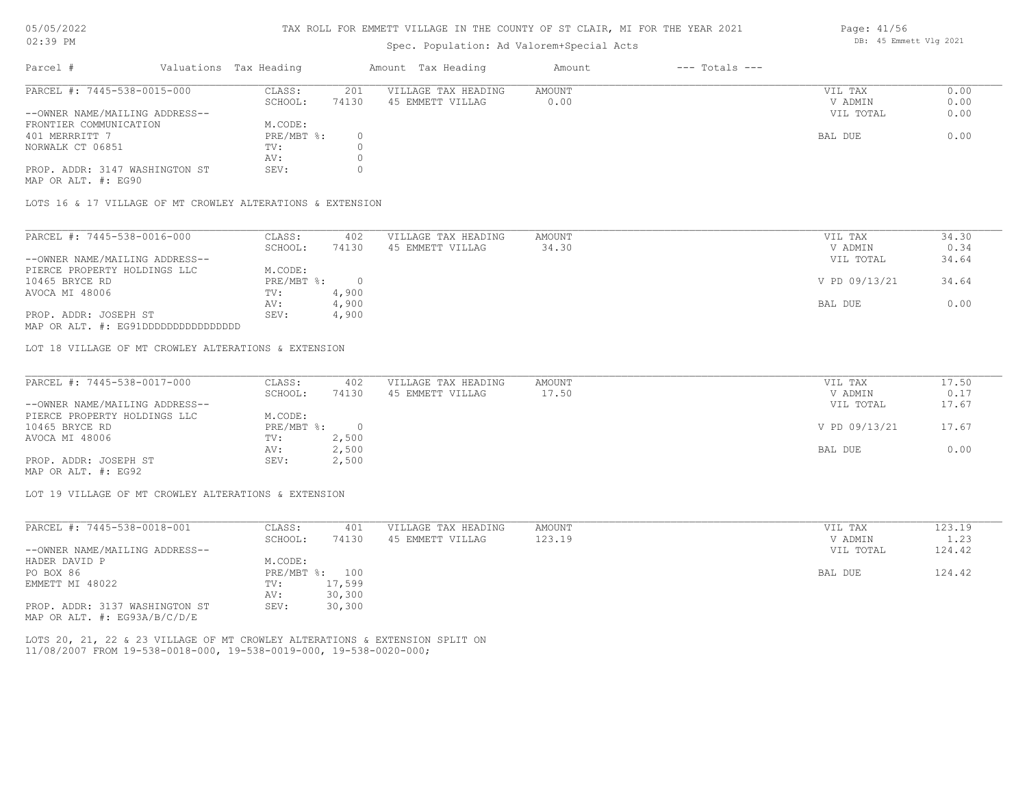# TAX ROLL FOR EMMETT VILLAGE IN THE COUNTY OF ST CLAIR, MI FOR THE YEAR 2021

Spec. Population: Ad Valorem+Special Acts

| Parcel # | Valuations | Tax Heading | Amount | Tax Heading | Amount | --- Totals --- | |
|---|---|---|---|---|---|---|---|

---

PARCEL #: 7445-538-0015-000

| | | | | | | |
|---|---|---|---|---|---|---|
| CLASS: | 201 | VILLAGE TAX HEADING | AMOUNT | | VIL TAX | 0.00 |
| SCHOOL: | 74130 | 45 EMMETT VILLAG | 0.00 | | V ADMIN | 0.00 |
| | | | | | VIL TOTAL | 0.00 |
| M.CODE: | | | | | | |
| PRE/MBT %: | 0 | | | | BAL DUE | 0.00 |
| TV: | 0 | | | | | |
| AV: | 0 | | | | | |
| SEV: | 0 | | | | | |

--OWNER NAME/MAILING ADDRESS--
FRONTIER COMMUNICATION
401 MERRRITT 7
NORWALK CT 06851

PROP. ADDR: 3147 WASHINGTON ST
MAP OR ALT. #: EG90

LOTS 16 & 17 VILLAGE OF MT CROWLEY ALTERATIONS & EXTENSION

---

PARCEL #: 7445-538-0016-000

| | | | | | | |
|---|---|---|---|---|---|---|
| CLASS: | 402 | VILLAGE TAX HEADING | AMOUNT | | VIL TAX | 34.30 |
| SCHOOL: | 74130 | 45 EMMETT VILLAG | 34.30 | | V ADMIN | 0.34 |
| | | | | | VIL TOTAL | 34.64 |
| M.CODE: | | | | | | |
| PRE/MBT %: | 0 | | | | V PD 09/13/21 | 34.64 |
| TV: | 4,900 | | | | | |
| AV: | 4,900 | | | | BAL DUE | 0.00 |
| SEV: | 4,900 | | | | | |

--OWNER NAME/MAILING ADDRESS--
PIERCE PROPERTY HOLDINGS LLC
10465 BRYCE RD
AVOCA MI 48006

PROP. ADDR: JOSEPH ST
MAP OR ALT. #: EG91DDDDDDDDDDDDDDDD

LOT 18 VILLAGE OF MT CROWLEY ALTERATIONS & EXTENSION

---

PARCEL #: 7445-538-0017-000

| | | | | | | |
|---|---|---|---|---|---|---|
| CLASS: | 402 | VILLAGE TAX HEADING | AMOUNT | | VIL TAX | 17.50 |
| SCHOOL: | 74130 | 45 EMMETT VILLAG | 17.50 | | V ADMIN | 0.17 |
| | | | | | VIL TOTAL | 17.67 |
| M.CODE: | | | | | | |
| PRE/MBT %: | 0 | | | | V PD 09/13/21 | 17.67 |
| TV: | 2,500 | | | | | |
| AV: | 2,500 | | | | BAL DUE | 0.00 |
| SEV: | 2,500 | | | | | |

--OWNER NAME/MAILING ADDRESS--
PIERCE PROPERTY HOLDINGS LLC
10465 BRYCE RD
AVOCA MI 48006

PROP. ADDR: JOSEPH ST
MAP OR ALT. #: EG92

LOT 19 VILLAGE OF MT CROWLEY ALTERATIONS & EXTENSION

---

PARCEL #: 7445-538-0018-001

| | | | | | | |
|---|---|---|---|---|---|---|
| CLASS: | 401 | VILLAGE TAX HEADING | AMOUNT | | VIL TAX | 123.19 |
| SCHOOL: | 74130 | 45 EMMETT VILLAG | 123.19 | | V ADMIN | 1.23 |
| | | | | | VIL TOTAL | 124.42 |
| M.CODE: | | | | | | |
| PRE/MBT %: | 100 | | | | BAL DUE | 124.42 |
| TV: | 17,599 | | | | | |
| AV: | 30,300 | | | | | |
| SEV: | 30,300 | | | | | |

--OWNER NAME/MAILING ADDRESS--
HADER DAVID P
PO BOX 86
EMMETT MI 48022

PROP. ADDR: 3137 WASHINGTON ST
MAP OR ALT. #: EG93A/B/C/D/E

LOTS 20, 21, 22 & 23 VILLAGE OF MT CROWLEY ALTERATIONS & EXTENSION SPLIT ON
11/08/2007 FROM 19-538-0018-000, 19-538-0019-000, 19-538-0020-000;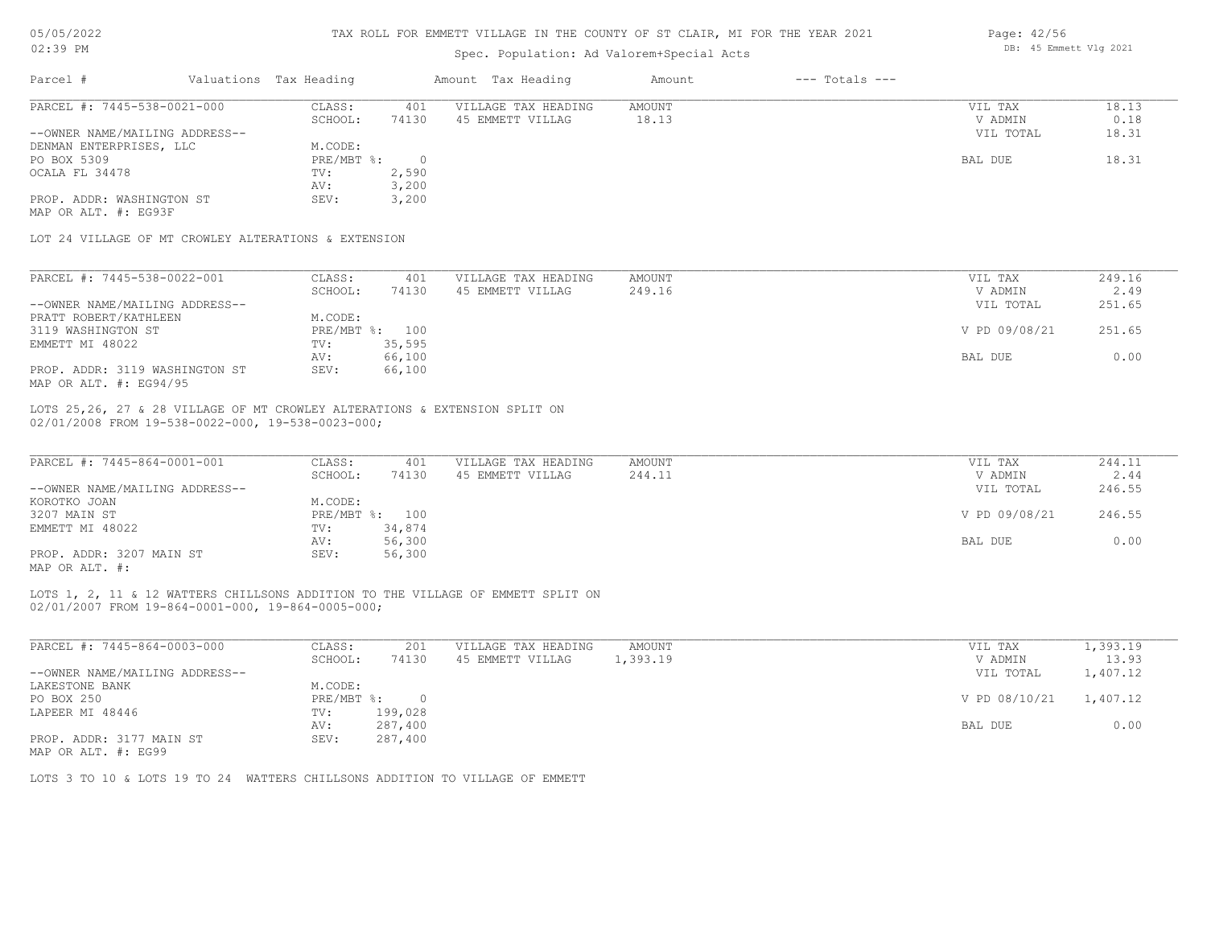# TAX ROLL FOR EMMETT VILLAGE IN THE COUNTY OF ST CLAIR, MI FOR THE YEAR 2021

Spec. Population: Ad Valorem+Special Acts

05/05/2022 02:39 PM — DB: 45 Emmett Vlg 2021

| Parcel # | Valuations Tax Heading | | Amount Tax Heading | Amount | --- Totals --- | |
|---|---|---|---|---|---|---|

## PARCEL #: 7445-538-0021-000

| | | | | | |
|---|---|---|---|---|---|
| CLASS: | 401 | VILLAGE TAX HEADING | AMOUNT | VIL TAX | 18.13 |
| SCHOOL: | 74130 | 45 EMMETT VILLAG | 18.13 | V ADMIN | 0.18 |
| M.CODE: | | | | VIL TOTAL | 18.31 |
| PRE/MBT %: | 0 | | | BAL DUE | 18.31 |
| TV: | 2,590 | | | | |
| AV: | 3,200 | | | | |
| SEV: | 3,200 | | | | |

--OWNER NAME/MAILING ADDRESS--
DENMAN ENTERPRISES, LLC
PO BOX 5309
OCALA FL 34478

PROP. ADDR: WASHINGTON ST
MAP OR ALT. #: EG93F

LOT 24 VILLAGE OF MT CROWLEY ALTERATIONS & EXTENSION

## PARCEL #: 7445-538-0022-001

| | | | | | |
|---|---|---|---|---|---|
| CLASS: | 401 | VILLAGE TAX HEADING | AMOUNT | VIL TAX | 249.16 |
| SCHOOL: | 74130 | 45 EMMETT VILLAG | 249.16 | V ADMIN | 2.49 |
| M.CODE: | | | | VIL TOTAL | 251.65 |
| PRE/MBT %: | 100 | | | V PD 09/08/21 | 251.65 |
| TV: | 35,595 | | | | |
| AV: | 66,100 | | | BAL DUE | 0.00 |
| SEV: | 66,100 | | | | |

--OWNER NAME/MAILING ADDRESS--
PRATT ROBERT/KATHLEEN
3119 WASHINGTON ST
EMMETT MI 48022

PROP. ADDR: 3119 WASHINGTON ST
MAP OR ALT. #: EG94/95

LOTS 25,26, 27 & 28 VILLAGE OF MT CROWLEY ALTERATIONS & EXTENSION SPLIT ON 02/01/2008 FROM 19-538-0022-000, 19-538-0023-000;

## PARCEL #: 7445-864-0001-001

| | | | | | |
|---|---|---|---|---|---|
| CLASS: | 401 | VILLAGE TAX HEADING | AMOUNT | VIL TAX | 244.11 |
| SCHOOL: | 74130 | 45 EMMETT VILLAG | 244.11 | V ADMIN | 2.44 |
| M.CODE: | | | | VIL TOTAL | 246.55 |
| PRE/MBT %: | 100 | | | V PD 09/08/21 | 246.55 |
| TV: | 34,874 | | | | |
| AV: | 56,300 | | | BAL DUE | 0.00 |
| SEV: | 56,300 | | | | |

--OWNER NAME/MAILING ADDRESS--
KOROTKO JOAN
3207 MAIN ST
EMMETT MI 48022

PROP. ADDR: 3207 MAIN ST
MAP OR ALT. #:

LOTS 1, 2, 11 & 12 WATTERS CHILLSONS ADDITION TO THE VILLAGE OF EMMETT SPLIT ON 02/01/2007 FROM 19-864-0001-000, 19-864-0005-000;

## PARCEL #: 7445-864-0003-000

| | | | | | |
|---|---|---|---|---|---|
| CLASS: | 201 | VILLAGE TAX HEADING | AMOUNT | VIL TAX | 1,393.19 |
| SCHOOL: | 74130 | 45 EMMETT VILLAG | 1,393.19 | V ADMIN | 13.93 |
| M.CODE: | | | | VIL TOTAL | 1,407.12 |
| PRE/MBT %: | 0 | | | V PD 08/10/21 | 1,407.12 |
| TV: | 199,028 | | | | |
| AV: | 287,400 | | | BAL DUE | 0.00 |
| SEV: | 287,400 | | | | |

--OWNER NAME/MAILING ADDRESS--
LAKESTONE BANK
PO BOX 250
LAPEER MI 48446

PROP. ADDR: 3177 MAIN ST
MAP OR ALT. #: EG99

LOTS 3 TO 10 & LOTS 19 TO 24 WATTERS CHILLSONS ADDITION TO VILLAGE OF EMMETT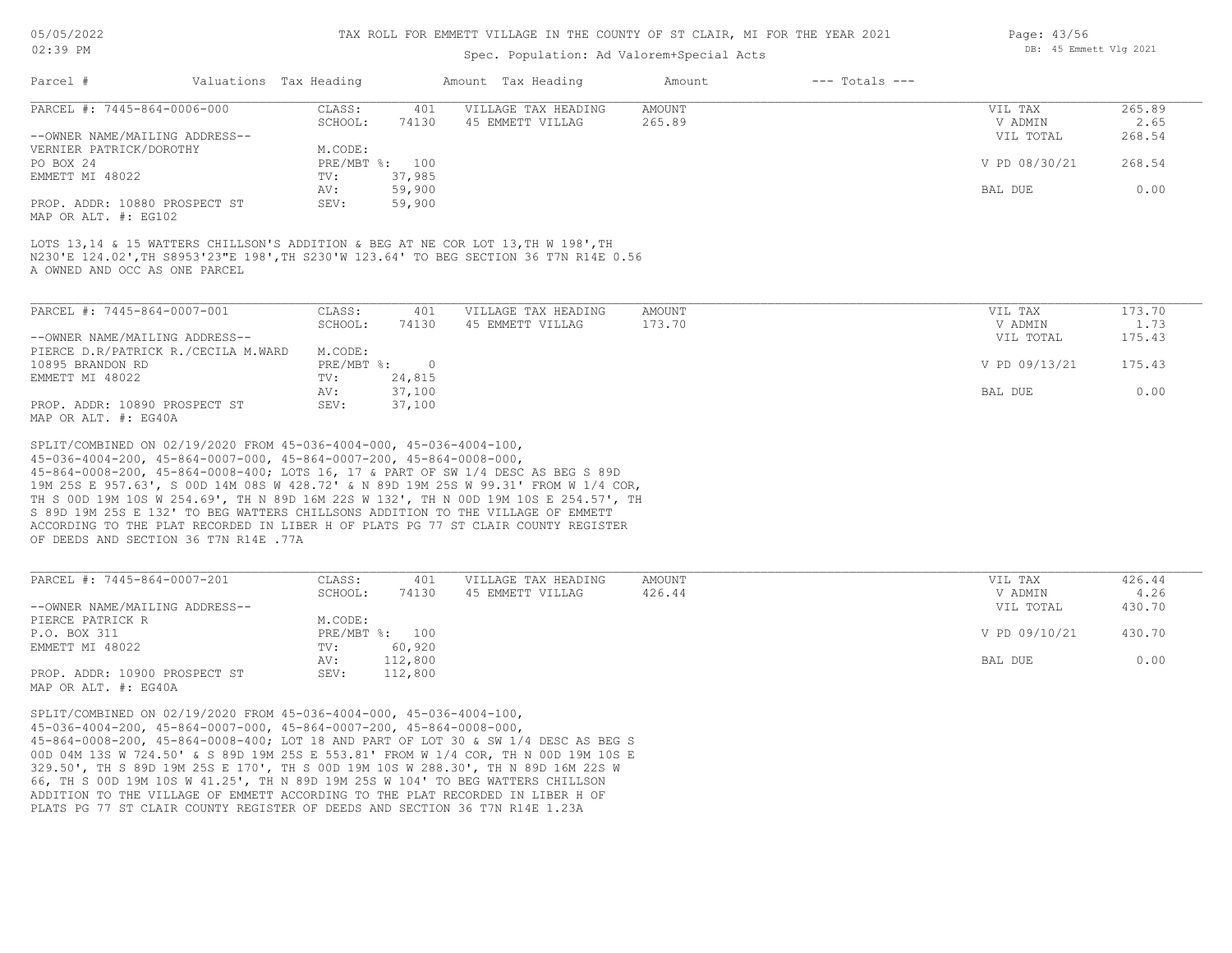TAX ROLL FOR EMMETT VILLAGE IN THE COUNTY OF ST CLAIR, MI FOR THE YEAR 2021

Spec. Population: Ad Valorem+Special Acts

| Parcel # | Valuations | Tax Heading | Amount | Tax Heading | Amount | --- Totals --- | |
|---|---|---|---|---|---|---|---|
| PARCEL #: 7445-864-0006-000 | CLASS: | 401 | VILLAGE TAX HEADING | AMOUNT | | VIL TAX | 265.89 |
| | SCHOOL: | 74130 | 45 EMMETT VILLAG | 265.89 | | V ADMIN | 2.65 |
| --OWNER NAME/MAILING ADDRESS-- | | | | | | VIL TOTAL | 268.54 |
| VERNIER PATRICK/DOROTHY | M.CODE: | | | | | | |
| PO BOX 24 | PRE/MBT %: | 100 | | | | V PD 08/30/21 | 268.54 |
| EMMETT MI 48022 | TV: | 37,985 | | | | | |
| | AV: | 59,900 | | | | BAL DUE | 0.00 |
| PROP. ADDR: 10880 PROSPECT ST | SEV: | 59,900 | | | | | |
| MAP OR ALT. #: EG102 | | | | | | | |

LOTS 13,14 & 15 WATTERS CHILLSON'S ADDITION & BEG AT NE COR LOT 13,TH W 198',TH N230'E 124.02',TH S8953'23"E 198',TH S230'W 123.64' TO BEG SECTION 36 T7N R14E 0.56 A OWNED AND OCC AS ONE PARCEL

| Parcel # | Valuations | Tax Heading | Amount | Tax Heading | Amount | --- Totals --- | |
|---|---|---|---|---|---|---|---|
| PARCEL #: 7445-864-0007-001 | CLASS: | 401 | VILLAGE TAX HEADING | AMOUNT | | VIL TAX | 173.70 |
| | SCHOOL: | 74130 | 45 EMMETT VILLAG | 173.70 | | V ADMIN | 1.73 |
| --OWNER NAME/MAILING ADDRESS-- | | | | | | VIL TOTAL | 175.43 |
| PIERCE D.R/PATRICK R./CECILA M.WARD | M.CODE: | | | | | | |
| 10895 BRANDON RD | PRE/MBT %: | 0 | | | | V PD 09/13/21 | 175.43 |
| EMMETT MI 48022 | TV: | 24,815 | | | | | |
| | AV: | 37,100 | | | | BAL DUE | 0.00 |
| PROP. ADDR: 10890 PROSPECT ST | SEV: | 37,100 | | | | | |
| MAP OR ALT. #: EG40A | | | | | | | |

SPLIT/COMBINED ON 02/19/2020 FROM 45-036-4004-000, 45-036-4004-100, 45-036-4004-200, 45-864-0007-000, 45-864-0007-200, 45-864-0008-000, 45-864-0008-200, 45-864-0008-400; LOTS 16, 17 & PART OF SW 1/4 DESC AS BEG S 89D 19M 25S E 957.63', S 00D 14M 08S W 428.72' & N 89D 19M 25S W 99.31' FROM W 1/4 COR, TH S 00D 19M 10S W 254.69', TH N 89D 16M 22S W 132', TH N 00D 19M 10S E 254.57', TH S 89D 19M 25S E 132' TO BEG WATTERS CHILLSONS ADDITION TO THE VILLAGE OF EMMETT ACCORDING TO THE PLAT RECORDED IN LIBER H OF PLATS PG 77 ST CLAIR COUNTY REGISTER OF DEEDS AND SECTION 36 T7N R14E .77A

| Parcel # | Valuations | Tax Heading | Amount | Tax Heading | Amount | --- Totals --- | |
|---|---|---|---|---|---|---|---|
| PARCEL #: 7445-864-0007-201 | CLASS: | 401 | VILLAGE TAX HEADING | AMOUNT | | VIL TAX | 426.44 |
| | SCHOOL: | 74130 | 45 EMMETT VILLAG | 426.44 | | V ADMIN | 4.26 |
| --OWNER NAME/MAILING ADDRESS-- | | | | | | VIL TOTAL | 430.70 |
| PIERCE PATRICK R | M.CODE: | | | | | | |
| P.O. BOX 311 | PRE/MBT %: | 100 | | | | V PD 09/10/21 | 430.70 |
| EMMETT MI 48022 | TV: | 60,920 | | | | | |
| | AV: | 112,800 | | | | BAL DUE | 0.00 |
| PROP. ADDR: 10900 PROSPECT ST | SEV: | 112,800 | | | | | |
| MAP OR ALT. #: EG40A | | | | | | | |

SPLIT/COMBINED ON 02/19/2020 FROM 45-036-4004-000, 45-036-4004-100, 45-036-4004-200, 45-864-0007-000, 45-864-0007-200, 45-864-0008-000, 45-864-0008-200, 45-864-0008-400; LOT 18 AND PART OF LOT 30 & SW 1/4 DESC AS BEG S 00D 04M 13S W 724.50' & S 89D 19M 25S E 553.81' FROM W 1/4 COR, TH N 00D 19M 10S E 329.50', TH S 89D 19M 25S E 170', TH S 00D 19M 10S W 288.30', TH N 89D 16M 22S W 66, TH S 00D 19M 10S W 41.25', TH N 89D 19M 25S W 104' TO BEG WATTERS CHILLSON ADDITION TO THE VILLAGE OF EMMETT ACCORDING TO THE PLAT RECORDED IN LIBER H OF PLATS PG 77 ST CLAIR COUNTY REGISTER OF DEEDS AND SECTION 36 T7N R14E 1.23A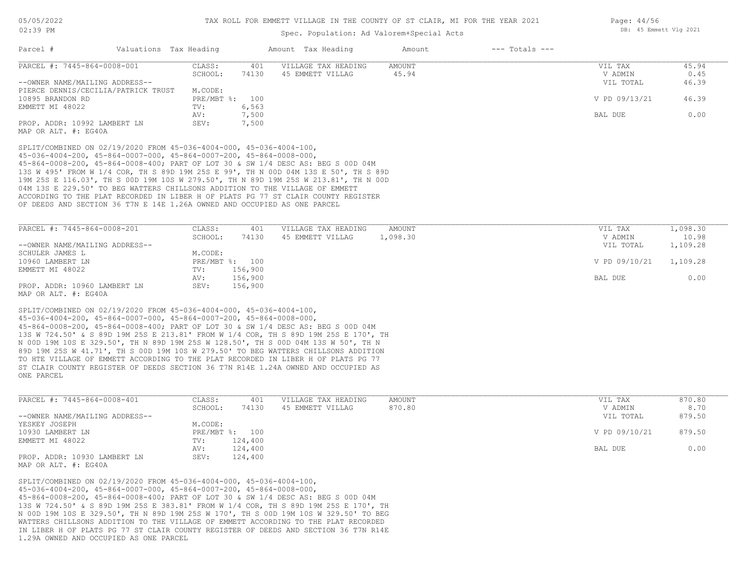TAX ROLL FOR EMMETT VILLAGE IN THE COUNTY OF ST CLAIR, MI FOR THE YEAR 2021

Spec. Population: Ad Valorem+Special Acts

DB: 45 Emmett Vlg 2021

| Parcel # | Valuations | Tax Heading | Amount | Tax Heading | Amount | --- Totals --- | |
|---|---|---|---|---|---|---|---|
| PARCEL #: 7445-864-0008-001 | CLASS: | 401 | VILLAGE TAX HEADING | AMOUNT | | VIL TAX | 45.94 |
| | SCHOOL: | 74130 | 45 EMMETT VILLAG | 45.94 | | V ADMIN | 0.45 |
| --OWNER NAME/MAILING ADDRESS-- | | | | | | VIL TOTAL | 46.39 |
| PIERCE DENNIS/CECILIA/PATRICK TRUST | M.CODE: | | | | | | |
| 10895 BRANDON RD | PRE/MBT %: | 100 | | | | V PD 09/13/21 | 46.39 |
| EMMETT MI 48022 | TV: | 6,563 | | | | | |
| | AV: | 7,500 | | | | BAL DUE | 0.00 |
| PROP. ADDR: 10992 LAMBERT LN | SEV: | 7,500 | | | | | |
| MAP OR ALT. #: EG40A | | | | | | | |

SPLIT/COMBINED ON 02/19/2020 FROM 45-036-4004-000, 45-036-4004-100, 45-036-4004-200, 45-864-0007-000, 45-864-0007-200, 45-864-0008-000, 45-864-0008-200, 45-864-0008-400; PART OF LOT 30 & SW 1/4 DESC AS: BEG S 00D 04M 13S W 495' FROM W 1/4 COR, TH S 89D 19M 25S E 99', TH N 00D 04M 13S E 50', TH S 89D 19M 25S E 116.03', TH S 00D 19M 10S W 279.50', TH N 89D 19M 25S W 213.81', TH N 00D 04M 13S E 229.50' TO BEG WATTERS CHILLSONS ADDITION TO THE VILLAGE OF EMMETT ACCORDING TO THE PLAT RECORDED IN LIBER H OF PLATS PG 77 ST CLAIR COUNTY REGISTER OF DEEDS AND SECTION 36 T7N E 14E 1.26A OWNED AND OCCUPIED AS ONE PARCEL

| Parcel # | Valuations | Tax Heading | Amount | Tax Heading | Amount | --- Totals --- | |
|---|---|---|---|---|---|---|---|
| PARCEL #: 7445-864-0008-201 | CLASS: | 401 | VILLAGE TAX HEADING | AMOUNT | | VIL TAX | 1,098.30 |
| | SCHOOL: | 74130 | 45 EMMETT VILLAG | 1,098.30 | | V ADMIN | 10.98 |
| --OWNER NAME/MAILING ADDRESS-- | | | | | | VIL TOTAL | 1,109.28 |
| SCHULER JAMES L | M.CODE: | | | | | | |
| 10960 LAMBERT LN | PRE/MBT %: | 100 | | | | V PD 09/10/21 | 1,109.28 |
| EMMETT MI 48022 | TV: | 156,900 | | | | | |
| | AV: | 156,900 | | | | BAL DUE | 0.00 |
| PROP. ADDR: 10960 LAMBERT LN | SEV: | 156,900 | | | | | |
| MAP OR ALT. #: EG40A | | | | | | | |

SPLIT/COMBINED ON 02/19/2020 FROM 45-036-4004-000, 45-036-4004-100, 45-036-4004-200, 45-864-0007-000, 45-864-0007-200, 45-864-0008-000, 45-864-0008-200, 45-864-0008-400; PART OF LOT 30 & SW 1/4 DESC AS: BEG S 00D 04M 13S W 724.50' & S 89D 19M 25S E 213.81' FROM W 1/4 COR, TH S 89D 19M 25S E 170', TH N 00D 19M 10S E 329.50', TH N 89D 19M 25S W 128.50', TH S 00D 04M 13S W 50', TH N 89D 19M 25S W 41.71', TH S 00D 19M 10S W 279.50' TO BEG WATTERS CHILLSONS ADDITION TO HTE VILLAGE OF EMMETT ACCORDING TO THE PLAT RECORDED IN LIBER H OF PLATS PG 77 ST CLAIR COUNTY REGISTER OF DEEDS SECTION 36 T7N R14E 1.24A OWNED AND OCCUPIED AS ONE PARCEL

| Parcel # | Valuations | Tax Heading | Amount | Tax Heading | Amount | --- Totals --- | |
|---|---|---|---|---|---|---|---|
| PARCEL #: 7445-864-0008-401 | CLASS: | 401 | VILLAGE TAX HEADING | AMOUNT | | VIL TAX | 870.80 |
| | SCHOOL: | 74130 | 45 EMMETT VILLAG | 870.80 | | V ADMIN | 8.70 |
| --OWNER NAME/MAILING ADDRESS-- | | | | | | VIL TOTAL | 879.50 |
| YESKEY JOSEPH | M.CODE: | | | | | | |
| 10930 LAMBERT LN | PRE/MBT %: | 100 | | | | V PD 09/10/21 | 879.50 |
| EMMETT MI 48022 | TV: | 124,400 | | | | | |
| | AV: | 124,400 | | | | BAL DUE | 0.00 |
| PROP. ADDR: 10930 LAMBERT LN | SEV: | 124,400 | | | | | |
| MAP OR ALT. #: EG40A | | | | | | | |

SPLIT/COMBINED ON 02/19/2020 FROM 45-036-4004-000, 45-036-4004-100, 45-036-4004-200, 45-864-0007-000, 45-864-0007-200, 45-864-0008-000, 45-864-0008-200, 45-864-0008-400; PART OF LOT 30 & SW 1/4 DESC AS: BEG S 00D 04M 13S W 724.50' & S 89D 19M 25S E 383.81' FROM W 1/4 COR, TH S 89D 19M 25S E 170', TH N 00D 19M 10S E 329.50', TH N 89D 19M 25S W 170', TH S 00D 19M 10S W 329.50' TO BEG WATTERS CHILLSONS ADDITION TO THE VILLAGE OF EMMETT ACCORDING TO THE PLAT RECORDED IN LIBER H OF PLATS PG 77 ST CLAIR COUNTY REGISTER OF DEEDS AND SECTION 36 T7N R14E 1.29A OWNED AND OCCUPIED AS ONE PARCEL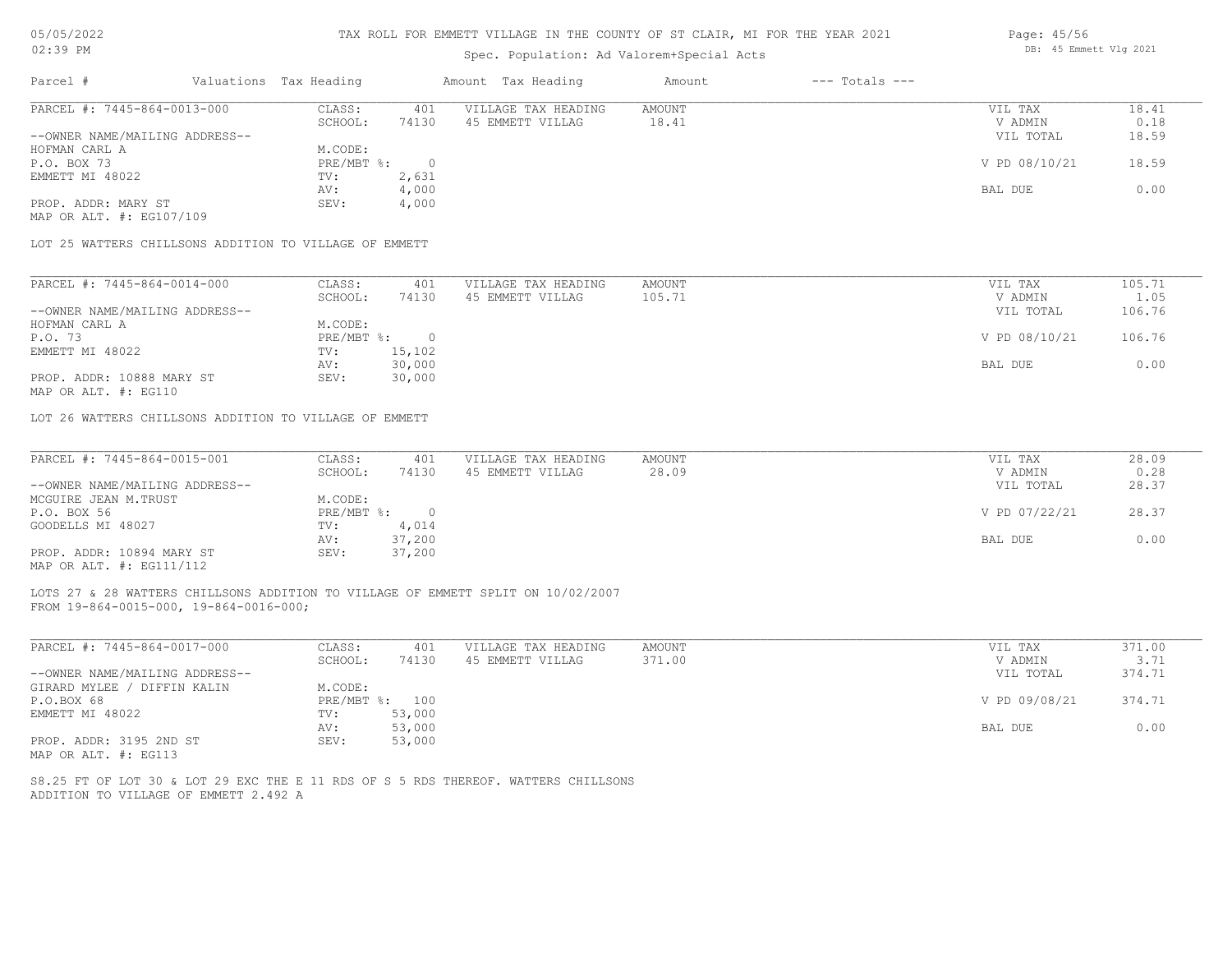# TAX ROLL FOR EMMETT VILLAGE IN THE COUNTY OF ST CLAIR, MI FOR THE YEAR 2021

Spec. Population: Ad Valorem+Special Acts

| Parcel # | Valuations | Tax Heading | Amount | Tax Heading | Amount | --- Totals --- | |
|---|---|---|---|---|---|---|---|
| PARCEL #: 7445-864-0013-000 | CLASS: | 401 | VILLAGE TAX HEADING | AMOUNT | | VIL TAX | 18.41 |
| | SCHOOL: | 74130 | 45 EMMETT VILLAG | 18.41 | | V ADMIN | 0.18 |
| --OWNER NAME/MAILING ADDRESS-- | | | | | | VIL TOTAL | 18.59 |
| HOFMAN CARL A | M.CODE: | | | | | | |
| P.O. BOX 73 | PRE/MBT %: | 0 | | | | V PD 08/10/21 | 18.59 |
| EMMETT MI 48022 | TV: | 2,631 | | | | | |
| | AV: | 4,000 | | | | BAL DUE | 0.00 |
| PROP. ADDR: MARY ST | SEV: | 4,000 | | | | | |
| MAP OR ALT. #: EG107/109 | | | | | | | |

LOT 25 WATTERS CHILLSONS ADDITION TO VILLAGE OF EMMETT

| Parcel # | Valuations | Tax Heading | Amount | Tax Heading | Amount | --- Totals --- | |
|---|---|---|---|---|---|---|---|
| PARCEL #: 7445-864-0014-000 | CLASS: | 401 | VILLAGE TAX HEADING | AMOUNT | | VIL TAX | 105.71 |
| | SCHOOL: | 74130 | 45 EMMETT VILLAG | 105.71 | | V ADMIN | 1.05 |
| --OWNER NAME/MAILING ADDRESS-- | | | | | | VIL TOTAL | 106.76 |
| HOFMAN CARL A | M.CODE: | | | | | | |
| P.O. 73 | PRE/MBT %: | 0 | | | | V PD 08/10/21 | 106.76 |
| EMMETT MI 48022 | TV: | 15,102 | | | | | |
| | AV: | 30,000 | | | | BAL DUE | 0.00 |
| PROP. ADDR: 10888 MARY ST | SEV: | 30,000 | | | | | |
| MAP OR ALT. #: EG110 | | | | | | | |

LOT 26 WATTERS CHILLSONS ADDITION TO VILLAGE OF EMMETT

| Parcel # | Valuations | Tax Heading | Amount | Tax Heading | Amount | --- Totals --- | |
|---|---|---|---|---|---|---|---|
| PARCEL #: 7445-864-0015-001 | CLASS: | 401 | VILLAGE TAX HEADING | AMOUNT | | VIL TAX | 28.09 |
| | SCHOOL: | 74130 | 45 EMMETT VILLAG | 28.09 | | V ADMIN | 0.28 |
| --OWNER NAME/MAILING ADDRESS-- | | | | | | VIL TOTAL | 28.37 |
| MCGUIRE JEAN M.TRUST | M.CODE: | | | | | | |
| P.O. BOX 56 | PRE/MBT %: | 0 | | | | V PD 07/22/21 | 28.37 |
| GOODELLS MI 48027 | TV: | 4,014 | | | | | |
| | AV: | 37,200 | | | | BAL DUE | 0.00 |
| PROP. ADDR: 10894 MARY ST | SEV: | 37,200 | | | | | |
| MAP OR ALT. #: EG111/112 | | | | | | | |

LOTS 27 & 28 WATTERS CHILLSONS ADDITION TO VILLAGE OF EMMETT SPLIT ON 10/02/2007
FROM 19-864-0015-000, 19-864-0016-000;

| Parcel # | Valuations | Tax Heading | Amount | Tax Heading | Amount | --- Totals --- | |
|---|---|---|---|---|---|---|---|
| PARCEL #: 7445-864-0017-000 | CLASS: | 401 | VILLAGE TAX HEADING | AMOUNT | | VIL TAX | 371.00 |
| | SCHOOL: | 74130 | 45 EMMETT VILLAG | 371.00 | | V ADMIN | 3.71 |
| --OWNER NAME/MAILING ADDRESS-- | | | | | | VIL TOTAL | 374.71 |
| GIRARD MYLEE / DIFFIN KALIN | M.CODE: | | | | | | |
| P.O.BOX 68 | PRE/MBT %: | 100 | | | | V PD 09/08/21 | 374.71 |
| EMMETT MI 48022 | TV: | 53,000 | | | | | |
| | AV: | 53,000 | | | | BAL DUE | 0.00 |
| PROP. ADDR: 3195 2ND ST | SEV: | 53,000 | | | | | |
| MAP OR ALT. #: EG113 | | | | | | | |

S8.25 FT OF LOT 30 & LOT 29 EXC THE E 11 RDS OF S 5 RDS THEREOF. WATTERS CHILLSONS
ADDITION TO VILLAGE OF EMMETT 2.492 A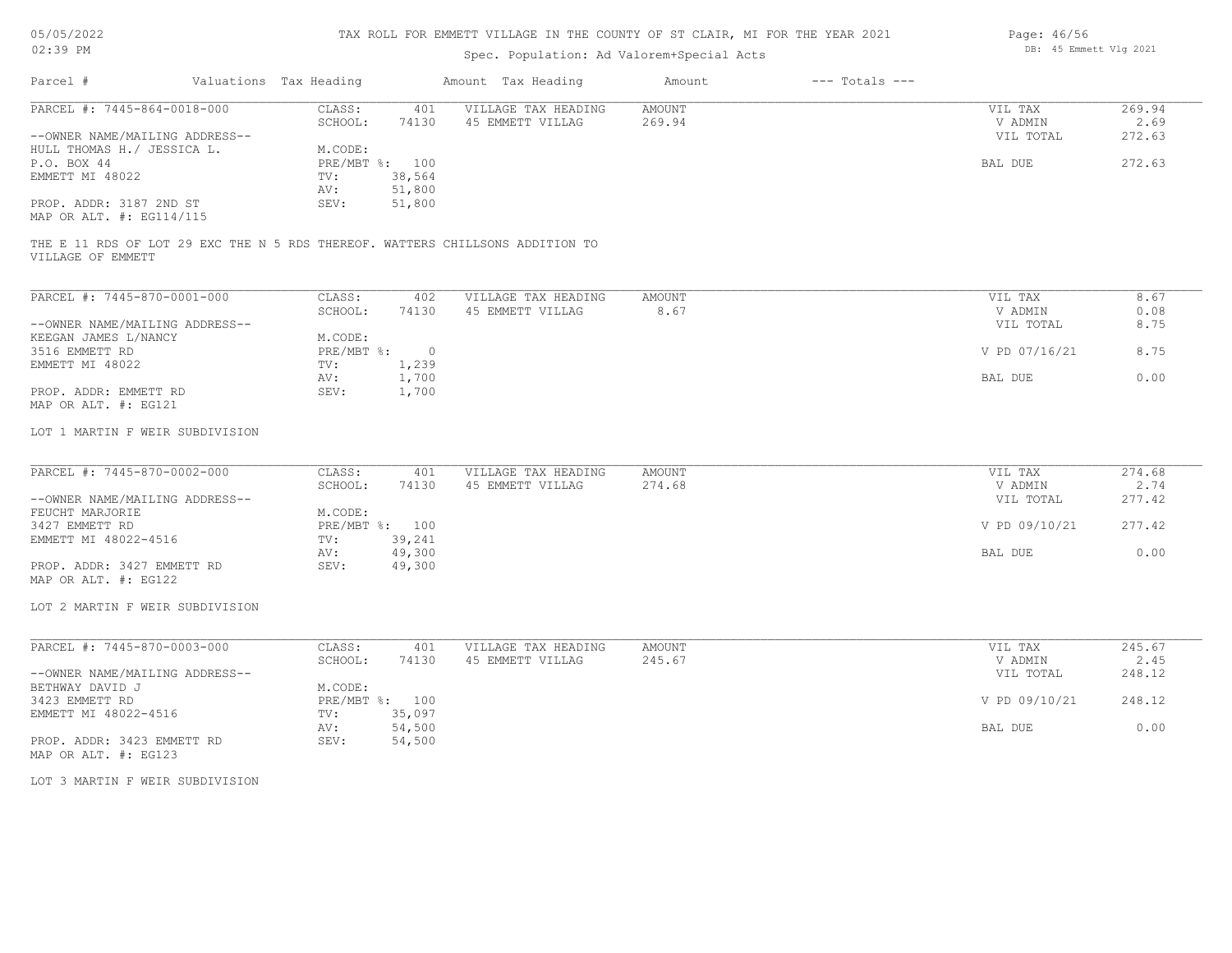# TAX ROLL FOR EMMETT VILLAGE IN THE COUNTY OF ST CLAIR, MI FOR THE YEAR 2021

Spec. Population: Ad Valorem+Special Acts

05/05/2022 02:39 PM — DB: 45 Emmett Vlg 2021

| Parcel # | Valuations | Tax Heading | Amount | Tax Heading | Amount | --- Totals --- | |
|---|---|---|---|---|---|---|---|
| PARCEL #: 7445-864-0018-000 | CLASS: | 401 | VILLAGE TAX HEADING | AMOUNT | | VIL TAX | 269.94 |
| | SCHOOL: | 74130 | 45 EMMETT VILLAG | 269.94 | | V ADMIN | 2.69 |
| --OWNER NAME/MAILING ADDRESS-- | | | | | | VIL TOTAL | 272.63 |
| HULL THOMAS H./ JESSICA L. | M.CODE: | | | | | | |
| P.O. BOX 44 | PRE/MBT %: | 100 | | | | BAL DUE | 272.63 |
| EMMETT MI 48022 | TV: | 38,564 | | | | | |
| | AV: | 51,800 | | | | | |
| PROP. ADDR: 3187 2ND ST | SEV: | 51,800 | | | | | |
| MAP OR ALT. #: EG114/115 | | | | | | | |

THE E 11 RDS OF LOT 29 EXC THE N 5 RDS THEREOF. WATTERS CHILLSONS ADDITION TO VILLAGE OF EMMETT

| Parcel # | Valuations | Tax Heading | Amount | Tax Heading | Amount | --- Totals --- | |
|---|---|---|---|---|---|---|---|
| PARCEL #: 7445-870-0001-000 | CLASS: | 402 | VILLAGE TAX HEADING | AMOUNT | | VIL TAX | 8.67 |
| | SCHOOL: | 74130 | 45 EMMETT VILLAG | 8.67 | | V ADMIN | 0.08 |
| --OWNER NAME/MAILING ADDRESS-- | | | | | | VIL TOTAL | 8.75 |
| KEEGAN JAMES L/NANCY | M.CODE: | | | | | | |
| 3516 EMMETT RD | PRE/MBT %: | 0 | | | | V PD 07/16/21 | 8.75 |
| EMMETT MI 48022 | TV: | 1,239 | | | | | |
| | AV: | 1,700 | | | | BAL DUE | 0.00 |
| PROP. ADDR: EMMETT RD | SEV: | 1,700 | | | | | |
| MAP OR ALT. #: EG121 | | | | | | | |

LOT 1 MARTIN F WEIR SUBDIVISION

| Parcel # | Valuations | Tax Heading | Amount | Tax Heading | Amount | --- Totals --- | |
|---|---|---|---|---|---|---|---|
| PARCEL #: 7445-870-0002-000 | CLASS: | 401 | VILLAGE TAX HEADING | AMOUNT | | VIL TAX | 274.68 |
| | SCHOOL: | 74130 | 45 EMMETT VILLAG | 274.68 | | V ADMIN | 2.74 |
| --OWNER NAME/MAILING ADDRESS-- | | | | | | VIL TOTAL | 277.42 |
| FEUCHT MARJORIE | M.CODE: | | | | | | |
| 3427 EMMETT RD | PRE/MBT %: | 100 | | | | V PD 09/10/21 | 277.42 |
| EMMETT MI 48022-4516 | TV: | 39,241 | | | | | |
| | AV: | 49,300 | | | | BAL DUE | 0.00 |
| PROP. ADDR: 3427 EMMETT RD | SEV: | 49,300 | | | | | |
| MAP OR ALT. #: EG122 | | | | | | | |

LOT 2 MARTIN F WEIR SUBDIVISION

| Parcel # | Valuations | Tax Heading | Amount | Tax Heading | Amount | --- Totals --- | |
|---|---|---|---|---|---|---|---|
| PARCEL #: 7445-870-0003-000 | CLASS: | 401 | VILLAGE TAX HEADING | AMOUNT | | VIL TAX | 245.67 |
| | SCHOOL: | 74130 | 45 EMMETT VILLAG | 245.67 | | V ADMIN | 2.45 |
| --OWNER NAME/MAILING ADDRESS-- | | | | | | VIL TOTAL | 248.12 |
| BETHWAY DAVID J | M.CODE: | | | | | | |
| 3423 EMMETT RD | PRE/MBT %: | 100 | | | | V PD 09/10/21 | 248.12 |
| EMMETT MI 48022-4516 | TV: | 35,097 | | | | | |
| | AV: | 54,500 | | | | BAL DUE | 0.00 |
| PROP. ADDR: 3423 EMMETT RD | SEV: | 54,500 | | | | | |
| MAP OR ALT. #: EG123 | | | | | | | |

LOT 3 MARTIN F WEIR SUBDIVISION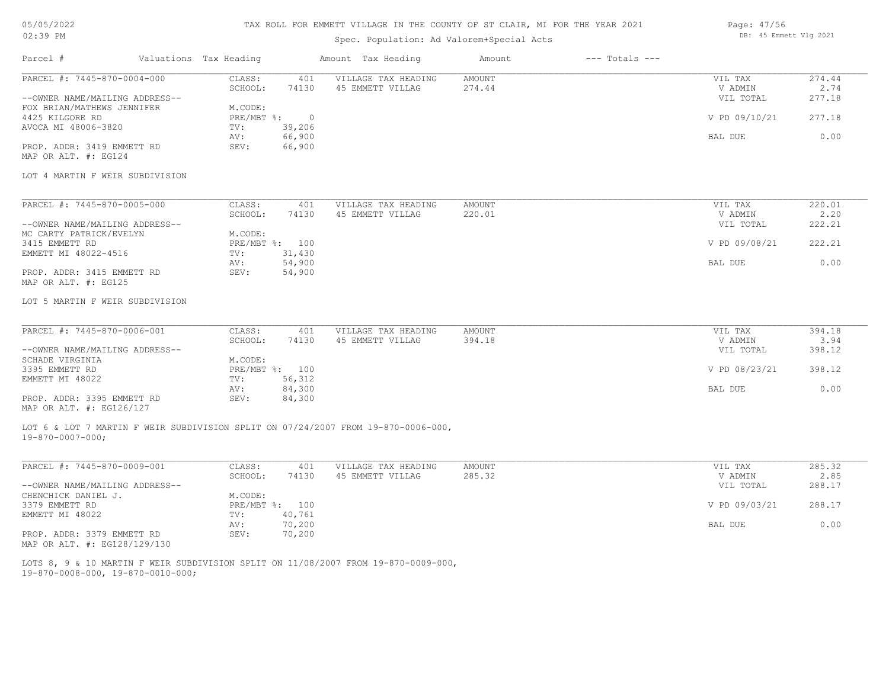# TAX ROLL FOR EMMETT VILLAGE IN THE COUNTY OF ST CLAIR, MI FOR THE YEAR 2021

Spec. Population: Ad Valorem+Special Acts

DB: 45 Emmett Vlg 2021

05/05/2022
02:39 PM

| Parcel # | Valuations | Tax Heading | Amount | Tax Heading | Amount | --- Totals --- |
|---|---|---|---|---|---|---|

---

**PARCEL #: 7445-870-0004-000**

| | | | | | |
|---|---|---|---|---|---|
| CLASS: | 401 | VILLAGE TAX HEADING | AMOUNT | VIL TAX | 274.44 |
| SCHOOL: | 74130 | 45 EMMETT VILLAG | 274.44 | V ADMIN | 2.74 |
| | | | | VIL TOTAL | 277.18 |
| M.CODE: | | | | | |
| PRE/MBT %: | 0 | | | V PD 09/10/21 | 277.18 |
| TV: | 39,206 | | | | |
| AV: | 66,900 | | | BAL DUE | 0.00 |
| SEV: | 66,900 | | | | |

--OWNER NAME/MAILING ADDRESS--
FOX BRIAN/MATHEWS JENNIFER
4425 KILGORE RD
AVOCA MI 48006-3820

PROP. ADDR: 3419 EMMETT RD
MAP OR ALT. #: EG124

LOT 4 MARTIN F WEIR SUBDIVISION

---

**PARCEL #: 7445-870-0005-000**

| | | | | | |
|---|---|---|---|---|---|
| CLASS: | 401 | VILLAGE TAX HEADING | AMOUNT | VIL TAX | 220.01 |
| SCHOOL: | 74130 | 45 EMMETT VILLAG | 220.01 | V ADMIN | 2.20 |
| | | | | VIL TOTAL | 222.21 |
| M.CODE: | | | | | |
| PRE/MBT %: | 100 | | | V PD 09/08/21 | 222.21 |
| TV: | 31,430 | | | | |
| AV: | 54,900 | | | BAL DUE | 0.00 |
| SEV: | 54,900 | | | | |

--OWNER NAME/MAILING ADDRESS--
MC CARTY PATRICK/EVELYN
3415 EMMETT RD
EMMETT MI 48022-4516

PROP. ADDR: 3415 EMMETT RD
MAP OR ALT. #: EG125

LOT 5 MARTIN F WEIR SUBDIVISION

---

**PARCEL #: 7445-870-0006-001**

| | | | | | |
|---|---|---|---|---|---|
| CLASS: | 401 | VILLAGE TAX HEADING | AMOUNT | VIL TAX | 394.18 |
| SCHOOL: | 74130 | 45 EMMETT VILLAG | 394.18 | V ADMIN | 3.94 |
| | | | | VIL TOTAL | 398.12 |
| M.CODE: | | | | | |
| PRE/MBT %: | 100 | | | V PD 08/23/21 | 398.12 |
| TV: | 56,312 | | | | |
| AV: | 84,300 | | | BAL DUE | 0.00 |
| SEV: | 84,300 | | | | |

--OWNER NAME/MAILING ADDRESS--
SCHADE VIRGINIA
3395 EMMETT RD
EMMETT MI 48022

PROP. ADDR: 3395 EMMETT RD
MAP OR ALT. #: EG126/127

LOT 6 & LOT 7 MARTIN F WEIR SUBDIVISION SPLIT ON 07/24/2007 FROM 19-870-0006-000, 19-870-0007-000;

---

**PARCEL #: 7445-870-0009-001**

| | | | | | |
|---|---|---|---|---|---|
| CLASS: | 401 | VILLAGE TAX HEADING | AMOUNT | VIL TAX | 285.32 |
| SCHOOL: | 74130 | 45 EMMETT VILLAG | 285.32 | V ADMIN | 2.85 |
| | | | | VIL TOTAL | 288.17 |
| M.CODE: | | | | | |
| PRE/MBT %: | 100 | | | V PD 09/03/21 | 288.17 |
| TV: | 40,761 | | | | |
| AV: | 70,200 | | | BAL DUE | 0.00 |
| SEV: | 70,200 | | | | |

--OWNER NAME/MAILING ADDRESS--
CHENCHICK DANIEL J.
3379 EMMETT RD
EMMETT MI 48022

PROP. ADDR: 3379 EMMETT RD
MAP OR ALT. #: EG128/129/130

LOTS 8, 9 & 10 MARTIN F WEIR SUBDIVISION SPLIT ON 11/08/2007 FROM 19-870-0009-000, 19-870-0008-000, 19-870-0010-000;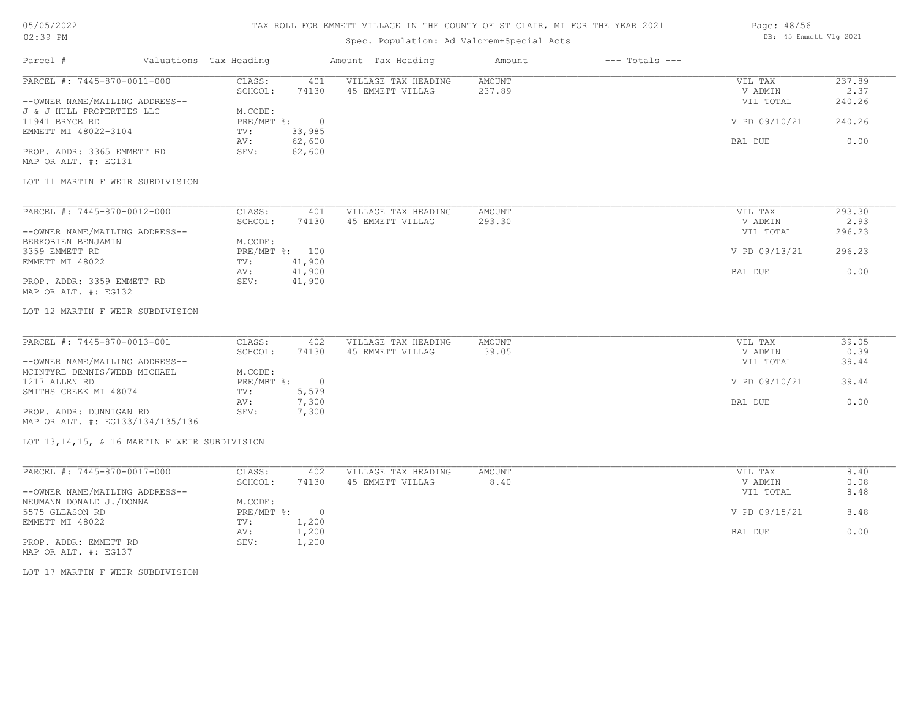# TAX ROLL FOR EMMETT VILLAGE IN THE COUNTY OF ST CLAIR, MI FOR THE YEAR 2021

Spec. Population: Ad Valorem+Special Acts

| Parcel # | Valuations | Tax Heading | Amount | Tax Heading | Amount | --- Totals --- | |
|---|---|---|---|---|---|---|---|

---

**PARCEL #: 7445-870-0011-000**

| | | | | | |
|---|---|---|---|---|---|
| CLASS: | 401 | VILLAGE TAX HEADING | AMOUNT | VIL TAX | 237.89 |
| SCHOOL: | 74130 | 45 EMMETT VILLAG | 237.89 | V ADMIN | 2.37 |
| | | | | VIL TOTAL | 240.26 |
| M.CODE: | | | | | |
| PRE/MBT %: | 0 | | | V PD 09/10/21 | 240.26 |
| TV: | 33,985 | | | | |
| AV: | 62,600 | | | BAL DUE | 0.00 |
| SEV: | 62,600 | | | | |

--OWNER NAME/MAILING ADDRESS--
J & J HULL PROPERTIES LLC
11941 BRYCE RD
EMMETT MI 48022-3104

PROP. ADDR: 3365 EMMETT RD
MAP OR ALT. #: EG131

LOT 11 MARTIN F WEIR SUBDIVISION

---

**PARCEL #: 7445-870-0012-000**

| | | | | | |
|---|---|---|---|---|---|
| CLASS: | 401 | VILLAGE TAX HEADING | AMOUNT | VIL TAX | 293.30 |
| SCHOOL: | 74130 | 45 EMMETT VILLAG | 293.30 | V ADMIN | 2.93 |
| | | | | VIL TOTAL | 296.23 |
| M.CODE: | | | | | |
| PRE/MBT %: | 100 | | | V PD 09/13/21 | 296.23 |
| TV: | 41,900 | | | | |
| AV: | 41,900 | | | BAL DUE | 0.00 |
| SEV: | 41,900 | | | | |

--OWNER NAME/MAILING ADDRESS--
BERKOBIEN BENJAMIN
3359 EMMETT RD
EMMETT MI 48022

PROP. ADDR: 3359 EMMETT RD
MAP OR ALT. #: EG132

LOT 12 MARTIN F WEIR SUBDIVISION

---

**PARCEL #: 7445-870-0013-001**

| | | | | | |
|---|---|---|---|---|---|
| CLASS: | 402 | VILLAGE TAX HEADING | AMOUNT | VIL TAX | 39.05 |
| SCHOOL: | 74130 | 45 EMMETT VILLAG | 39.05 | V ADMIN | 0.39 |
| | | | | VIL TOTAL | 39.44 |
| M.CODE: | | | | | |
| PRE/MBT %: | 0 | | | V PD 09/10/21 | 39.44 |
| TV: | 5,579 | | | | |
| AV: | 7,300 | | | BAL DUE | 0.00 |
| SEV: | 7,300 | | | | |

--OWNER NAME/MAILING ADDRESS--
MCINTYRE DENNIS/WEBB MICHAEL
1217 ALLEN RD
SMITHS CREEK MI 48074

PROP. ADDR: DUNNIGAN RD
MAP OR ALT. #: EG133/134/135/136

LOT 13,14,15, & 16 MARTIN F WEIR SUBDIVISION

---

**PARCEL #: 7445-870-0017-000**

| | | | | | |
|---|---|---|---|---|---|
| CLASS: | 402 | VILLAGE TAX HEADING | AMOUNT | VIL TAX | 8.40 |
| SCHOOL: | 74130 | 45 EMMETT VILLAG | 8.40 | V ADMIN | 0.08 |
| | | | | VIL TOTAL | 8.48 |
| M.CODE: | | | | | |
| PRE/MBT %: | 0 | | | V PD 09/15/21 | 8.48 |
| TV: | 1,200 | | | | |
| AV: | 1,200 | | | BAL DUE | 0.00 |
| SEV: | 1,200 | | | | |

--OWNER NAME/MAILING ADDRESS--
NEUMANN DONALD J./DONNA
5575 GLEASON RD
EMMETT MI 48022

PROP. ADDR: EMMETT RD
MAP OR ALT. #: EG137

LOT 17 MARTIN F WEIR SUBDIVISION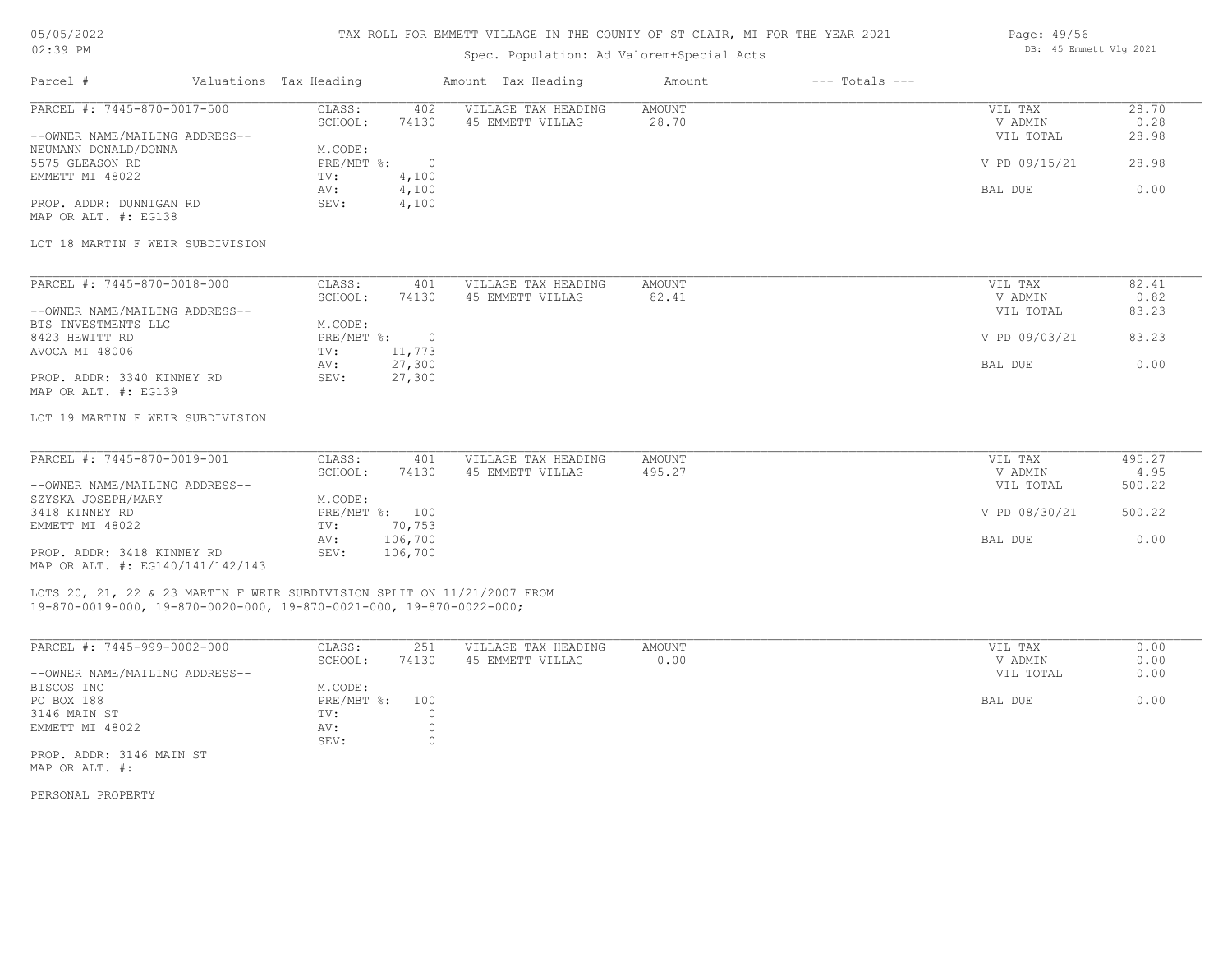# TAX ROLL FOR EMMETT VILLAGE IN THE COUNTY OF ST CLAIR, MI FOR THE YEAR 2021

Spec. Population: Ad Valorem+Special Acts

05/05/2022
02:39 PM

DB: 45 Emmett Vlg 2021

| Parcel # | Valuations | Tax Heading | Amount | Tax Heading | Amount | --- Totals --- | |
|---|---|---|---|---|---|---|---|
| PARCEL #: 7445-870-0017-500 | CLASS: | 402 | VILLAGE TAX HEADING | AMOUNT | | VIL TAX | 28.70 |
| | SCHOOL: | 74130 | 45 EMMETT VILLAG | 28.70 | | V ADMIN | 0.28 |
| --OWNER NAME/MAILING ADDRESS-- | | | | | | VIL TOTAL | 28.98 |
| NEUMANN DONALD/DONNA | M.CODE: | | | | | | |
| 5575 GLEASON RD | PRE/MBT %: | 0 | | | | V PD 09/15/21 | 28.98 |
| EMMETT MI 48022 | TV: | 4,100 | | | | | |
| | AV: | 4,100 | | | | BAL DUE | 0.00 |
| PROP. ADDR: DUNNIGAN RD | SEV: | 4,100 | | | | | |
| MAP OR ALT. #: EG138 | | | | | | | |

LOT 18 MARTIN F WEIR SUBDIVISION

| Parcel # | Valuations | Tax Heading | Amount | Tax Heading | Amount | --- Totals --- | |
|---|---|---|---|---|---|---|---|
| PARCEL #: 7445-870-0018-000 | CLASS: | 401 | VILLAGE TAX HEADING | AMOUNT | | VIL TAX | 82.41 |
| | SCHOOL: | 74130 | 45 EMMETT VILLAG | 82.41 | | V ADMIN | 0.82 |
| --OWNER NAME/MAILING ADDRESS-- | | | | | | VIL TOTAL | 83.23 |
| BTS INVESTMENTS LLC | M.CODE: | | | | | | |
| 8423 HEWITT RD | PRE/MBT %: | 0 | | | | V PD 09/03/21 | 83.23 |
| AVOCA MI 48006 | TV: | 11,773 | | | | | |
| | AV: | 27,300 | | | | BAL DUE | 0.00 |
| PROP. ADDR: 3340 KINNEY RD | SEV: | 27,300 | | | | | |
| MAP OR ALT. #: EG139 | | | | | | | |

LOT 19 MARTIN F WEIR SUBDIVISION

| Parcel # | Valuations | Tax Heading | Amount | Tax Heading | Amount | --- Totals --- | |
|---|---|---|---|---|---|---|---|
| PARCEL #: 7445-870-0019-001 | CLASS: | 401 | VILLAGE TAX HEADING | AMOUNT | | VIL TAX | 495.27 |
| | SCHOOL: | 74130 | 45 EMMETT VILLAG | 495.27 | | V ADMIN | 4.95 |
| --OWNER NAME/MAILING ADDRESS-- | | | | | | VIL TOTAL | 500.22 |
| SZYSKA JOSEPH/MARY | M.CODE: | | | | | | |
| 3418 KINNEY RD | PRE/MBT %: | 100 | | | | V PD 08/30/21 | 500.22 |
| EMMETT MI 48022 | TV: | 70,753 | | | | | |
| | AV: | 106,700 | | | | BAL DUE | 0.00 |
| PROP. ADDR: 3418 KINNEY RD | SEV: | 106,700 | | | | | |
| MAP OR ALT. #: EG140/141/142/143 | | | | | | | |

LOTS 20, 21, 22 & 23 MARTIN F WEIR SUBDIVISION SPLIT ON 11/21/2007 FROM
19-870-0019-000, 19-870-0020-000, 19-870-0021-000, 19-870-0022-000;

| Parcel # | Valuations | Tax Heading | Amount | Tax Heading | Amount | --- Totals --- | |
|---|---|---|---|---|---|---|---|
| PARCEL #: 7445-999-0002-000 | CLASS: | 251 | VILLAGE TAX HEADING | AMOUNT | | VIL TAX | 0.00 |
| | SCHOOL: | 74130 | 45 EMMETT VILLAG | 0.00 | | V ADMIN | 0.00 |
| --OWNER NAME/MAILING ADDRESS-- | | | | | | VIL TOTAL | 0.00 |
| BISCOS INC | M.CODE: | | | | | | |
| PO BOX 188 | PRE/MBT %: | 100 | | | | BAL DUE | 0.00 |
| 3146 MAIN ST | TV: | 0 | | | | | |
| EMMETT MI 48022 | AV: | 0 | | | | | |
| | SEV: | 0 | | | | | |
| PROP. ADDR: 3146 MAIN ST | | | | | | | |
| MAP OR ALT. #: | | | | | | | |

PERSONAL PROPERTY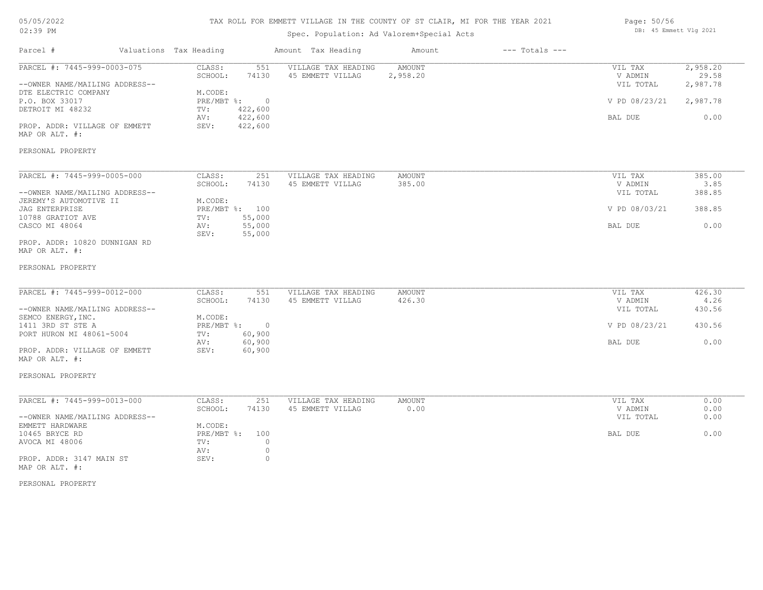# TAX ROLL FOR EMMETT VILLAGE IN THE COUNTY OF ST CLAIR, MI FOR THE YEAR 2021

05/05/2022
02:39 PM

Spec. Population: Ad Valorem+Special Acts

DB: 45 Emmett Vlg 2021

| Parcel # | Valuations | Tax Heading | Amount | Tax Heading | Amount | --- Totals --- | |
|---|---|---|---|---|---|---|---|
| PARCEL #: 7445-999-0003-075 | CLASS: | 551 | VILLAGE TAX HEADING | AMOUNT | | VIL TAX | 2,958.20 |
| | SCHOOL: | 74130 | 45 EMMETT VILLAG | 2,958.20 | | V ADMIN | 29.58 |
| --OWNER NAME/MAILING ADDRESS-- | | | | | | VIL TOTAL | 2,987.78 |
| DTE ELECTRIC COMPANY | M.CODE: | | | | | | |
| P.O. BOX 33017 | PRE/MBT %: | 0 | | | | V PD 08/23/21 | 2,987.78 |
| DETROIT MI 48232 | TV: | 422,600 | | | | | |
| | AV: | 422,600 | | | | BAL DUE | 0.00 |
| PROP. ADDR: VILLAGE OF EMMETT | SEV: | 422,600 | | | | | |
| MAP OR ALT. #: | | | | | | | |
| PERSONAL PROPERTY | | | | | | | |

| Parcel # | Valuations | Tax Heading | Amount | Tax Heading | Amount | --- Totals --- | |
|---|---|---|---|---|---|---|---|
| PARCEL #: 7445-999-0005-000 | CLASS: | 251 | VILLAGE TAX HEADING | AMOUNT | | VIL TAX | 385.00 |
| | SCHOOL: | 74130 | 45 EMMETT VILLAG | 385.00 | | V ADMIN | 3.85 |
| --OWNER NAME/MAILING ADDRESS-- | | | | | | VIL TOTAL | 388.85 |
| JEREMY'S AUTOMOTIVE II | M.CODE: | | | | | | |
| JAG ENTERPRISE | PRE/MBT %: | 100 | | | | V PD 08/03/21 | 388.85 |
| 10788 GRATIOT AVE | TV: | 55,000 | | | | | |
| CASCO MI 48064 | AV: | 55,000 | | | | BAL DUE | 0.00 |
| | SEV: | 55,000 | | | | | |
| PROP. ADDR: 10820 DUNNIGAN RD | | | | | | | |
| MAP OR ALT. #: | | | | | | | |
| PERSONAL PROPERTY | | | | | | | |

| Parcel # | Valuations | Tax Heading | Amount | Tax Heading | Amount | --- Totals --- | |
|---|---|---|---|---|---|---|---|
| PARCEL #: 7445-999-0012-000 | CLASS: | 551 | VILLAGE TAX HEADING | AMOUNT | | VIL TAX | 426.30 |
| | SCHOOL: | 74130 | 45 EMMETT VILLAG | 426.30 | | V ADMIN | 4.26 |
| --OWNER NAME/MAILING ADDRESS-- | | | | | | VIL TOTAL | 430.56 |
| SEMCO ENERGY,INC. | M.CODE: | | | | | | |
| 1411 3RD ST STE A | PRE/MBT %: | 0 | | | | V PD 08/23/21 | 430.56 |
| PORT HURON MI 48061-5004 | TV: | 60,900 | | | | | |
| | AV: | 60,900 | | | | BAL DUE | 0.00 |
| PROP. ADDR: VILLAGE OF EMMETT | SEV: | 60,900 | | | | | |
| MAP OR ALT. #: | | | | | | | |
| PERSONAL PROPERTY | | | | | | | |

| Parcel # | Valuations | Tax Heading | Amount | Tax Heading | Amount | --- Totals --- | |
|---|---|---|---|---|---|---|---|
| PARCEL #: 7445-999-0013-000 | CLASS: | 251 | VILLAGE TAX HEADING | AMOUNT | | VIL TAX | 0.00 |
| | SCHOOL: | 74130 | 45 EMMETT VILLAG | 0.00 | | V ADMIN | 0.00 |
| --OWNER NAME/MAILING ADDRESS-- | | | | | | VIL TOTAL | 0.00 |
| EMMETT HARDWARE | M.CODE: | | | | | | |
| 10465 BRYCE RD | PRE/MBT %: | 100 | | | | BAL DUE | 0.00 |
| AVOCA MI 48006 | TV: | 0 | | | | | |
| | AV: | 0 | | | | | |
| PROP. ADDR: 3147 MAIN ST | SEV: | 0 | | | | | |
| MAP OR ALT. #: | | | | | | | |
| PERSONAL PROPERTY | | | | | | | |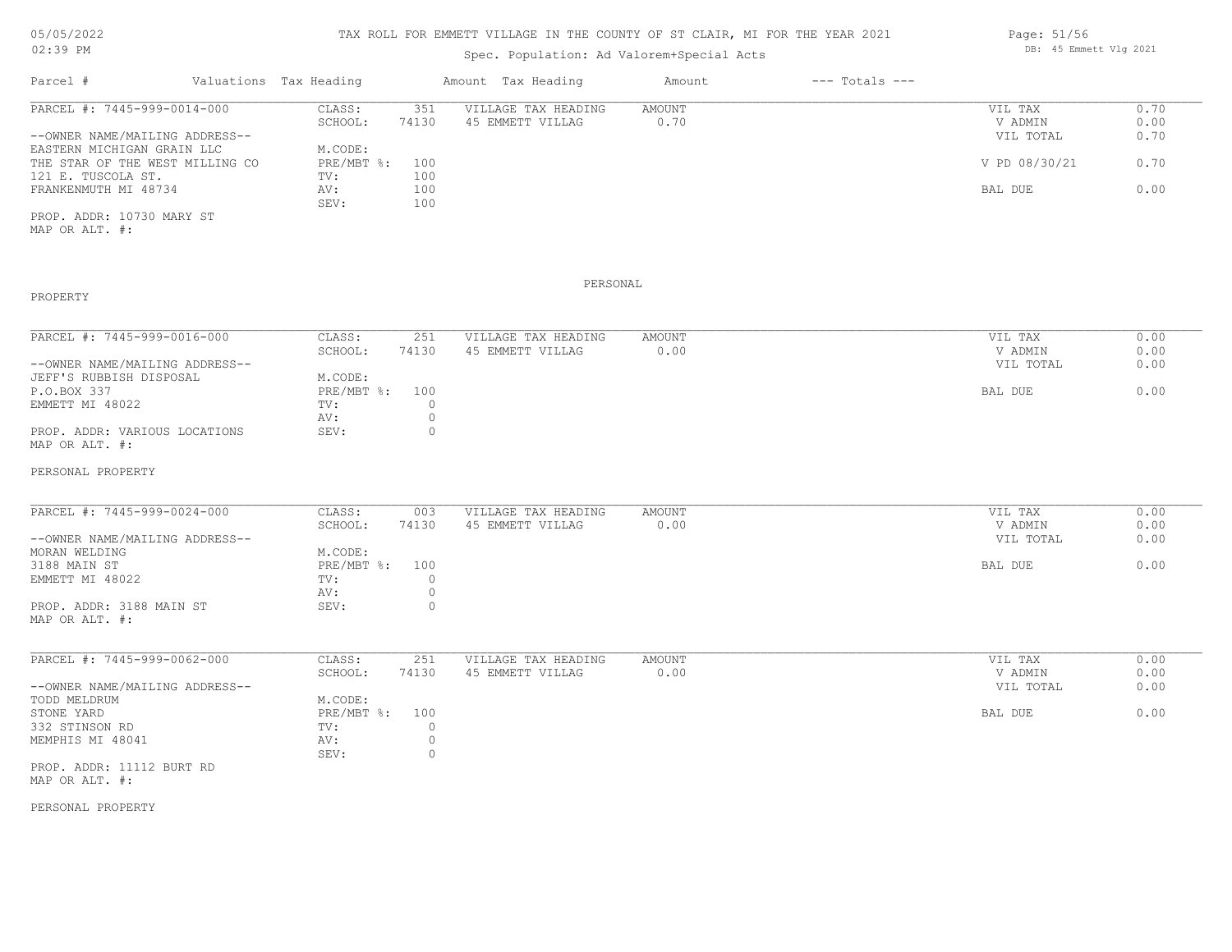TAX ROLL FOR EMMETT VILLAGE IN THE COUNTY OF ST CLAIR, MI FOR THE YEAR 2021

Spec. Population: Ad Valorem+Special Acts

| Parcel # | Valuations | Tax Heading | Amount | Tax Heading | Amount | --- Totals --- | |
|---|---|---|---|---|---|---|---|

**PARCEL #: 7445-999-0014-000**

| | | | | | |
|---|---|---|---|---|---|
| CLASS: | 351 | VILLAGE TAX HEADING | AMOUNT | VIL TAX | 0.70 |
| SCHOOL: | 74130 | 45 EMMETT VILLAG | 0.70 | V ADMIN | 0.00 |
| | | | | VIL TOTAL | 0.70 |
| M.CODE: | | | | | |
| PRE/MBT %: | 100 | | | V PD 08/30/21 | 0.70 |
| TV: | 100 | | | | |
| AV: | 100 | | | BAL DUE | 0.00 |
| SEV: | 100 | | | | |

--OWNER NAME/MAILING ADDRESS--
EASTERN MICHIGAN GRAIN LLC
THE STAR OF THE WEST MILLING CO
121 E. TUSCOLA ST.
FRANKENMUTH MI 48734

PROP. ADDR: 10730 MARY ST
MAP OR ALT. #:

PERSONAL PROPERTY

**PARCEL #: 7445-999-0016-000**

| | | | | | |
|---|---|---|---|---|---|
| CLASS: | 251 | VILLAGE TAX HEADING | AMOUNT | VIL TAX | 0.00 |
| SCHOOL: | 74130 | 45 EMMETT VILLAG | 0.00 | V ADMIN | 0.00 |
| | | | | VIL TOTAL | 0.00 |
| M.CODE: | | | | | |
| PRE/MBT %: | 100 | | | BAL DUE | 0.00 |
| TV: | 0 | | | | |
| AV: | 0 | | | | |
| SEV: | 0 | | | | |

--OWNER NAME/MAILING ADDRESS--
JEFF'S RUBBISH DISPOSAL
P.O.BOX 337
EMMETT MI 48022

PROP. ADDR: VARIOUS LOCATIONS
MAP OR ALT. #:

PERSONAL PROPERTY

**PARCEL #: 7445-999-0024-000**

| | | | | | |
|---|---|---|---|---|---|
| CLASS: | 003 | VILLAGE TAX HEADING | AMOUNT | VIL TAX | 0.00 |
| SCHOOL: | 74130 | 45 EMMETT VILLAG | 0.00 | V ADMIN | 0.00 |
| | | | | VIL TOTAL | 0.00 |
| M.CODE: | | | | | |
| PRE/MBT %: | 100 | | | BAL DUE | 0.00 |
| TV: | 0 | | | | |
| AV: | 0 | | | | |
| SEV: | 0 | | | | |

--OWNER NAME/MAILING ADDRESS--
MORAN WELDING
3188 MAIN ST
EMMETT MI 48022

PROP. ADDR: 3188 MAIN ST
MAP OR ALT. #:

**PARCEL #: 7445-999-0062-000**

| | | | | | |
|---|---|---|---|---|---|
| CLASS: | 251 | VILLAGE TAX HEADING | AMOUNT | VIL TAX | 0.00 |
| SCHOOL: | 74130 | 45 EMMETT VILLAG | 0.00 | V ADMIN | 0.00 |
| | | | | VIL TOTAL | 0.00 |
| M.CODE: | | | | | |
| PRE/MBT %: | 100 | | | BAL DUE | 0.00 |
| TV: | 0 | | | | |
| AV: | 0 | | | | |
| SEV: | 0 | | | | |

--OWNER NAME/MAILING ADDRESS--
TODD MELDRUM
STONE YARD
332 STINSON RD
MEMPHIS MI 48041

PROP. ADDR: 11112 BURT RD
MAP OR ALT. #:

PERSONAL PROPERTY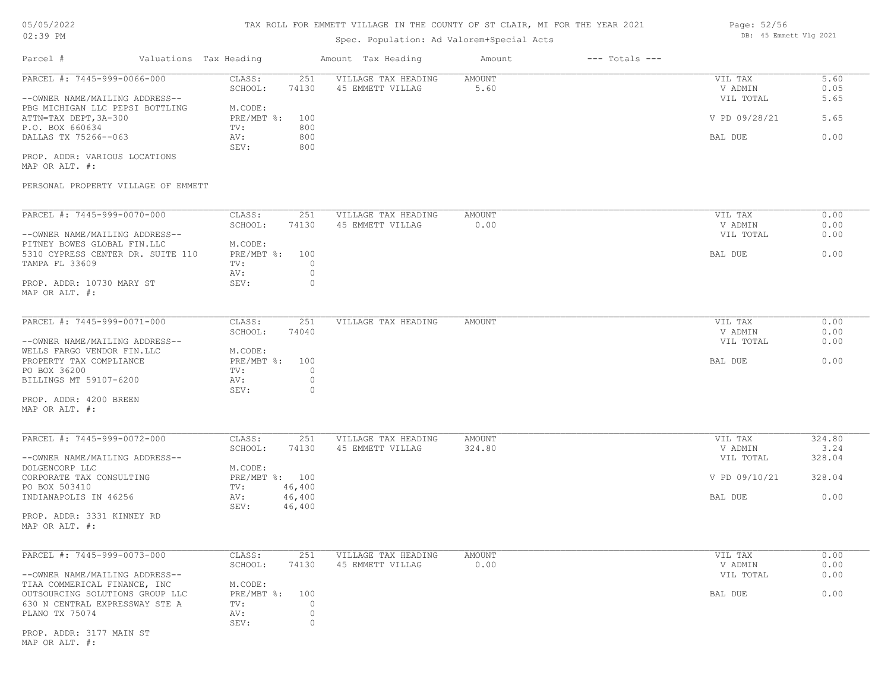# TAX ROLL FOR EMMETT VILLAGE IN THE COUNTY OF ST CLAIR, MI FOR THE YEAR 2021

Spec. Population: Ad Valorem+Special Acts

| Parcel # | Valuations | Tax Heading | Amount | Tax Heading | Amount | --- Totals --- | |
|---|---|---|---|---|---|---|---|

---

**PARCEL #: 7445-999-0066-000**

--OWNER NAME/MAILING ADDRESS--
PBG MICHIGAN LLC PEPSI BOTTLING
ATTN=TAX DEPT,3A-300
P.O. BOX 660634
DALLAS TX 75266--063

PROP. ADDR: VARIOUS LOCATIONS
MAP OR ALT. #:

PERSONAL PROPERTY VILLAGE OF EMMETT

| | | | | | |
|---|---|---|---|---|---|
| CLASS: | 251 | VILLAGE TAX HEADING | AMOUNT | VIL TAX | 5.60 |
| SCHOOL: | 74130 | 45 EMMETT VILLAG | 5.60 | V ADMIN | 0.05 |
| M.CODE: | | | | VIL TOTAL | 5.65 |
| PRE/MBT %: | 100 | | | V PD 09/28/21 | 5.65 |
| TV: | 800 | | | | |
| AV: | 800 | | | BAL DUE | 0.00 |
| SEV: | 800 | | | | |

---

**PARCEL #: 7445-999-0070-000**

--OWNER NAME/MAILING ADDRESS--
PITNEY BOWES GLOBAL FIN.LLC
5310 CYPRESS CENTER DR. SUITE 110
TAMPA FL 33609

PROP. ADDR: 10730 MARY ST
MAP OR ALT. #:

| | | | | | |
|---|---|---|---|---|---|
| CLASS: | 251 | VILLAGE TAX HEADING | AMOUNT | VIL TAX | 0.00 |
| SCHOOL: | 74130 | 45 EMMETT VILLAG | 0.00 | V ADMIN | 0.00 |
| M.CODE: | | | | VIL TOTAL | 0.00 |
| PRE/MBT %: | 100 | | | BAL DUE | 0.00 |
| TV: | 0 | | | | |
| AV: | 0 | | | | |
| SEV: | 0 | | | | |

---

**PARCEL #: 7445-999-0071-000**

--OWNER NAME/MAILING ADDRESS--
WELLS FARGO VENDOR FIN.LLC
PROPERTY TAX COMPLIANCE
PO BOX 36200
BILLINGS MT 59107-6200

PROP. ADDR: 4200 BREEN
MAP OR ALT. #:

| | | | | | |
|---|---|---|---|---|---|
| CLASS: | 251 | VILLAGE TAX HEADING | AMOUNT | VIL TAX | 0.00 |
| SCHOOL: | 74040 | | | V ADMIN | 0.00 |
| M.CODE: | | | | VIL TOTAL | 0.00 |
| PRE/MBT %: | 100 | | | BAL DUE | 0.00 |
| TV: | 0 | | | | |
| AV: | 0 | | | | |
| SEV: | 0 | | | | |

---

**PARCEL #: 7445-999-0072-000**

--OWNER NAME/MAILING ADDRESS--
DOLGENCORP LLC
CORPORATE TAX CONSULTING
PO BOX 503410
INDIANAPOLIS IN 46256

PROP. ADDR: 3331 KINNEY RD
MAP OR ALT. #:

| | | | | | |
|---|---|---|---|---|---|
| CLASS: | 251 | VILLAGE TAX HEADING | AMOUNT | VIL TAX | 324.80 |
| SCHOOL: | 74130 | 45 EMMETT VILLAG | 324.80 | V ADMIN | 3.24 |
| M.CODE: | | | | VIL TOTAL | 328.04 |
| PRE/MBT %: | 100 | | | V PD 09/10/21 | 328.04 |
| TV: | 46,400 | | | | |
| AV: | 46,400 | | | BAL DUE | 0.00 |
| SEV: | 46,400 | | | | |

---

**PARCEL #: 7445-999-0073-000**

--OWNER NAME/MAILING ADDRESS--
TIAA COMMERICAL FINANCE, INC
OUTSOURCING SOLUTIONS GROUP LLC
630 N CENTRAL EXPRESSWAY STE A
PLANO TX 75074

PROP. ADDR: 3177 MAIN ST
MAP OR ALT. #:

| | | | | | |
|---|---|---|---|---|---|
| CLASS: | 251 | VILLAGE TAX HEADING | AMOUNT | VIL TAX | 0.00 |
| SCHOOL: | 74130 | 45 EMMETT VILLAG | 0.00 | V ADMIN | 0.00 |
| M.CODE: | | | | VIL TOTAL | 0.00 |
| PRE/MBT %: | 100 | | | BAL DUE | 0.00 |
| TV: | 0 | | | | |
| AV: | 0 | | | | |
| SEV: | 0 | | | | |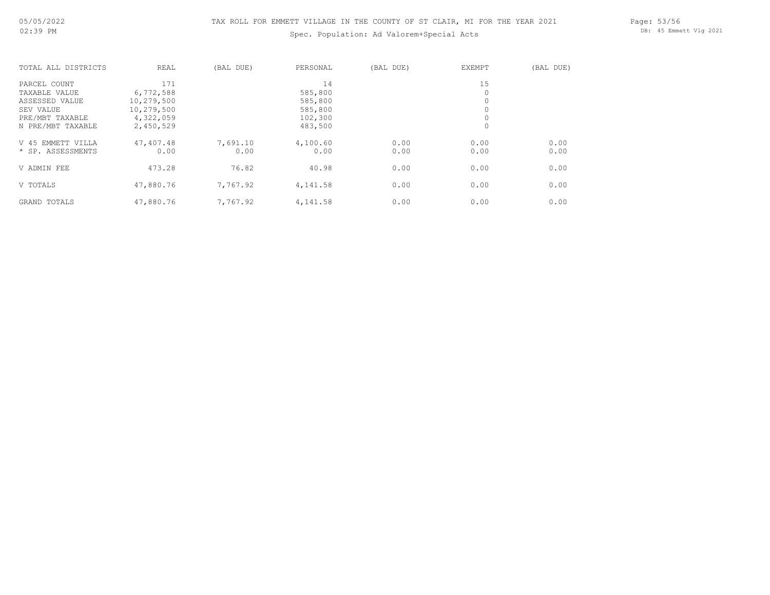# TAX ROLL FOR EMMETT VILLAGE IN THE COUNTY OF ST CLAIR, MI FOR THE YEAR 2021

Spec. Population: Ad Valorem+Special Acts

| TOTAL ALL DISTRICTS | REAL | (BAL DUE) | PERSONAL | (BAL DUE) | EXEMPT | (BAL DUE) |
|---|---|---|---|---|---|---|
| PARCEL COUNT | 171 | | 14 | | 15 | |
| TAXABLE VALUE | 6,772,588 | | 585,800 | | 0 | |
| ASSESSED VALUE | 10,279,500 | | 585,800 | | 0 | |
| SEV VALUE | 10,279,500 | | 585,800 | | 0 | |
| PRE/MBT TAXABLE | 4,322,059 | | 102,300 | | 0 | |
| N PRE/MBT TAXABLE | 2,450,529 | | 483,500 | | 0 | |
| V 45 EMMETT VILLA | 47,407.48 | 7,691.10 | 4,100.60 | 0.00 | 0.00 | 0.00 |
| * SP. ASSESSMENTS | 0.00 | 0.00 | 0.00 | 0.00 | 0.00 | 0.00 |
| V ADMIN FEE | 473.28 | 76.82 | 40.98 | 0.00 | 0.00 | 0.00 |
| V TOTALS | 47,880.76 | 7,767.92 | 4,141.58 | 0.00 | 0.00 | 0.00 |
| GRAND TOTALS | 47,880.76 | 7,767.92 | 4,141.58 | 0.00 | 0.00 | 0.00 |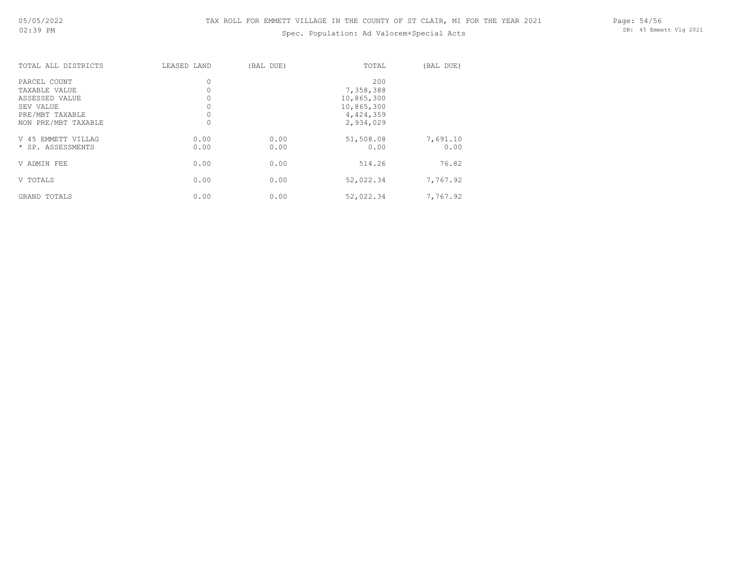# TAX ROLL FOR EMMETT VILLAGE IN THE COUNTY OF ST CLAIR, MI FOR THE YEAR 2021

Spec. Population: Ad Valorem+Special Acts

| TOTAL ALL DISTRICTS | LEASED LAND | (BAL DUE) | TOTAL | (BAL DUE) |
|---|---|---|---|---|
| PARCEL COUNT | 0 | | 200 | |
| TAXABLE VALUE | 0 | | 7,358,388 | |
| ASSESSED VALUE | 0 | | 10,865,300 | |
| SEV VALUE | 0 | | 10,865,300 | |
| PRE/MBT TAXABLE | 0 | | 4,424,359 | |
| NON PRE/MBT TAXABLE | 0 | | 2,934,029 | |
| V 45 EMMETT VILLAG | 0.00 | 0.00 | 51,508.08 | 7,691.10 |
| * SP. ASSESSMENTS | 0.00 | 0.00 | 0.00 | 0.00 |
| V ADMIN FEE | 0.00 | 0.00 | 514.26 | 76.82 |
| V TOTALS | 0.00 | 0.00 | 52,022.34 | 7,767.92 |
| GRAND TOTALS | 0.00 | 0.00 | 52,022.34 | 7,767.92 |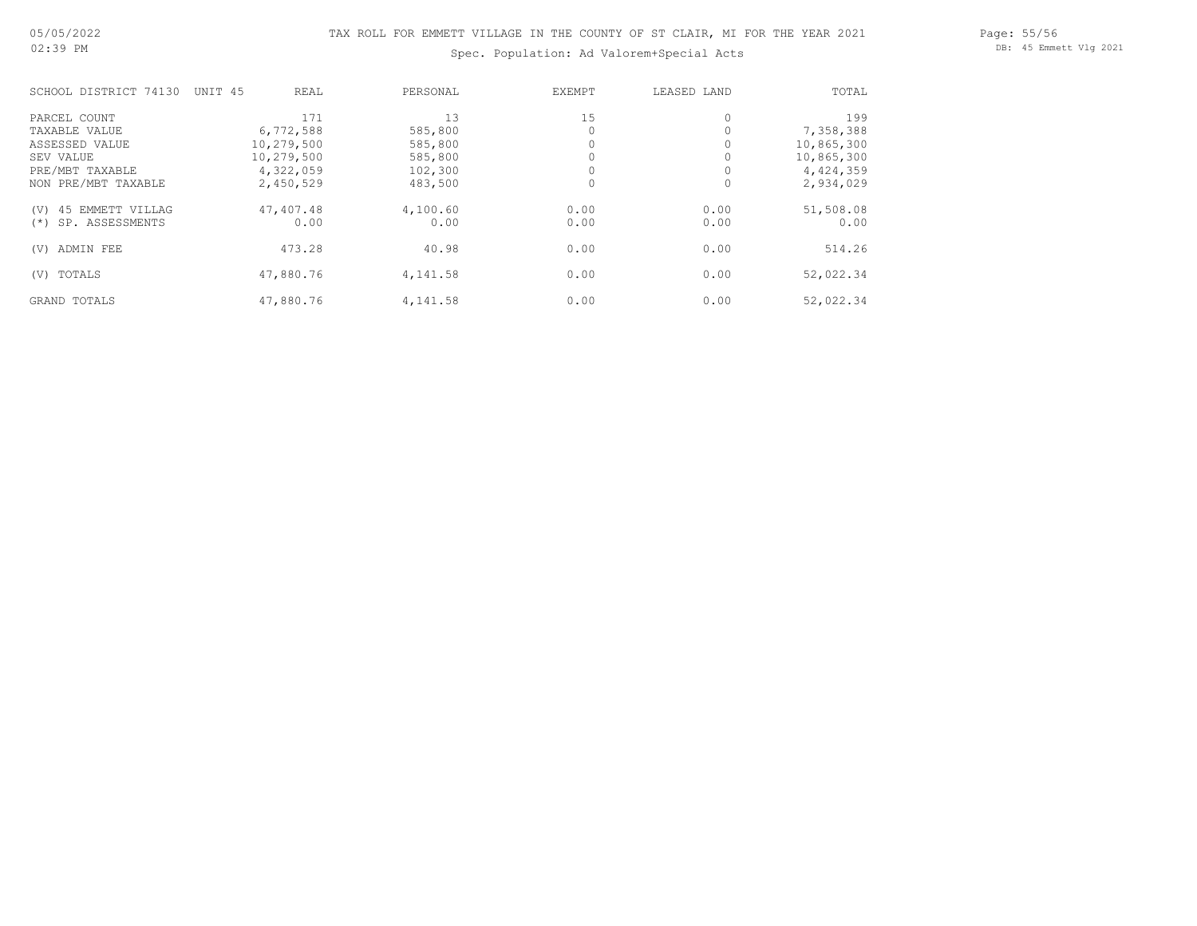# TAX ROLL FOR EMMETT VILLAGE IN THE COUNTY OF ST CLAIR, MI FOR THE YEAR 2021

Spec. Population: Ad Valorem+Special Acts

| SCHOOL DISTRICT 74130 UNIT 45 | REAL | PERSONAL | EXEMPT | LEASED LAND | TOTAL |
|---|---|---|---|---|---|
| PARCEL COUNT | 171 | 13 | 15 | 0 | 199 |
| TAXABLE VALUE | 6,772,588 | 585,800 | 0 | 0 | 7,358,388 |
| ASSESSED VALUE | 10,279,500 | 585,800 | 0 | 0 | 10,865,300 |
| SEV VALUE | 10,279,500 | 585,800 | 0 | 0 | 10,865,300 |
| PRE/MBT TAXABLE | 4,322,059 | 102,300 | 0 | 0 | 4,424,359 |
| NON PRE/MBT TAXABLE | 2,450,529 | 483,500 | 0 | 0 | 2,934,029 |
| (V) 45 EMMETT VILLAG | 47,407.48 | 4,100.60 | 0.00 | 0.00 | 51,508.08 |
| (*) SP. ASSESSMENTS | 0.00 | 0.00 | 0.00 | 0.00 | 0.00 |
| (V) ADMIN FEE | 473.28 | 40.98 | 0.00 | 0.00 | 514.26 |
| (V) TOTALS | 47,880.76 | 4,141.58 | 0.00 | 0.00 | 52,022.34 |
| GRAND TOTALS | 47,880.76 | 4,141.58 | 0.00 | 0.00 | 52,022.34 |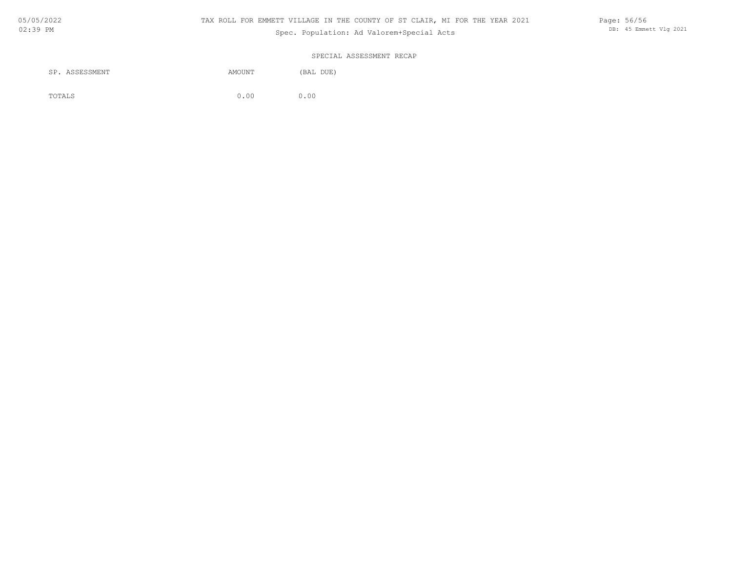## SPECIAL ASSESSMENT RECAP

| SP. ASSESSMENT | AMOUNT | (BAL DUE) |
|---|---|---|
| TOTALS | 0.00 | 0.00 |